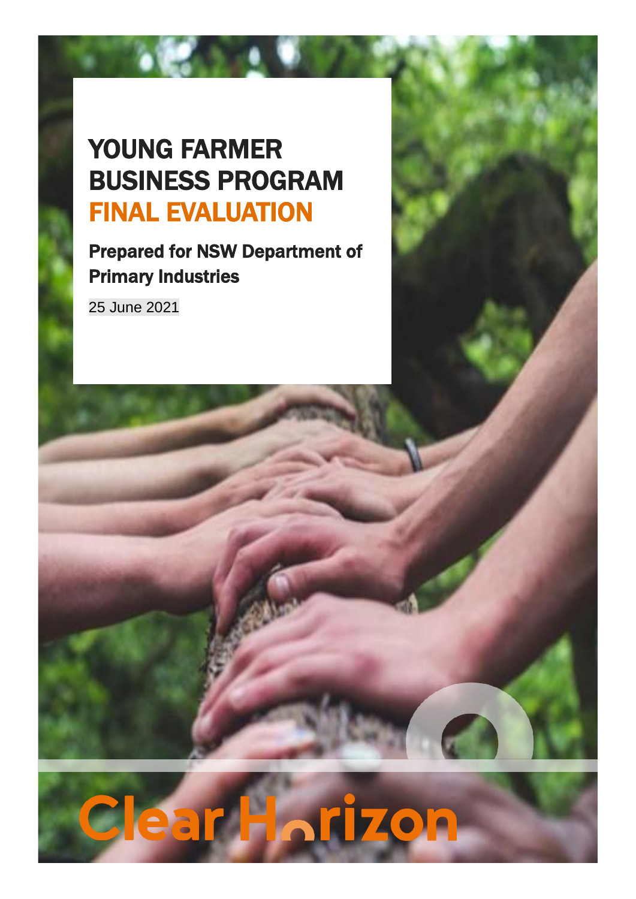# YOUNG FARMER BUSINESS PROGRAM FINAL EVALUATION

**Prepared for NSW Department of Primary Industries**

25 June 2021

Clear Horizon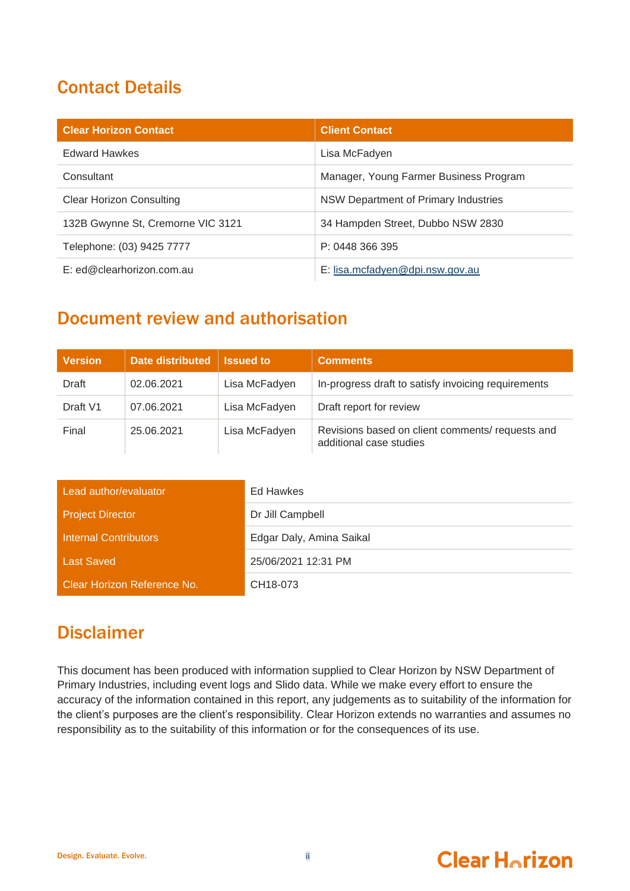## Contact Details

| Clear Horizon Contact | Client Contact |
|---|---|
| Edward Hawkes | Lisa McFadyen |
| Consultant | Manager, Young Farmer Business Program |
| Clear Horizon Consulting | NSW Department of Primary Industries |
| 132B Gwynne St, Cremorne VIC 3121 | 34 Hampden Street, Dubbo NSW 2830 |
| Telephone: (03) 9425 7777 | P: 0448 366 395 |
| E: ed@clearhorizon.com.au | E: lisa.mcfadyen@dpi.nsw.gov.au |

## Document review and authorisation

| Version | Date distributed | Issued to | Comments |
|---|---|---|---|
| Draft | 02.06.2021 | Lisa McFadyen | In-progress draft to satisfy invoicing requirements |
| Draft V1 | 07.06.2021 | Lisa McFadyen | Draft report for review |
| Final | 25.06.2021 | Lisa McFadyen | Revisions based on client comments/ requests and additional case studies |

| | |
|---|---|
| Lead author/evaluator | Ed Hawkes |
| Project Director | Dr Jill Campbell |
| Internal Contributors | Edgar Daly, Amina Saikal |
| Last Saved | 25/06/2021 12:31 PM |
| Clear Horizon Reference No. | CH18-073 |

## Disclaimer

This document has been produced with information supplied to Clear Horizon by NSW Department of Primary Industries, including event logs and Slido data. While we make every effort to ensure the accuracy of the information contained in this report, any judgements as to suitability of the information for the client's purposes are the client's responsibility. Clear Horizon extends no warranties and assumes no responsibility as to the suitability of this information or for the consequences of its use.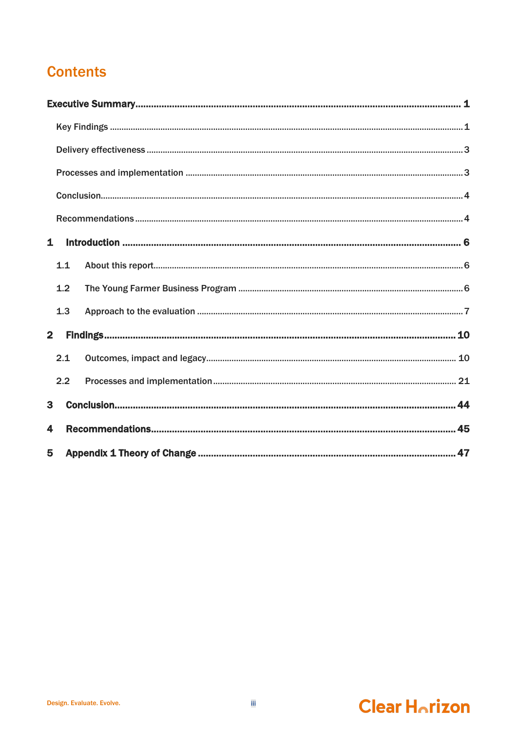# Contents

**Executive Summary** .......... **1**

Key Findings .......... 1

Delivery effectiveness .......... 3

Processes and implementation .......... 3

Conclusion .......... 4

Recommendations .......... 4

**1 Introduction** .......... **6**

1.1 About this report .......... 6

1.2 The Young Farmer Business Program .......... 6

1.3 Approach to the evaluation .......... 7

**2 Findings** .......... **10**

2.1 Outcomes, impact and legacy .......... 10

2.2 Processes and implementation .......... 21

**3 Conclusion** .......... **44**

**4 Recommendations** .......... **45**

**5 Appendix 1 Theory of Change** .......... **47**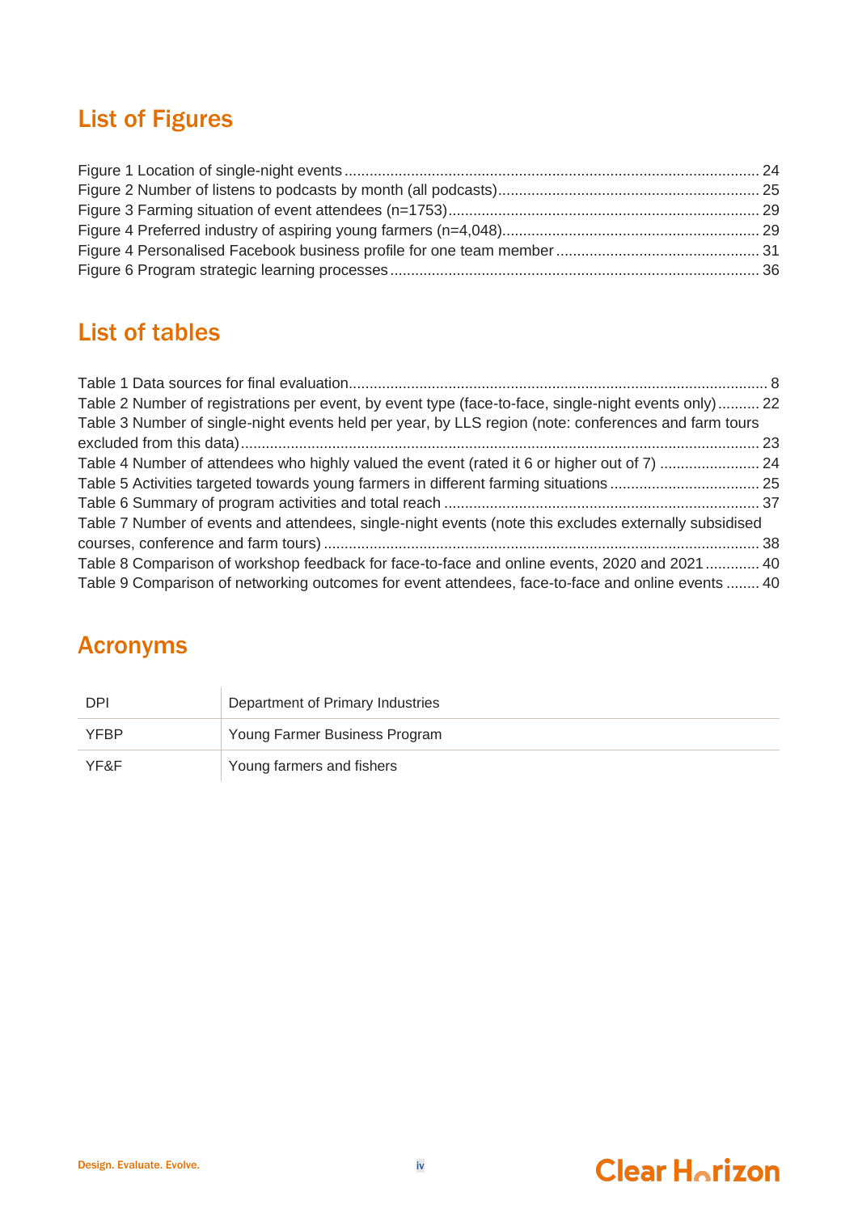## List of Figures

Figure 1 Location of single-night events ..................................................................................................... 24
Figure 2 Number of listens to podcasts by month (all podcasts) ................................................................ 25
Figure 3 Farming situation of event attendees (n=1753) ............................................................................ 29
Figure 4 Preferred industry of aspiring young farmers (n=4,048) ................................................................ 29
Figure 4 Personalised Facebook business profile for one team member .................................................. 31
Figure 6 Program strategic learning processes .......................................................................................... 36

## List of tables

Table 1 Data sources for final evaluation ...................................................................................................... 8
Table 2 Number of registrations per event, by event type (face-to-face, single-night events only) .......... 22
Table 3 Number of single-night events held per year, by LLS region (note: conferences and farm tours excluded from this data) ............................................................................................................................ 23
Table 4 Number of attendees who highly valued the event (rated it 6 or higher out of 7) ........................ 24
Table 5 Activities targeted towards young farmers in different farming situations .................................... 25
Table 6 Summary of program activities and total reach ............................................................................ 37
Table 7 Number of events and attendees, single-night events (note this excludes externally subsidised courses, conference and farm tours) ......................................................................................................... 38
Table 8 Comparison of workshop feedback for face-to-face and online events, 2020 and 2021 ............. 40
Table 9 Comparison of networking outcomes for event attendees, face-to-face and online events ........ 40

## Acronyms

| | |
|---|---|
| DPI | Department of Primary Industries |
| YFBP | Young Farmer Business Program |
| YF&F | Young farmers and fishers |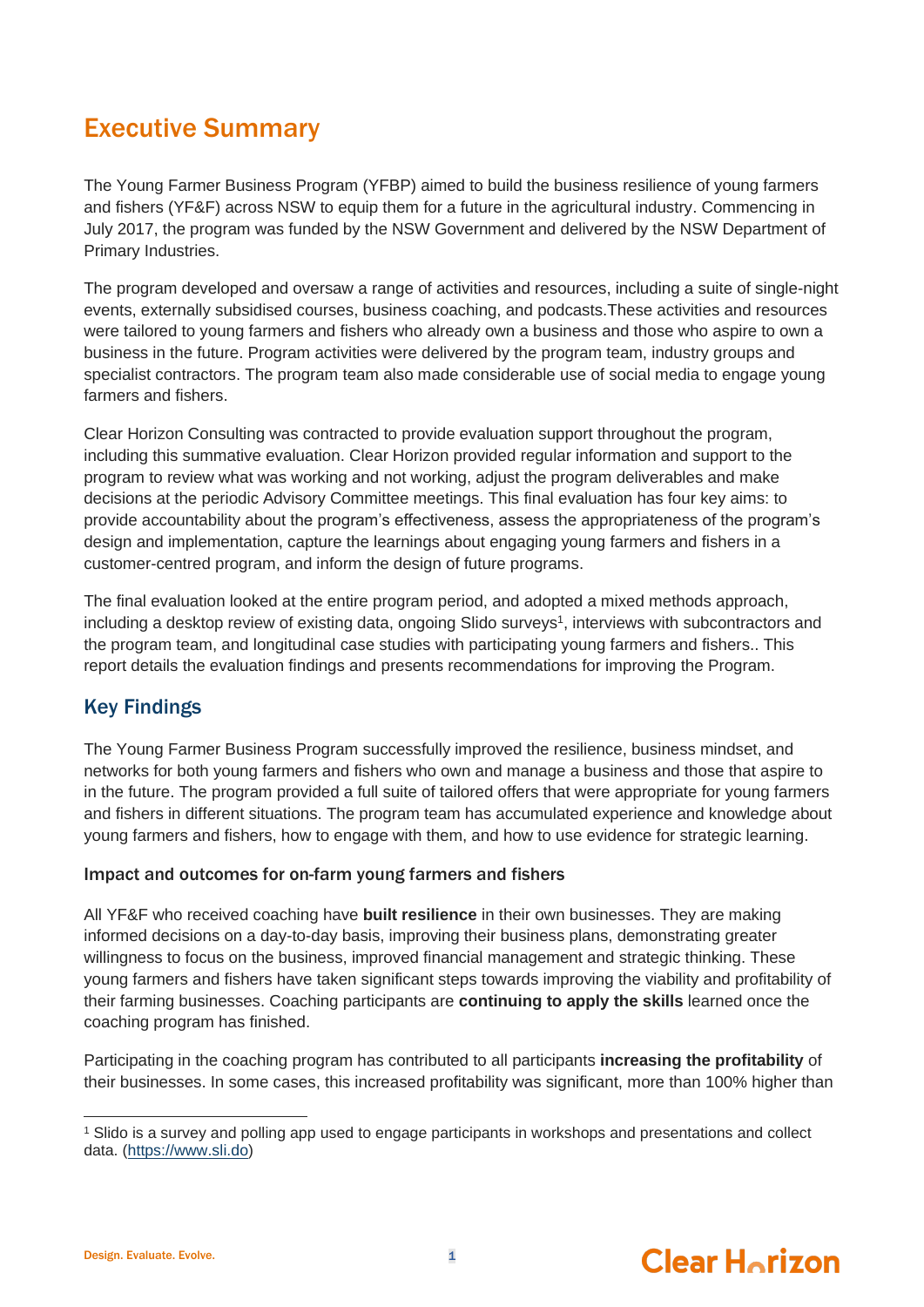# Executive Summary

The Young Farmer Business Program (YFBP) aimed to build the business resilience of young farmers and fishers (YF&F) across NSW to equip them for a future in the agricultural industry. Commencing in July 2017, the program was funded by the NSW Government and delivered by the NSW Department of Primary Industries.

The program developed and oversaw a range of activities and resources, including a suite of single-night events, externally subsidised courses, business coaching, and podcasts.These activities and resources were tailored to young farmers and fishers who already own a business and those who aspire to own a business in the future. Program activities were delivered by the program team, industry groups and specialist contractors. The program team also made considerable use of social media to engage young farmers and fishers.

Clear Horizon Consulting was contracted to provide evaluation support throughout the program, including this summative evaluation. Clear Horizon provided regular information and support to the program to review what was working and not working, adjust the program deliverables and make decisions at the periodic Advisory Committee meetings. This final evaluation has four key aims: to provide accountability about the program's effectiveness, assess the appropriateness of the program's design and implementation, capture the learnings about engaging young farmers and fishers in a customer-centred program, and inform the design of future programs.

The final evaluation looked at the entire program period, and adopted a mixed methods approach, including a desktop review of existing data, ongoing Slido surveys[1], interviews with subcontractors and the program team, and longitudinal case studies with participating young farmers and fishers.. This report details the evaluation findings and presents recommendations for improving the Program.

## Key Findings

The Young Farmer Business Program successfully improved the resilience, business mindset, and networks for both young farmers and fishers who own and manage a business and those that aspire to in the future. The program provided a full suite of tailored offers that were appropriate for young farmers and fishers in different situations. The program team has accumulated experience and knowledge about young farmers and fishers, how to engage with them, and how to use evidence for strategic learning.

### Impact and outcomes for on-farm young farmers and fishers

All YF&F who received coaching have **built resilience** in their own businesses. They are making informed decisions on a day-to-day basis, improving their business plans, demonstrating greater willingness to focus on the business, improved financial management and strategic thinking. These young farmers and fishers have taken significant steps towards improving the viability and profitability of their farming businesses. Coaching participants are **continuing to apply the skills** learned once the coaching program has finished.

Participating in the coaching program has contributed to all participants **increasing the profitability** of their businesses. In some cases, this increased profitability was significant, more than 100% higher than

[1] Slido is a survey and polling app used to engage participants in workshops and presentations and collect data. (https://www.sli.do)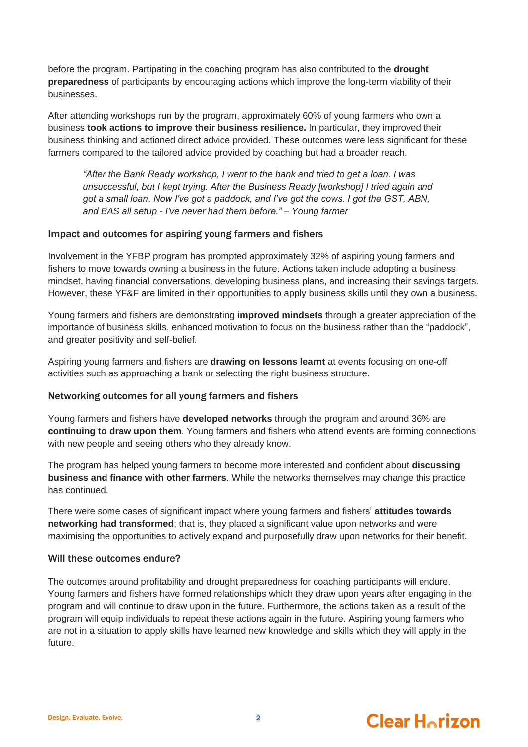before the program. Partipating in the coaching program has also contributed to the **drought preparedness** of participants by encouraging actions which improve the long-term viability of their businesses.

After attending workshops run by the program, approximately 60% of young farmers who own a business **took actions to improve their business resilience.** In particular, they improved their business thinking and actioned direct advice provided. These outcomes were less significant for these farmers compared to the tailored advice provided by coaching but had a broader reach.

> *"After the Bank Ready workshop, I went to the bank and tried to get a loan. I was unsuccessful, but I kept trying. After the Business Ready [workshop] I tried again and got a small loan. Now I've got a paddock, and I've got the cows. I got the GST, ABN, and BAS all setup - I've never had them before." – Young farmer*

### Impact and outcomes for aspiring young farmers and fishers

Involvement in the YFBP program has prompted approximately 32% of aspiring young farmers and fishers to move towards owning a business in the future. Actions taken include adopting a business mindset, having financial conversations, developing business plans, and increasing their savings targets. However, these YF&F are limited in their opportunities to apply business skills until they own a business.

Young farmers and fishers are demonstrating **improved mindsets** through a greater appreciation of the importance of business skills, enhanced motivation to focus on the business rather than the "paddock", and greater positivity and self-belief.

Aspiring young farmers and fishers are **drawing on lessons learnt** at events focusing on one-off activities such as approaching a bank or selecting the right business structure.

### Networking outcomes for all young farmers and fishers

Young farmers and fishers have **developed networks** through the program and around 36% are **continuing to draw upon them**. Young farmers and fishers who attend events are forming connections with new people and seeing others who they already know.

The program has helped young farmers to become more interested and confident about **discussing business and finance with other farmers**. While the networks themselves may change this practice has continued.

There were some cases of significant impact where young farmers and fishers' **attitudes towards networking had transformed**; that is, they placed a significant value upon networks and were maximising the opportunities to actively expand and purposefully draw upon networks for their benefit.

### Will these outcomes endure?

The outcomes around profitability and drought preparedness for coaching participants will endure. Young farmers and fishers have formed relationships which they draw upon years after engaging in the program and will continue to draw upon in the future. Furthermore, the actions taken as a result of the program will equip individuals to repeat these actions again in the future. Aspiring young farmers who are not in a situation to apply skills have learned new knowledge and skills which they will apply in the future.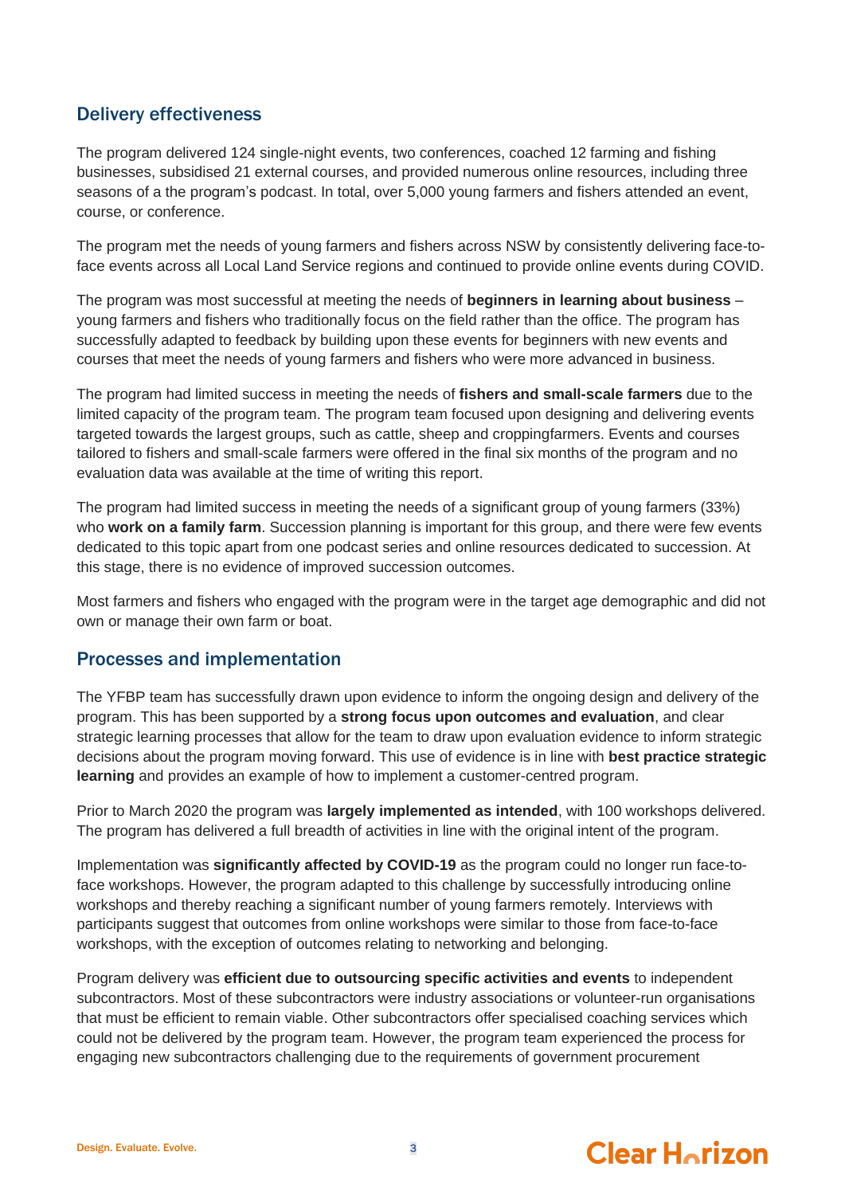## Delivery effectiveness

The program delivered 124 single-night events, two conferences, coached 12 farming and fishing businesses, subsidised 21 external courses, and provided numerous online resources, including three seasons of a the program's podcast. In total, over 5,000 young farmers and fishers attended an event, course, or conference.

The program met the needs of young farmers and fishers across NSW by consistently delivering face-to-face events across all Local Land Service regions and continued to provide online events during COVID.

The program was most successful at meeting the needs of **beginners in learning about business** – young farmers and fishers who traditionally focus on the field rather than the office. The program has successfully adapted to feedback by building upon these events for beginners with new events and courses that meet the needs of young farmers and fishers who were more advanced in business.

The program had limited success in meeting the needs of **fishers and small-scale farmers** due to the limited capacity of the program team. The program team focused upon designing and delivering events targeted towards the largest groups, such as cattle, sheep and croppingfarmers. Events and courses tailored to fishers and small-scale farmers were offered in the final six months of the program and no evaluation data was available at the time of writing this report.

The program had limited success in meeting the needs of a significant group of young farmers (33%) who **work on a family farm**. Succession planning is important for this group, and there were few events dedicated to this topic apart from one podcast series and online resources dedicated to succession. At this stage, there is no evidence of improved succession outcomes.

Most farmers and fishers who engaged with the program were in the target age demographic and did not own or manage their own farm or boat.

## Processes and implementation

The YFBP team has successfully drawn upon evidence to inform the ongoing design and delivery of the program. This has been supported by a **strong focus upon outcomes and evaluation**, and clear strategic learning processes that allow for the team to draw upon evaluation evidence to inform strategic decisions about the program moving forward. This use of evidence is in line with **best practice strategic learning** and provides an example of how to implement a customer-centred program.

Prior to March 2020 the program was **largely implemented as intended**, with 100 workshops delivered. The program has delivered a full breadth of activities in line with the original intent of the program.

Implementation was **significantly affected by COVID-19** as the program could no longer run face-to-face workshops. However, the program adapted to this challenge by successfully introducing online workshops and thereby reaching a significant number of young farmers remotely. Interviews with participants suggest that outcomes from online workshops were similar to those from face-to-face workshops, with the exception of outcomes relating to networking and belonging.

Program delivery was **efficient due to outsourcing specific activities and events** to independent subcontractors. Most of these subcontractors were industry associations or volunteer-run organisations that must be efficient to remain viable. Other subcontractors offer specialised coaching services which could not be delivered by the program team. However, the program team experienced the process for engaging new subcontractors challenging due to the requirements of government procurement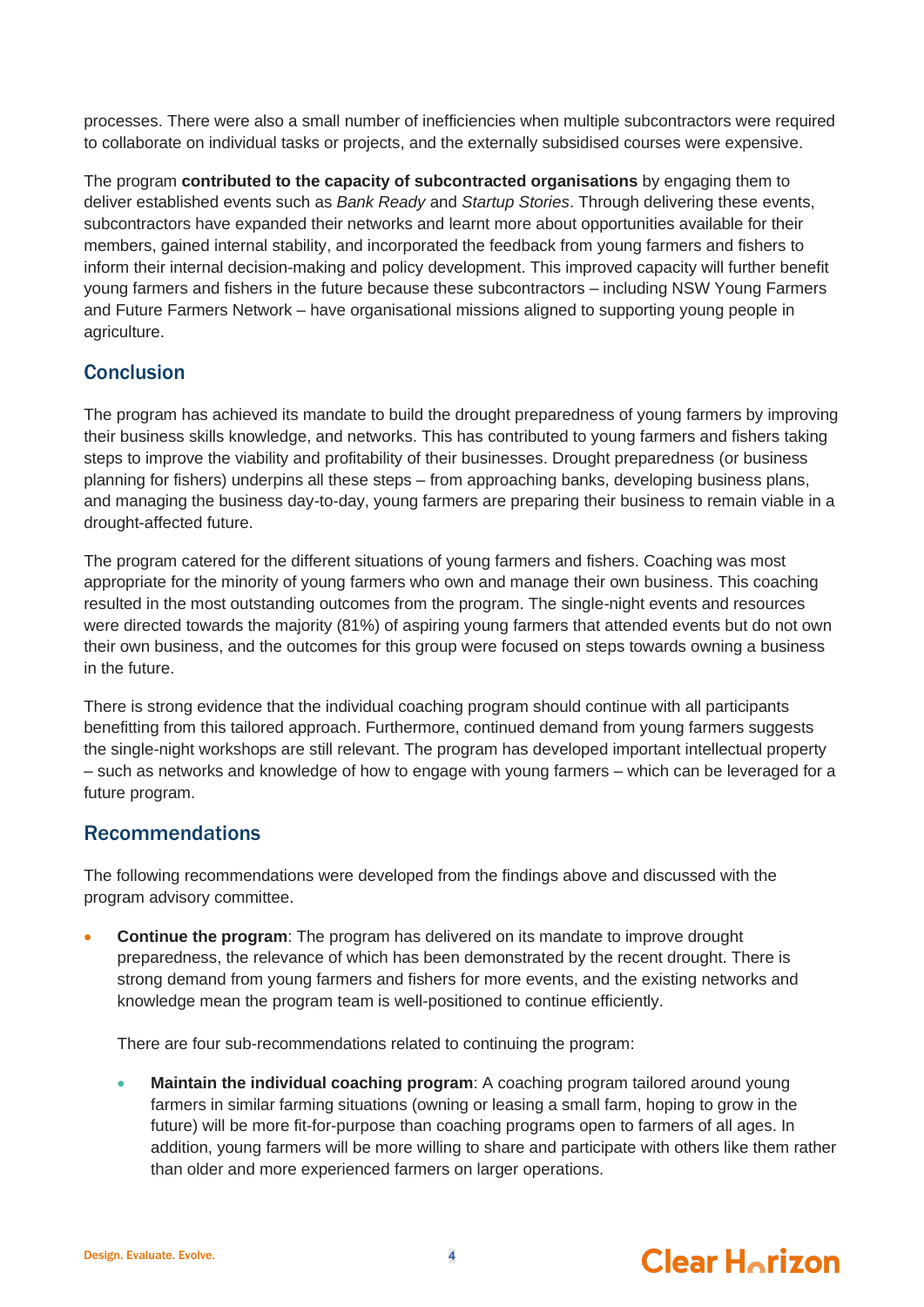processes. There were also a small number of inefficiencies when multiple subcontractors were required to collaborate on individual tasks or projects, and the externally subsidised courses were expensive.

The program **contributed to the capacity of subcontracted organisations** by engaging them to deliver established events such as *Bank Ready* and *Startup Stories*. Through delivering these events, subcontractors have expanded their networks and learnt more about opportunities available for their members, gained internal stability, and incorporated the feedback from young farmers and fishers to inform their internal decision-making and policy development. This improved capacity will further benefit young farmers and fishers in the future because these subcontractors – including NSW Young Farmers and Future Farmers Network – have organisational missions aligned to supporting young people in agriculture.

## Conclusion

The program has achieved its mandate to build the drought preparedness of young farmers by improving their business skills knowledge, and networks. This has contributed to young farmers and fishers taking steps to improve the viability and profitability of their businesses. Drought preparedness (or business planning for fishers) underpins all these steps – from approaching banks, developing business plans, and managing the business day-to-day, young farmers are preparing their business to remain viable in a drought-affected future.

The program catered for the different situations of young farmers and fishers. Coaching was most appropriate for the minority of young farmers who own and manage their own business. This coaching resulted in the most outstanding outcomes from the program. The single-night events and resources were directed towards the majority (81%) of aspiring young farmers that attended events but do not own their own business, and the outcomes for this group were focused on steps towards owning a business in the future.

There is strong evidence that the individual coaching program should continue with all participants benefitting from this tailored approach. Furthermore, continued demand from young farmers suggests the single-night workshops are still relevant. The program has developed important intellectual property – such as networks and knowledge of how to engage with young farmers – which can be leveraged for a future program.

## Recommendations

The following recommendations were developed from the findings above and discussed with the program advisory committee.

- **Continue the program**: The program has delivered on its mandate to improve drought preparedness, the relevance of which has been demonstrated by the recent drought. There is strong demand from young farmers and fishers for more events, and the existing networks and knowledge mean the program team is well-positioned to continue efficiently.

  There are four sub-recommendations related to continuing the program:

  - **Maintain the individual coaching program**: A coaching program tailored around young farmers in similar farming situations (owning or leasing a small farm, hoping to grow in the future) will be more fit-for-purpose than coaching programs open to farmers of all ages. In addition, young farmers will be more willing to share and participate with others like them rather than older and more experienced farmers on larger operations.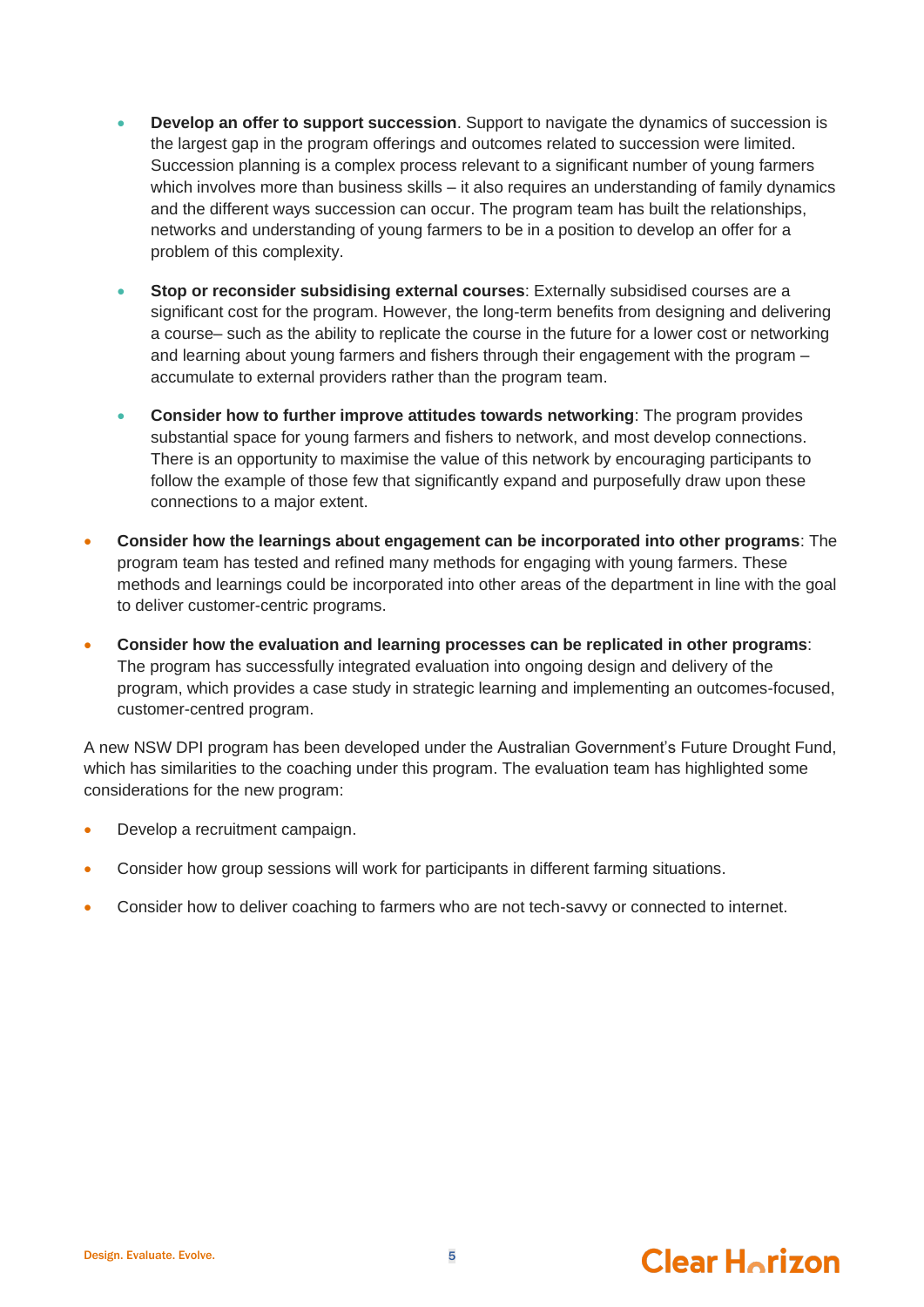- **Develop an offer to support succession**. Support to navigate the dynamics of succession is the largest gap in the program offerings and outcomes related to succession were limited. Succession planning is a complex process relevant to a significant number of young farmers which involves more than business skills – it also requires an understanding of family dynamics and the different ways succession can occur. The program team has built the relationships, networks and understanding of young farmers to be in a position to develop an offer for a problem of this complexity.
  - **Stop or reconsider subsidising external courses**: Externally subsidised courses are a significant cost for the program. However, the long-term benefits from designing and delivering a course– such as the ability to replicate the course in the future for a lower cost or networking and learning about young farmers and fishers through their engagement with the program – accumulate to external providers rather than the program team.
  - **Consider how to further improve attitudes towards networking**: The program provides substantial space for young farmers and fishers to network, and most develop connections. There is an opportunity to maximise the value of this network by encouraging participants to follow the example of those few that significantly expand and purposefully draw upon these connections to a major extent.
- **Consider how the learnings about engagement can be incorporated into other programs**: The program team has tested and refined many methods for engaging with young farmers. These methods and learnings could be incorporated into other areas of the department in line with the goal to deliver customer-centric programs.
- **Consider how the evaluation and learning processes can be replicated in other programs**: The program has successfully integrated evaluation into ongoing design and delivery of the program, which provides a case study in strategic learning and implementing an outcomes-focused, customer-centred program.

A new NSW DPI program has been developed under the Australian Government's Future Drought Fund, which has similarities to the coaching under this program. The evaluation team has highlighted some considerations for the new program:

- Develop a recruitment campaign.
- Consider how group sessions will work for participants in different farming situations.
- Consider how to deliver coaching to farmers who are not tech-savvy or connected to internet.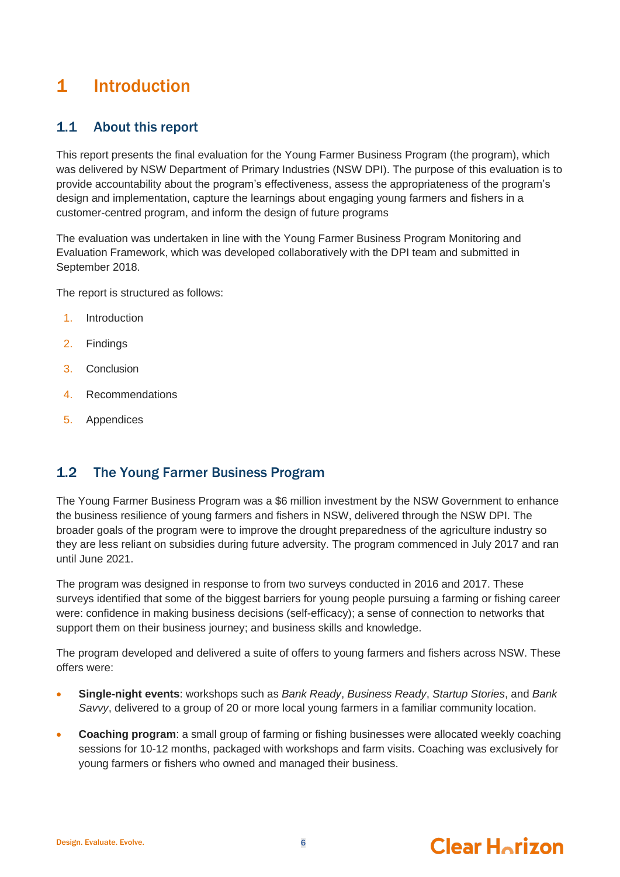# 1 Introduction

## 1.1 About this report

This report presents the final evaluation for the Young Farmer Business Program (the program), which was delivered by NSW Department of Primary Industries (NSW DPI). The purpose of this evaluation is to provide accountability about the program's effectiveness, assess the appropriateness of the program's design and implementation, capture the learnings about engaging young farmers and fishers in a customer-centred program, and inform the design of future programs

The evaluation was undertaken in line with the Young Farmer Business Program Monitoring and Evaluation Framework, which was developed collaboratively with the DPI team and submitted in September 2018.

The report is structured as follows:

1. Introduction
2. Findings
3. Conclusion
4. Recommendations
5. Appendices

## 1.2 The Young Farmer Business Program

The Young Farmer Business Program was a $6 million investment by the NSW Government to enhance the business resilience of young farmers and fishers in NSW, delivered through the NSW DPI. The broader goals of the program were to improve the drought preparedness of the agriculture industry so they are less reliant on subsidies during future adversity. The program commenced in July 2017 and ran until June 2021.

The program was designed in response to from two surveys conducted in 2016 and 2017. These surveys identified that some of the biggest barriers for young people pursuing a farming or fishing career were: confidence in making business decisions (self-efficacy); a sense of connection to networks that support them on their business journey; and business skills and knowledge.

The program developed and delivered a suite of offers to young farmers and fishers across NSW. These offers were:

- **Single-night events**: workshops such as *Bank Ready*, *Business Ready*, *Startup Stories*, and *Bank Savvy*, delivered to a group of 20 or more local young farmers in a familiar community location.
- **Coaching program**: a small group of farming or fishing businesses were allocated weekly coaching sessions for 10-12 months, packaged with workshops and farm visits. Coaching was exclusively for young farmers or fishers who owned and managed their business.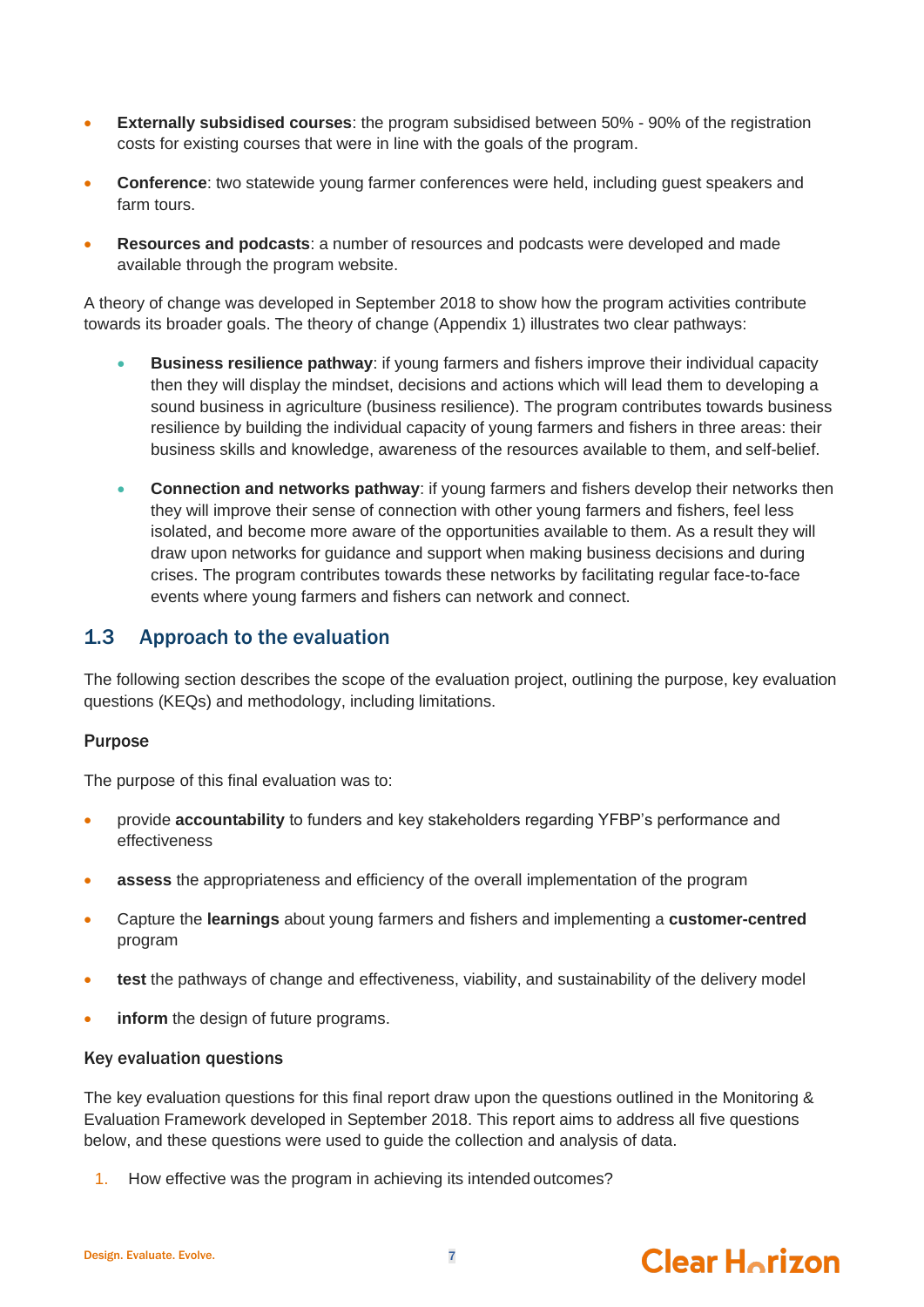- **Externally subsidised courses**: the program subsidised between 50% - 90% of the registration costs for existing courses that were in line with the goals of the program.
- **Conference**: two statewide young farmer conferences were held, including guest speakers and farm tours.
- **Resources and podcasts**: a number of resources and podcasts were developed and made available through the program website.

A theory of change was developed in September 2018 to show how the program activities contribute towards its broader goals. The theory of change (Appendix 1) illustrates two clear pathways:

- **Business resilience pathway**: if young farmers and fishers improve their individual capacity then they will display the mindset, decisions and actions which will lead them to developing a sound business in agriculture (business resilience). The program contributes towards business resilience by building the individual capacity of young farmers and fishers in three areas: their business skills and knowledge, awareness of the resources available to them, and self-belief.
- **Connection and networks pathway**: if young farmers and fishers develop their networks then they will improve their sense of connection with other young farmers and fishers, feel less isolated, and become more aware of the opportunities available to them. As a result they will draw upon networks for guidance and support when making business decisions and during crises. The program contributes towards these networks by facilitating regular face-to-face events where young farmers and fishers can network and connect.

## 1.3 Approach to the evaluation

The following section describes the scope of the evaluation project, outlining the purpose, key evaluation questions (KEQs) and methodology, including limitations.

### Purpose

The purpose of this final evaluation was to:

- provide **accountability** to funders and key stakeholders regarding YFBP's performance and effectiveness
- **assess** the appropriateness and efficiency of the overall implementation of the program
- Capture the **learnings** about young farmers and fishers and implementing a **customer-centred** program
- **test** the pathways of change and effectiveness, viability, and sustainability of the delivery model
- **inform** the design of future programs.

### Key evaluation questions

The key evaluation questions for this final report draw upon the questions outlined in the Monitoring & Evaluation Framework developed in September 2018. This report aims to address all five questions below, and these questions were used to guide the collection and analysis of data.

1. How effective was the program in achieving its intended outcomes?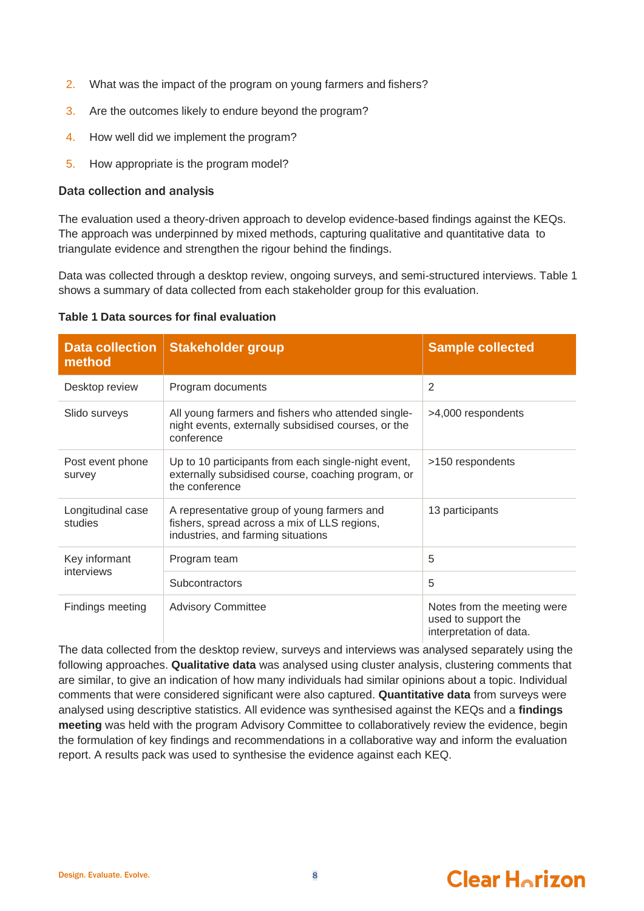2. What was the impact of the program on young farmers and fishers?
3. Are the outcomes likely to endure beyond the program?
4. How well did we implement the program?
5. How appropriate is the program model?

### Data collection and analysis

The evaluation used a theory-driven approach to develop evidence-based findings against the KEQs. The approach was underpinned by mixed methods, capturing qualitative and quantitative data to triangulate evidence and strengthen the rigour behind the findings.

Data was collected through a desktop review, ongoing surveys, and semi-structured interviews. Table 1 shows a summary of data collected from each stakeholder group for this evaluation.

**Table 1 Data sources for final evaluation**

| Data collection method | Stakeholder group | Sample collected |
|---|---|---|
| Desktop review | Program documents | 2 |
| Slido surveys | All young farmers and fishers who attended single-night events, externally subsidised courses, or the conference | >4,000 respondents |
| Post event phone survey | Up to 10 participants from each single-night event, externally subsidised course, coaching program, or the conference | >150 respondents |
| Longitudinal case studies | A representative group of young farmers and fishers, spread across a mix of LLS regions, industries, and farming situations | 13 participants |
| Key informant interviews | Program team | 5 |
| | Subcontractors | 5 |
| Findings meeting | Advisory Committee | Notes from the meeting were used to support the interpretation of data. |

The data collected from the desktop review, surveys and interviews was analysed separately using the following approaches. **Qualitative data** was analysed using cluster analysis, clustering comments that are similar, to give an indication of how many individuals had similar opinions about a topic. Individual comments that were considered significant were also captured. **Quantitative data** from surveys were analysed using descriptive statistics. All evidence was synthesised against the KEQs and a **findings meeting** was held with the program Advisory Committee to collaboratively review the evidence, begin the formulation of key findings and recommendations in a collaborative way and inform the evaluation report. A results pack was used to synthesise the evidence against each KEQ.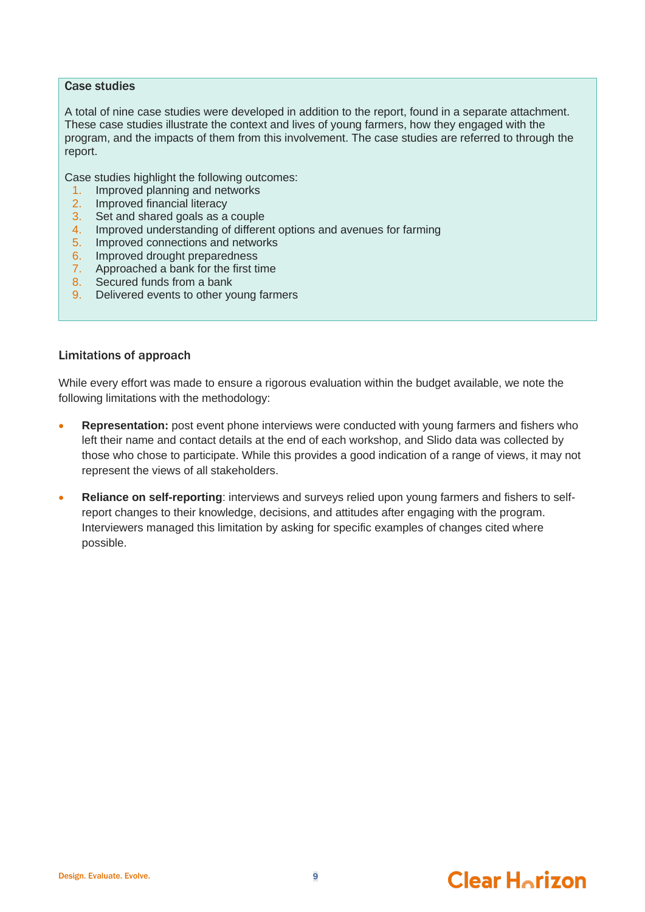### Case studies

A total of nine case studies were developed in addition to the report, found in a separate attachment. These case studies illustrate the context and lives of young farmers, how they engaged with the program, and the impacts of them from this involvement. The case studies are referred to through the report.

Case studies highlight the following outcomes:

1. Improved planning and networks
2. Improved financial literacy
3. Set and shared goals as a couple
4. Improved understanding of different options and avenues for farming
5. Improved connections and networks
6. Improved drought preparedness
7. Approached a bank for the first time
8. Secured funds from a bank
9. Delivered events to other young farmers

### Limitations of approach

While every effort was made to ensure a rigorous evaluation within the budget available, we note the following limitations with the methodology:

- **Representation:** post event phone interviews were conducted with young farmers and fishers who left their name and contact details at the end of each workshop, and Slido data was collected by those who chose to participate. While this provides a good indication of a range of views, it may not represent the views of all stakeholders.
- **Reliance on self-reporting**: interviews and surveys relied upon young farmers and fishers to self-report changes to their knowledge, decisions, and attitudes after engaging with the program. Interviewers managed this limitation by asking for specific examples of changes cited where possible.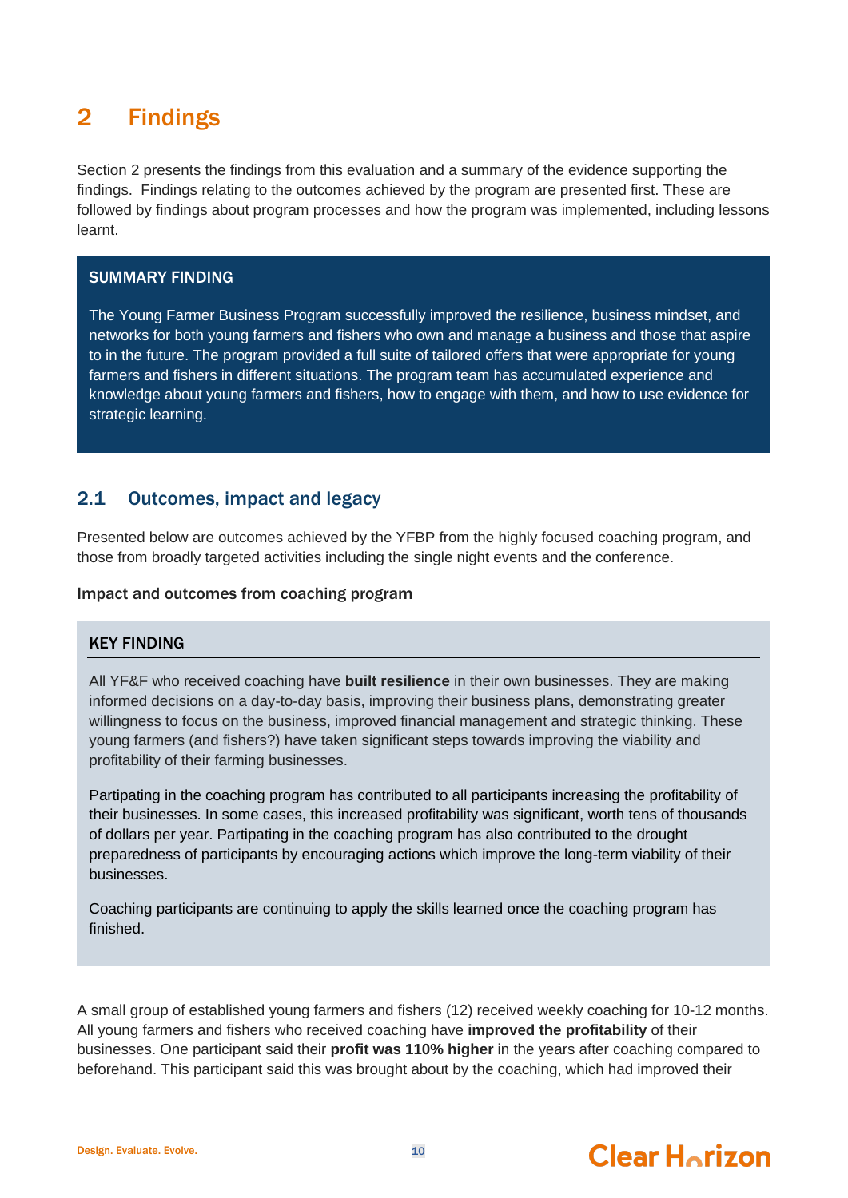# 2 Findings

Section 2 presents the findings from this evaluation and a summary of the evidence supporting the findings. Findings relating to the outcomes achieved by the program are presented first. These are followed by findings about program processes and how the program was implemented, including lessons learnt.

**SUMMARY FINDING**

The Young Farmer Business Program successfully improved the resilience, business mindset, and networks for both young farmers and fishers who own and manage a business and those that aspire to in the future. The program provided a full suite of tailored offers that were appropriate for young farmers and fishers in different situations. The program team has accumulated experience and knowledge about young farmers and fishers, how to engage with them, and how to use evidence for strategic learning.

## 2.1 Outcomes, impact and legacy

Presented below are outcomes achieved by the YFBP from the highly focused coaching program, and those from broadly targeted activities including the single night events and the conference.

### Impact and outcomes from coaching program

**KEY FINDING**

All YF&F who received coaching have **built resilience** in their own businesses. They are making informed decisions on a day-to-day basis, improving their business plans, demonstrating greater willingness to focus on the business, improved financial management and strategic thinking. These young farmers (and fishers?) have taken significant steps towards improving the viability and profitability of their farming businesses.

Partipating in the coaching program has contributed to all participants increasing the profitability of their businesses. In some cases, this increased profitability was significant, worth tens of thousands of dollars per year. Partipating in the coaching program has also contributed to the drought preparedness of participants by encouraging actions which improve the long-term viability of their businesses.

Coaching participants are continuing to apply the skills learned once the coaching program has finished.

A small group of established young farmers and fishers (12) received weekly coaching for 10-12 months. All young farmers and fishers who received coaching have **improved the profitability** of their businesses. One participant said their **profit was 110% higher** in the years after coaching compared to beforehand. This participant said this was brought about by the coaching, which had improved their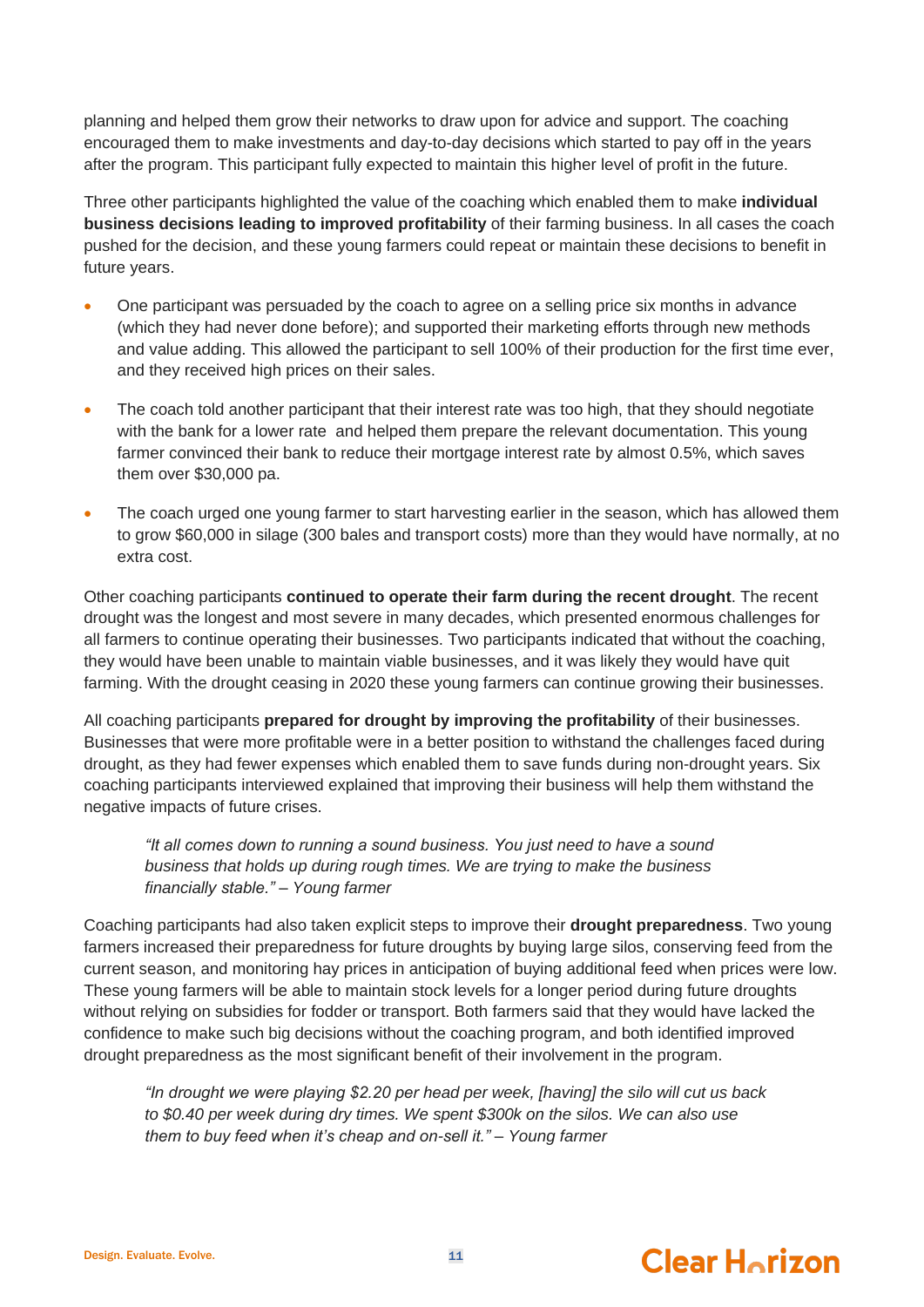planning and helped them grow their networks to draw upon for advice and support. The coaching encouraged them to make investments and day-to-day decisions which started to pay off in the years after the program. This participant fully expected to maintain this higher level of profit in the future.

Three other participants highlighted the value of the coaching which enabled them to make **individual business decisions leading to improved profitability** of their farming business. In all cases the coach pushed for the decision, and these young farmers could repeat or maintain these decisions to benefit in future years.

- One participant was persuaded by the coach to agree on a selling price six months in advance (which they had never done before); and supported their marketing efforts through new methods and value adding. This allowed the participant to sell 100% of their production for the first time ever, and they received high prices on their sales.
- The coach told another participant that their interest rate was too high, that they should negotiate with the bank for a lower rate and helped them prepare the relevant documentation. This young farmer convinced their bank to reduce their mortgage interest rate by almost 0.5%, which saves them over $30,000 pa.
- The coach urged one young farmer to start harvesting earlier in the season, which has allowed them to grow $60,000 in silage (300 bales and transport costs) more than they would have normally, at no extra cost.

Other coaching participants **continued to operate their farm during the recent drought**. The recent drought was the longest and most severe in many decades, which presented enormous challenges for all farmers to continue operating their businesses. Two participants indicated that without the coaching, they would have been unable to maintain viable businesses, and it was likely they would have quit farming. With the drought ceasing in 2020 these young farmers can continue growing their businesses.

All coaching participants **prepared for drought by improving the profitability** of their businesses. Businesses that were more profitable were in a better position to withstand the challenges faced during drought, as they had fewer expenses which enabled them to save funds during non-drought years. Six coaching participants interviewed explained that improving their business will help them withstand the negative impacts of future crises.

> *"It all comes down to running a sound business. You just need to have a sound business that holds up during rough times. We are trying to make the business financially stable." – Young farmer*

Coaching participants had also taken explicit steps to improve their **drought preparedness**. Two young farmers increased their preparedness for future droughts by buying large silos, conserving feed from the current season, and monitoring hay prices in anticipation of buying additional feed when prices were low. These young farmers will be able to maintain stock levels for a longer period during future droughts without relying on subsidies for fodder or transport. Both farmers said that they would have lacked the confidence to make such big decisions without the coaching program, and both identified improved drought preparedness as the most significant benefit of their involvement in the program.

> *"In drought we were playing $2.20 per head per week, [having] the silo will cut us back to $0.40 per week during dry times. We spent $300k on the silos. We can also use them to buy feed when it's cheap and on-sell it." – Young farmer*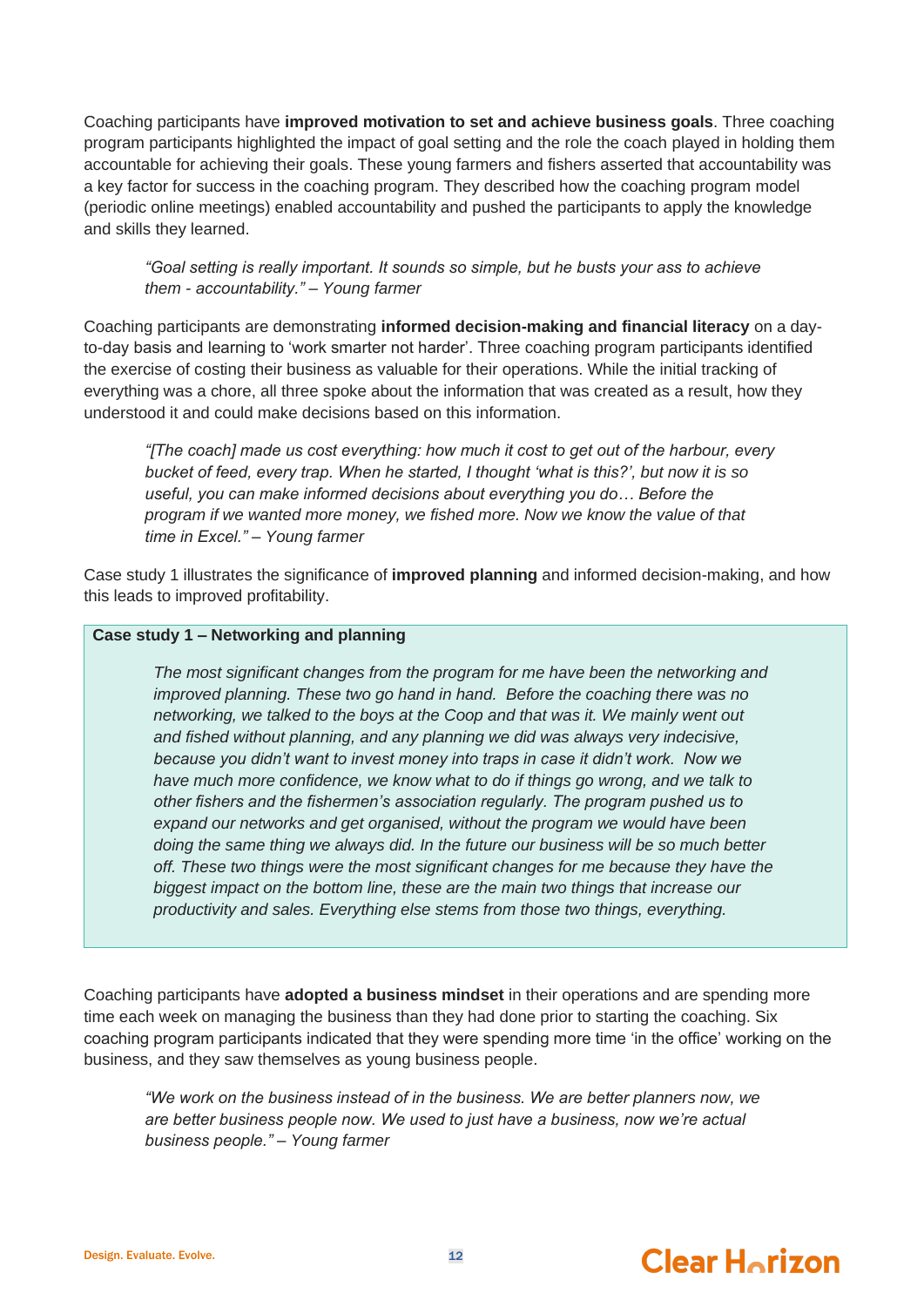Coaching participants have **improved motivation to set and achieve business goals**. Three coaching program participants highlighted the impact of goal setting and the role the coach played in holding them accountable for achieving their goals. These young farmers and fishers asserted that accountability was a key factor for success in the coaching program. They described how the coaching program model (periodic online meetings) enabled accountability and pushed the participants to apply the knowledge and skills they learned.

> *"Goal setting is really important. It sounds so simple, but he busts your ass to achieve them - accountability." – Young farmer*

Coaching participants are demonstrating **informed decision-making and financial literacy** on a day-to-day basis and learning to 'work smarter not harder'. Three coaching program participants identified the exercise of costing their business as valuable for their operations. While the initial tracking of everything was a chore, all three spoke about the information that was created as a result, how they understood it and could make decisions based on this information.

> *"[The coach] made us cost everything: how much it cost to get out of the harbour, every bucket of feed, every trap. When he started, I thought 'what is this?', but now it is so useful, you can make informed decisions about everything you do… Before the program if we wanted more money, we fished more. Now we know the value of that time in Excel." – Young farmer*

Case study 1 illustrates the significance of **improved planning** and informed decision-making, and how this leads to improved profitability.

**Case study 1 – Networking and planning**

> *The most significant changes from the program for me have been the networking and improved planning. These two go hand in hand. Before the coaching there was no networking, we talked to the boys at the Coop and that was it. We mainly went out and fished without planning, and any planning we did was always very indecisive, because you didn't want to invest money into traps in case it didn't work. Now we have much more confidence, we know what to do if things go wrong, and we talk to other fishers and the fishermen's association regularly. The program pushed us to expand our networks and get organised, without the program we would have been doing the same thing we always did. In the future our business will be so much better off. These two things were the most significant changes for me because they have the biggest impact on the bottom line, these are the main two things that increase our productivity and sales. Everything else stems from those two things, everything.*

Coaching participants have **adopted a business mindset** in their operations and are spending more time each week on managing the business than they had done prior to starting the coaching. Six coaching program participants indicated that they were spending more time 'in the office' working on the business, and they saw themselves as young business people.

> *"We work on the business instead of in the business. We are better planners now, we are better business people now. We used to just have a business, now we're actual business people." – Young farmer*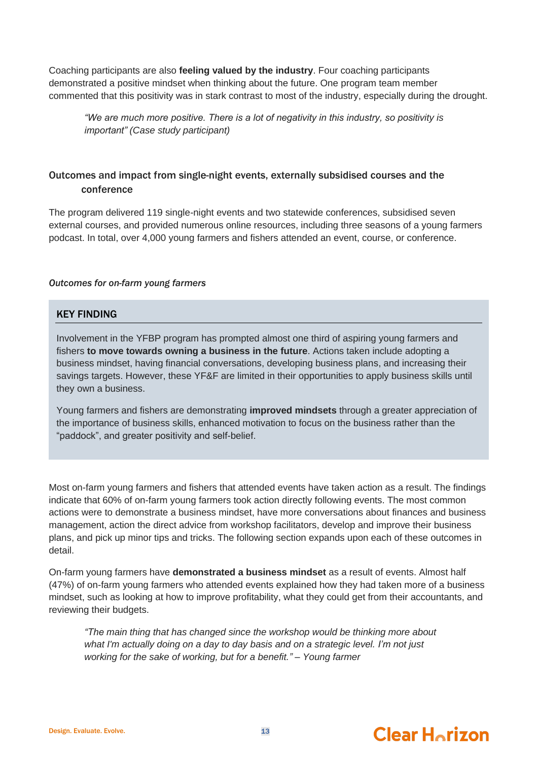Coaching participants are also **feeling valued by the industry**. Four coaching participants demonstrated a positive mindset when thinking about the future. One program team member commented that this positivity was in stark contrast to most of the industry, especially during the drought.

> *"We are much more positive. There is a lot of negativity in this industry, so positivity is important" (Case study participant)*

### Outcomes and impact from single-night events, externally subsidised courses and the conference

The program delivered 119 single-night events and two statewide conferences, subsidised seven external courses, and provided numerous online resources, including three seasons of a young farmers podcast. In total, over 4,000 young farmers and fishers attended an event, course, or conference.

#### *Outcomes for on-farm young farmers*

> **KEY FINDING**
>
> Involvement in the YFBP program has prompted almost one third of aspiring young farmers and fishers **to move towards owning a business in the future**. Actions taken include adopting a business mindset, having financial conversations, developing business plans, and increasing their savings targets. However, these YF&F are limited in their opportunities to apply business skills until they own a business.
>
> Young farmers and fishers are demonstrating **improved mindsets** through a greater appreciation of the importance of business skills, enhanced motivation to focus on the business rather than the "paddock", and greater positivity and self-belief.

Most on-farm young farmers and fishers that attended events have taken action as a result. The findings indicate that 60% of on-farm young farmers took action directly following events. The most common actions were to demonstrate a business mindset, have more conversations about finances and business management, action the direct advice from workshop facilitators, develop and improve their business plans, and pick up minor tips and tricks. The following section expands upon each of these outcomes in detail.

On-farm young farmers have **demonstrated a business mindset** as a result of events. Almost half (47%) of on-farm young farmers who attended events explained how they had taken more of a business mindset, such as looking at how to improve profitability, what they could get from their accountants, and reviewing their budgets.

> *"The main thing that has changed since the workshop would be thinking more about what I'm actually doing on a day to day basis and on a strategic level. I'm not just working for the sake of working, but for a benefit." – Young farmer*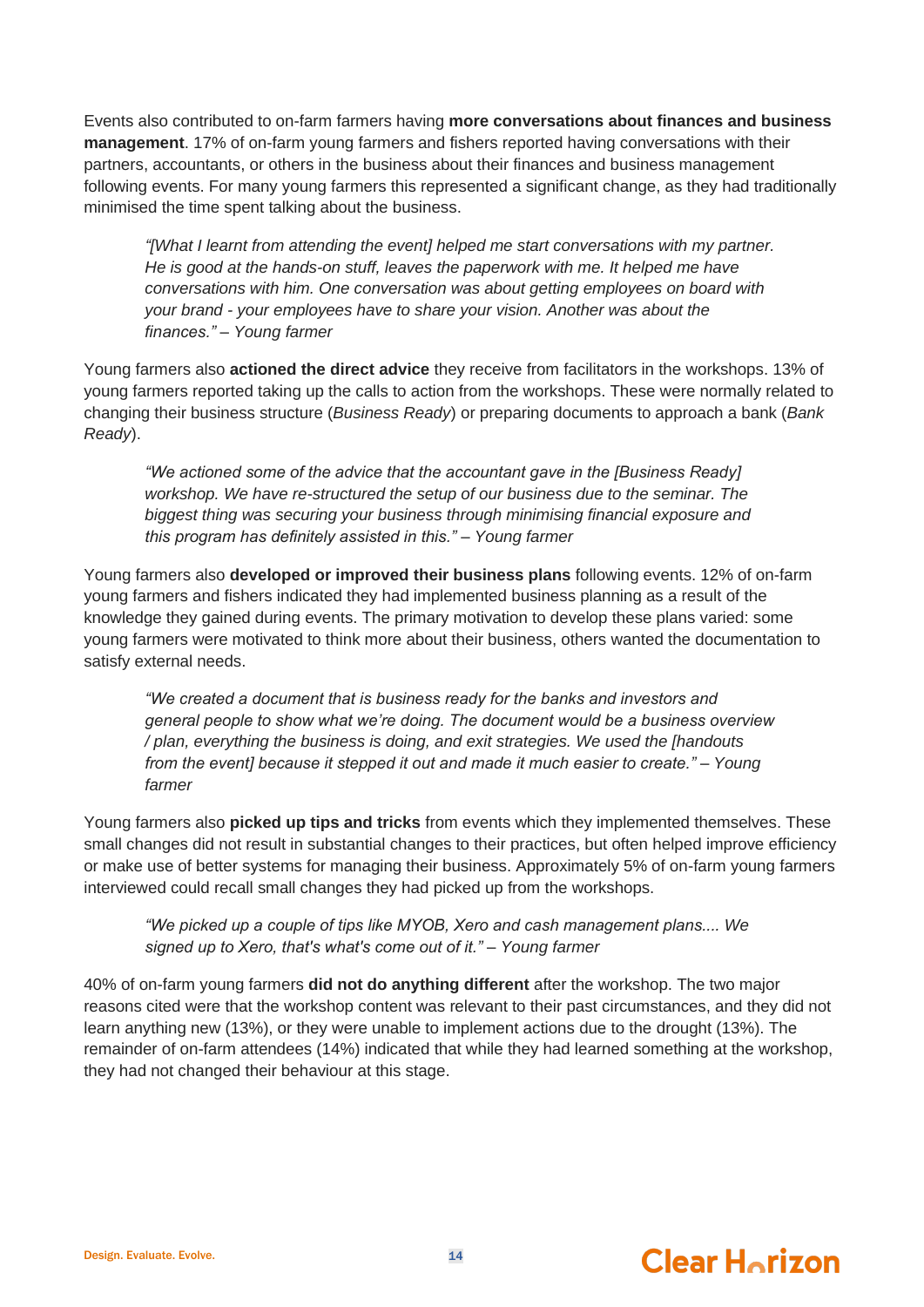Events also contributed to on-farm farmers having **more conversations about finances and business management**. 17% of on-farm young farmers and fishers reported having conversations with their partners, accountants, or others in the business about their finances and business management following events. For many young farmers this represented a significant change, as they had traditionally minimised the time spent talking about the business.

> *"[What I learnt from attending the event] helped me start conversations with my partner. He is good at the hands-on stuff, leaves the paperwork with me. It helped me have conversations with him. One conversation was about getting employees on board with your brand - your employees have to share your vision. Another was about the finances." – Young farmer*

Young farmers also **actioned the direct advice** they receive from facilitators in the workshops. 13% of young farmers reported taking up the calls to action from the workshops. These were normally related to changing their business structure (*Business Ready*) or preparing documents to approach a bank (*Bank Ready*).

> *"We actioned some of the advice that the accountant gave in the [Business Ready] workshop. We have re-structured the setup of our business due to the seminar. The biggest thing was securing your business through minimising financial exposure and this program has definitely assisted in this." – Young farmer*

Young farmers also **developed or improved their business plans** following events. 12% of on-farm young farmers and fishers indicated they had implemented business planning as a result of the knowledge they gained during events. The primary motivation to develop these plans varied: some young farmers were motivated to think more about their business, others wanted the documentation to satisfy external needs.

> *"We created a document that is business ready for the banks and investors and general people to show what we're doing. The document would be a business overview / plan, everything the business is doing, and exit strategies. We used the [handouts from the event] because it stepped it out and made it much easier to create." – Young farmer*

Young farmers also **picked up tips and tricks** from events which they implemented themselves. These small changes did not result in substantial changes to their practices, but often helped improve efficiency or make use of better systems for managing their business. Approximately 5% of on-farm young farmers interviewed could recall small changes they had picked up from the workshops.

> *"We picked up a couple of tips like MYOB, Xero and cash management plans.... We signed up to Xero, that's what's come out of it." – Young farmer*

40% of on-farm young farmers **did not do anything different** after the workshop. The two major reasons cited were that the workshop content was relevant to their past circumstances, and they did not learn anything new (13%), or they were unable to implement actions due to the drought (13%). The remainder of on-farm attendees (14%) indicated that while they had learned something at the workshop, they had not changed their behaviour at this stage.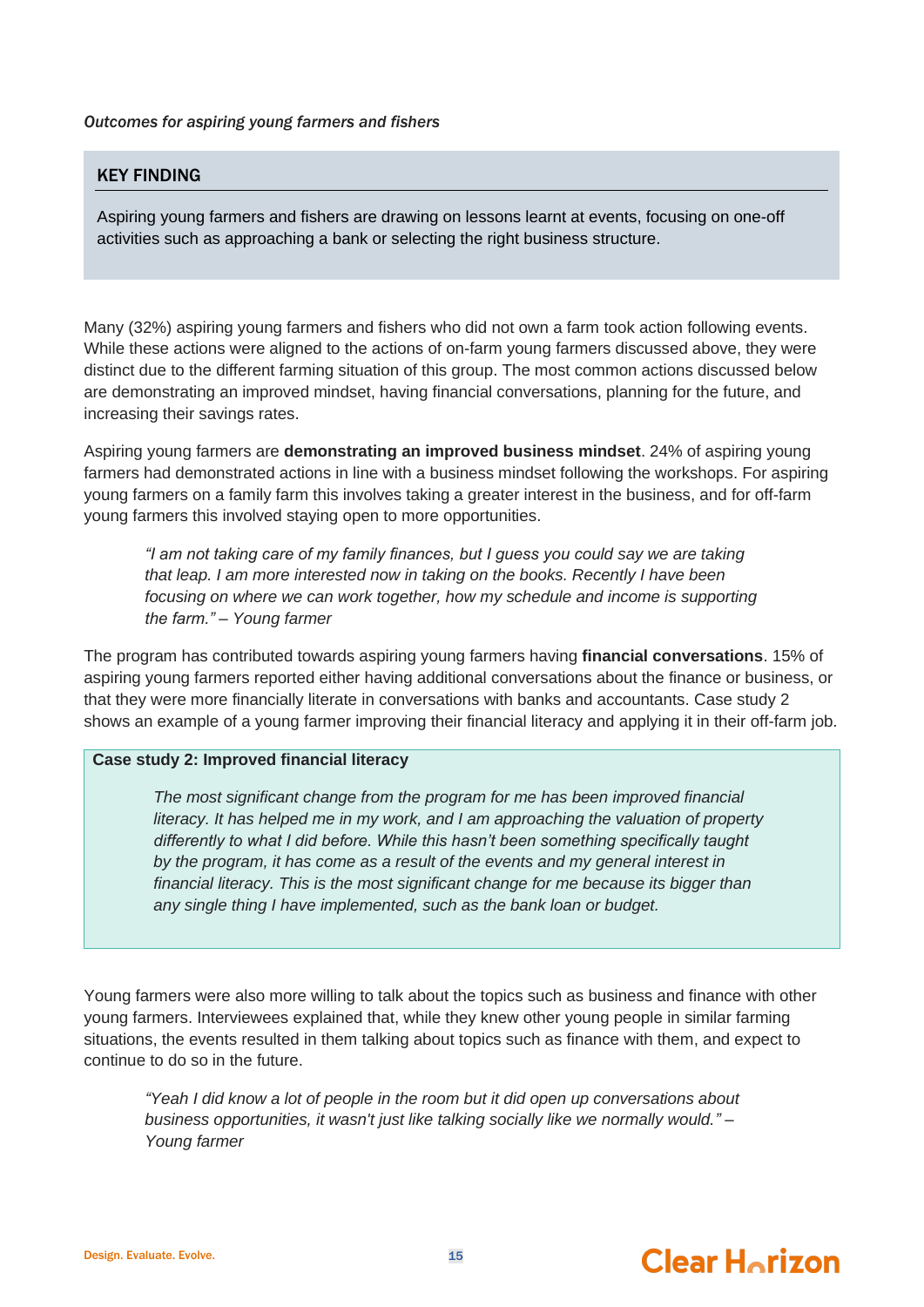*Outcomes for aspiring young farmers and fishers*

> **KEY FINDING**
>
> Aspiring young farmers and fishers are drawing on lessons learnt at events, focusing on one-off activities such as approaching a bank or selecting the right business structure.

Many (32%) aspiring young farmers and fishers who did not own a farm took action following events. While these actions were aligned to the actions of on-farm young farmers discussed above, they were distinct due to the different farming situation of this group. The most common actions discussed below are demonstrating an improved mindset, having financial conversations, planning for the future, and increasing their savings rates.

Aspiring young farmers are **demonstrating an improved business mindset**. 24% of aspiring young farmers had demonstrated actions in line with a business mindset following the workshops. For aspiring young farmers on a family farm this involves taking a greater interest in the business, and for off-farm young farmers this involved staying open to more opportunities.

> *"I am not taking care of my family finances, but I guess you could say we are taking that leap. I am more interested now in taking on the books. Recently I have been focusing on where we can work together, how my schedule and income is supporting the farm." – Young farmer*

The program has contributed towards aspiring young farmers having **financial conversations**. 15% of aspiring young farmers reported either having additional conversations about the finance or business, or that they were more financially literate in conversations with banks and accountants. Case study 2 shows an example of a young farmer improving their financial literacy and applying it in their off-farm job.

> **Case study 2: Improved financial literacy**
>
> *The most significant change from the program for me has been improved financial literacy. It has helped me in my work, and I am approaching the valuation of property differently to what I did before. While this hasn't been something specifically taught by the program, it has come as a result of the events and my general interest in financial literacy. This is the most significant change for me because its bigger than any single thing I have implemented, such as the bank loan or budget.*

Young farmers were also more willing to talk about the topics such as business and finance with other young farmers. Interviewees explained that, while they knew other young people in similar farming situations, the events resulted in them talking about topics such as finance with them, and expect to continue to do so in the future.

> *"Yeah I did know a lot of people in the room but it did open up conversations about business opportunities, it wasn't just like talking socially like we normally would." – Young farmer*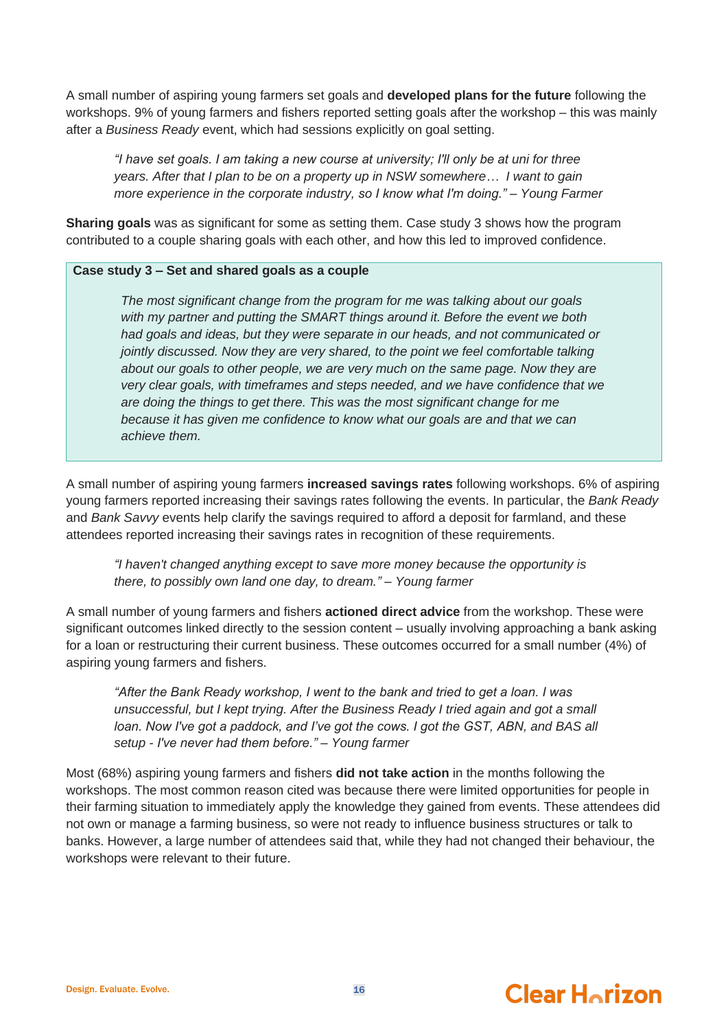A small number of aspiring young farmers set goals and **developed plans for the future** following the workshops. 9% of young farmers and fishers reported setting goals after the workshop – this was mainly after a *Business Ready* event, which had sessions explicitly on goal setting.

> *"I have set goals. I am taking a new course at university; I'll only be at uni for three years. After that I plan to be on a property up in NSW somewhere… I want to gain more experience in the corporate industry, so I know what I'm doing." – Young Farmer*

**Sharing goals** was as significant for some as setting them. Case study 3 shows how the program contributed to a couple sharing goals with each other, and how this led to improved confidence.

**Case study 3 – Set and shared goals as a couple**

> *The most significant change from the program for me was talking about our goals with my partner and putting the SMART things around it. Before the event we both had goals and ideas, but they were separate in our heads, and not communicated or jointly discussed. Now they are very shared, to the point we feel comfortable talking about our goals to other people, we are very much on the same page. Now they are very clear goals, with timeframes and steps needed, and we have confidence that we are doing the things to get there. This was the most significant change for me because it has given me confidence to know what our goals are and that we can achieve them.*

A small number of aspiring young farmers **increased savings rates** following workshops. 6% of aspiring young farmers reported increasing their savings rates following the events. In particular, the *Bank Ready* and *Bank Savvy* events help clarify the savings required to afford a deposit for farmland, and these attendees reported increasing their savings rates in recognition of these requirements.

> *"I haven't changed anything except to save more money because the opportunity is there, to possibly own land one day, to dream." – Young farmer*

A small number of young farmers and fishers **actioned direct advice** from the workshop. These were significant outcomes linked directly to the session content – usually involving approaching a bank asking for a loan or restructuring their current business. These outcomes occurred for a small number (4%) of aspiring young farmers and fishers.

> *"After the Bank Ready workshop, I went to the bank and tried to get a loan. I was unsuccessful, but I kept trying. After the Business Ready I tried again and got a small loan. Now I've got a paddock, and I've got the cows. I got the GST, ABN, and BAS all setup - I've never had them before." – Young farmer*

Most (68%) aspiring young farmers and fishers **did not take action** in the months following the workshops. The most common reason cited was because there were limited opportunities for people in their farming situation to immediately apply the knowledge they gained from events. These attendees did not own or manage a farming business, so were not ready to influence business structures or talk to banks. However, a large number of attendees said that, while they had not changed their behaviour, the workshops were relevant to their future.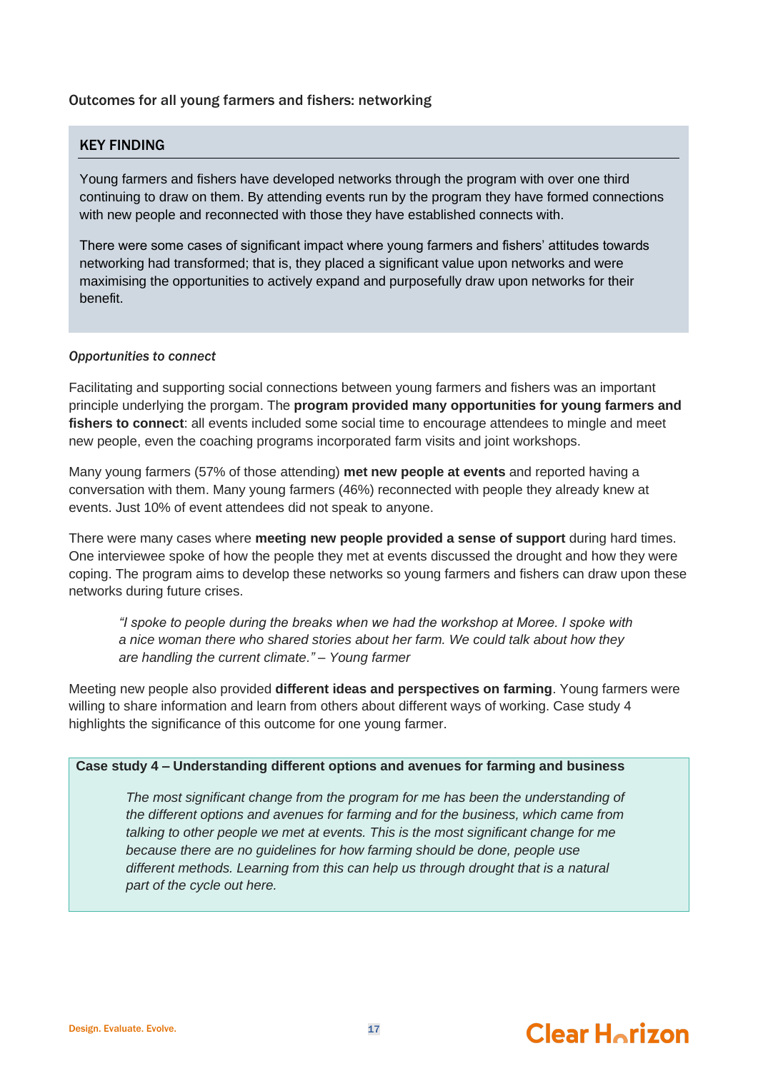## Outcomes for all young farmers and fishers: networking

**KEY FINDING**

Young farmers and fishers have developed networks through the program with over one third continuing to draw on them. By attending events run by the program they have formed connections with new people and reconnected with those they have established connects with.

There were some cases of significant impact where young farmers and fishers' attitudes towards networking had transformed; that is, they placed a significant value upon networks and were maximising the opportunities to actively expand and purposefully draw upon networks for their benefit.

### *Opportunities to connect*

Facilitating and supporting social connections between young farmers and fishers was an important principle underlying the prorgam. The **program provided many opportunities for young farmers and fishers to connect**: all events included some social time to encourage attendees to mingle and meet new people, even the coaching programs incorporated farm visits and joint workshops.

Many young farmers (57% of those attending) **met new people at events** and reported having a conversation with them. Many young farmers (46%) reconnected with people they already knew at events. Just 10% of event attendees did not speak to anyone.

There were many cases where **meeting new people provided a sense of support** during hard times. One interviewee spoke of how the people they met at events discussed the drought and how they were coping. The program aims to develop these networks so young farmers and fishers can draw upon these networks during future crises.

> *"I spoke to people during the breaks when we had the workshop at Moree. I spoke with a nice woman there who shared stories about her farm. We could talk about how they are handling the current climate." – Young farmer*

Meeting new people also provided **different ideas and perspectives on farming**. Young farmers were willing to share information and learn from others about different ways of working. Case study 4 highlights the significance of this outcome for one young farmer.

**Case study 4 – Understanding different options and avenues for farming and business**

> *The most significant change from the program for me has been the understanding of the different options and avenues for farming and for the business, which came from talking to other people we met at events. This is the most significant change for me because there are no guidelines for how farming should be done, people use different methods. Learning from this can help us through drought that is a natural part of the cycle out here.*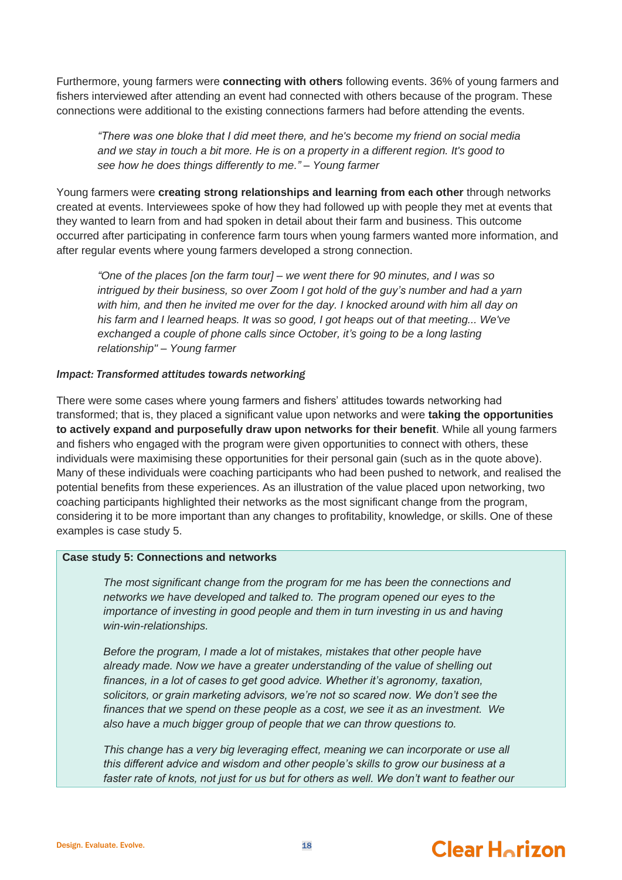Furthermore, young farmers were **connecting with others** following events. 36% of young farmers and fishers interviewed after attending an event had connected with others because of the program. These connections were additional to the existing connections farmers had before attending the events.

> *"There was one bloke that I did meet there, and he's become my friend on social media and we stay in touch a bit more. He is on a property in a different region. It's good to see how he does things differently to me." – Young farmer*

Young farmers were **creating strong relationships and learning from each other** through networks created at events. Interviewees spoke of how they had followed up with people they met at events that they wanted to learn from and had spoken in detail about their farm and business. This outcome occurred after participating in conference farm tours when young farmers wanted more information, and after regular events where young farmers developed a strong connection.

> *"One of the places [on the farm tour] – we went there for 90 minutes, and I was so intrigued by their business, so over Zoom I got hold of the guy's number and had a yarn with him, and then he invited me over for the day. I knocked around with him all day on his farm and I learned heaps. It was so good, I got heaps out of that meeting... We've exchanged a couple of phone calls since October, it's going to be a long lasting relationship" – Young farmer*

*Impact: Transformed attitudes towards networking*

There were some cases where young farmers and fishers' attitudes towards networking had transformed; that is, they placed a significant value upon networks and were **taking the opportunities to actively expand and purposefully draw upon networks for their benefit**. While all young farmers and fishers who engaged with the program were given opportunities to connect with others, these individuals were maximising these opportunities for their personal gain (such as in the quote above). Many of these individuals were coaching participants who had been pushed to network, and realised the potential benefits from these experiences. As an illustration of the value placed upon networking, two coaching participants highlighted their networks as the most significant change from the program, considering it to be more important than any changes to profitability, knowledge, or skills. One of these examples is case study 5.

**Case study 5: Connections and networks**

> *The most significant change from the program for me has been the connections and networks we have developed and talked to. The program opened our eyes to the importance of investing in good people and them in turn investing in us and having win-win-relationships.*
>
> *Before the program, I made a lot of mistakes, mistakes that other people have already made. Now we have a greater understanding of the value of shelling out finances, in a lot of cases to get good advice. Whether it's agronomy, taxation, solicitors, or grain marketing advisors, we're not so scared now. We don't see the finances that we spend on these people as a cost, we see it as an investment. We also have a much bigger group of people that we can throw questions to.*
>
> *This change has a very big leveraging effect, meaning we can incorporate or use all this different advice and wisdom and other people's skills to grow our business at a faster rate of knots, not just for us but for others as well. We don't want to feather our*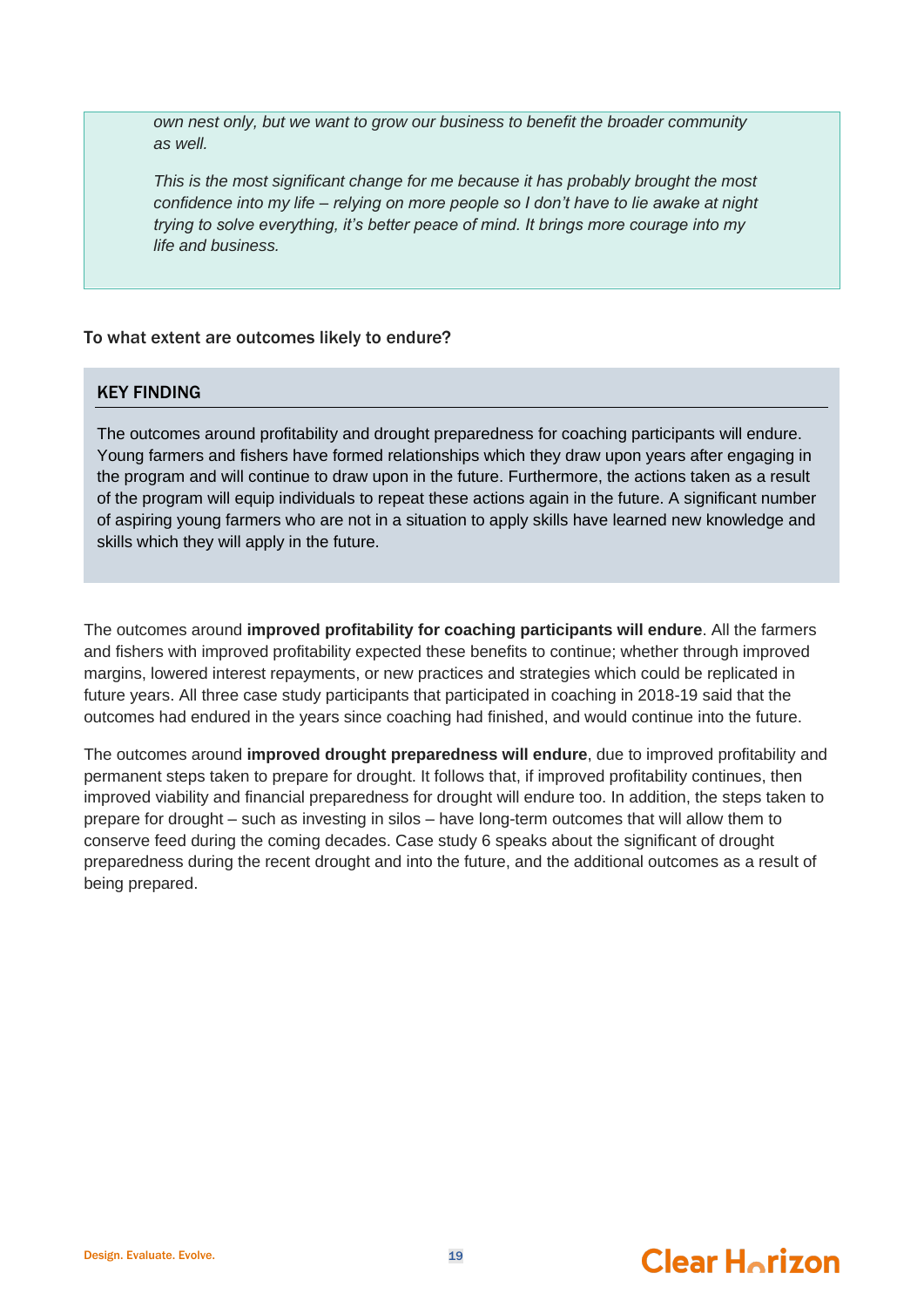*own nest only, but we want to grow our business to benefit the broader community as well.*

*This is the most significant change for me because it has probably brought the most confidence into my life – relying on more people so I don't have to lie awake at night trying to solve everything, it's better peace of mind. It brings more courage into my life and business.*

### To what extent are outcomes likely to endure?

#### KEY FINDING

The outcomes around profitability and drought preparedness for coaching participants will endure. Young farmers and fishers have formed relationships which they draw upon years after engaging in the program and will continue to draw upon in the future. Furthermore, the actions taken as a result of the program will equip individuals to repeat these actions again in the future. A significant number of aspiring young farmers who are not in a situation to apply skills have learned new knowledge and skills which they will apply in the future.

The outcomes around **improved profitability for coaching participants will endure**. All the farmers and fishers with improved profitability expected these benefits to continue; whether through improved margins, lowered interest repayments, or new practices and strategies which could be replicated in future years. All three case study participants that participated in coaching in 2018-19 said that the outcomes had endured in the years since coaching had finished, and would continue into the future.

The outcomes around **improved drought preparedness will endure**, due to improved profitability and permanent steps taken to prepare for drought. It follows that, if improved profitability continues, then improved viability and financial preparedness for drought will endure too. In addition, the steps taken to prepare for drought – such as investing in silos – have long-term outcomes that will allow them to conserve feed during the coming decades. Case study 6 speaks about the significant of drought preparedness during the recent drought and into the future, and the additional outcomes as a result of being prepared.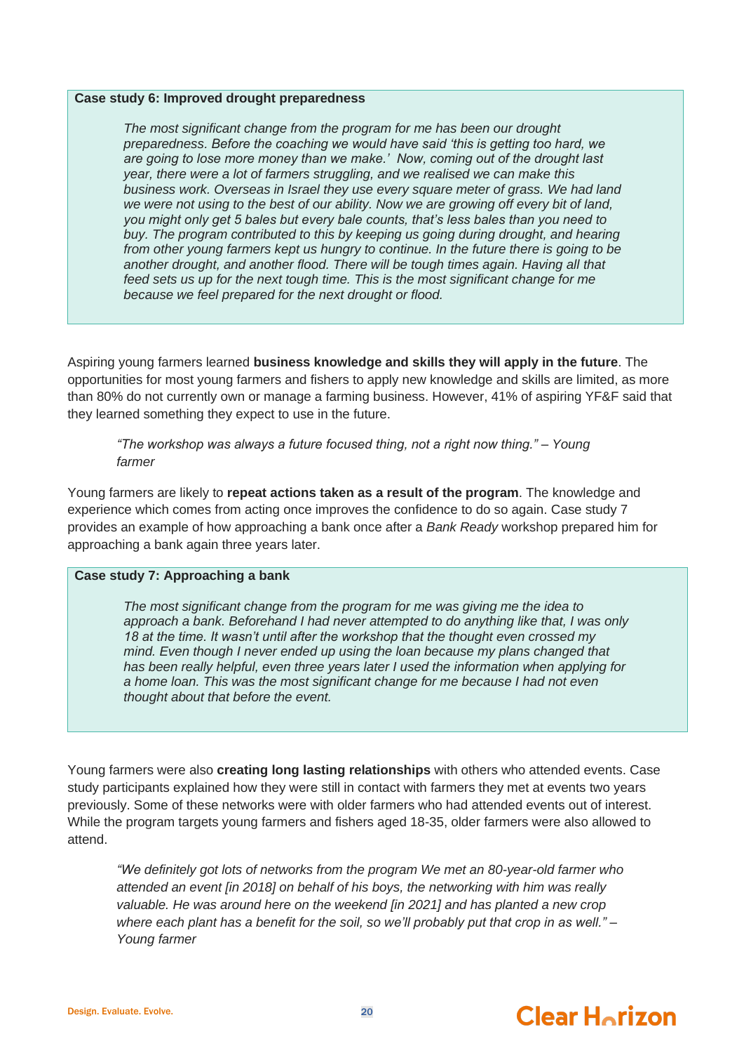**Case study 6: Improved drought preparedness**

> *The most significant change from the program for me has been our drought preparedness. Before the coaching we would have said 'this is getting too hard, we are going to lose more money than we make.' Now, coming out of the drought last year, there were a lot of farmers struggling, and we realised we can make this business work. Overseas in Israel they use every square meter of grass. We had land we were not using to the best of our ability. Now we are growing off every bit of land, you might only get 5 bales but every bale counts, that's less bales than you need to buy. The program contributed to this by keeping us going during drought, and hearing from other young farmers kept us hungry to continue. In the future there is going to be another drought, and another flood. There will be tough times again. Having all that feed sets us up for the next tough time. This is the most significant change for me because we feel prepared for the next drought or flood.*

Aspiring young farmers learned **business knowledge and skills they will apply in the future**. The opportunities for most young farmers and fishers to apply new knowledge and skills are limited, as more than 80% do not currently own or manage a farming business. However, 41% of aspiring YF&F said that they learned something they expect to use in the future.

> *"The workshop was always a future focused thing, not a right now thing." – Young farmer*

Young farmers are likely to **repeat actions taken as a result of the program**. The knowledge and experience which comes from acting once improves the confidence to do so again. Case study 7 provides an example of how approaching a bank once after a *Bank Ready* workshop prepared him for approaching a bank again three years later.

**Case study 7: Approaching a bank**

> *The most significant change from the program for me was giving me the idea to approach a bank. Beforehand I had never attempted to do anything like that, I was only 18 at the time. It wasn't until after the workshop that the thought even crossed my mind. Even though I never ended up using the loan because my plans changed that has been really helpful, even three years later I used the information when applying for a home loan. This was the most significant change for me because I had not even thought about that before the event.*

Young farmers were also **creating long lasting relationships** with others who attended events. Case study participants explained how they were still in contact with farmers they met at events two years previously. Some of these networks were with older farmers who had attended events out of interest. While the program targets young farmers and fishers aged 18-35, older farmers were also allowed to attend.

> *"We definitely got lots of networks from the program We met an 80-year-old farmer who attended an event [in 2018] on behalf of his boys, the networking with him was really valuable. He was around here on the weekend [in 2021] and has planted a new crop where each plant has a benefit for the soil, so we'll probably put that crop in as well." – Young farmer*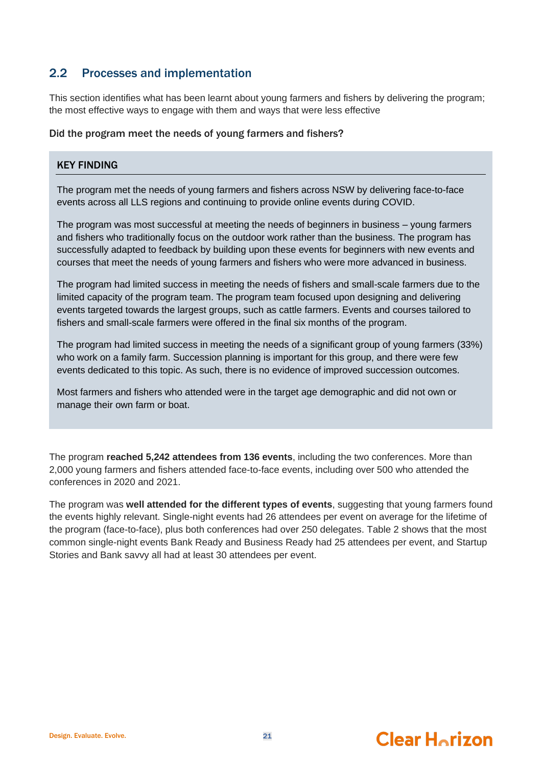## 2.2 Processes and implementation

This section identifies what has been learnt about young farmers and fishers by delivering the program; the most effective ways to engage with them and ways that were less effective

### Did the program meet the needs of young farmers and fishers?

**KEY FINDING**

The program met the needs of young farmers and fishers across NSW by delivering face-to-face events across all LLS regions and continuing to provide online events during COVID.

The program was most successful at meeting the needs of beginners in business – young farmers and fishers who traditionally focus on the outdoor work rather than the business. The program has successfully adapted to feedback by building upon these events for beginners with new events and courses that meet the needs of young farmers and fishers who were more advanced in business.

The program had limited success in meeting the needs of fishers and small-scale farmers due to the limited capacity of the program team. The program team focused upon designing and delivering events targeted towards the largest groups, such as cattle farmers. Events and courses tailored to fishers and small-scale farmers were offered in the final six months of the program.

The program had limited success in meeting the needs of a significant group of young farmers (33%) who work on a family farm. Succession planning is important for this group, and there were few events dedicated to this topic. As such, there is no evidence of improved succession outcomes.

Most farmers and fishers who attended were in the target age demographic and did not own or manage their own farm or boat.

The program **reached 5,242 attendees from 136 events**, including the two conferences. More than 2,000 young farmers and fishers attended face-to-face events, including over 500 who attended the conferences in 2020 and 2021.

The program was **well attended for the different types of events**, suggesting that young farmers found the events highly relevant. Single-night events had 26 attendees per event on average for the lifetime of the program (face-to-face), plus both conferences had over 250 delegates. Table 2 shows that the most common single-night events Bank Ready and Business Ready had 25 attendees per event, and Startup Stories and Bank savvy all had at least 30 attendees per event.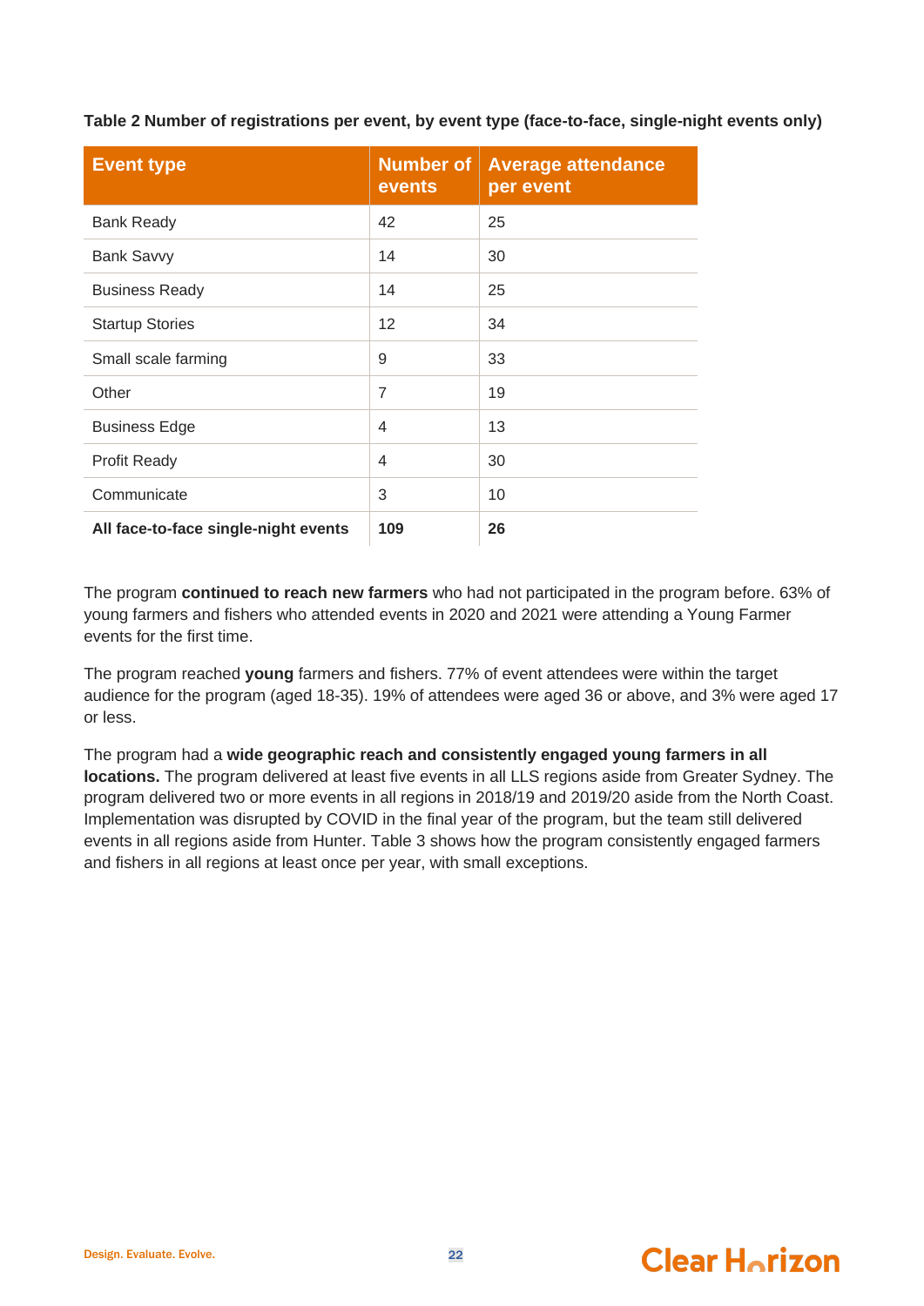**Table 2 Number of registrations per event, by event type (face-to-face, single-night events only)**

| Event type | Number of events | Average attendance per event |
|---|---|---|
| Bank Ready | 42 | 25 |
| Bank Savvy | 14 | 30 |
| Business Ready | 14 | 25 |
| Startup Stories | 12 | 34 |
| Small scale farming | 9 | 33 |
| Other | 7 | 19 |
| Business Edge | 4 | 13 |
| Profit Ready | 4 | 30 |
| Communicate | 3 | 10 |
| **All face-to-face single-night events** | **109** | **26** |

The program **continued to reach new farmers** who had not participated in the program before. 63% of young farmers and fishers who attended events in 2020 and 2021 were attending a Young Farmer events for the first time.

The program reached **young** farmers and fishers. 77% of event attendees were within the target audience for the program (aged 18-35). 19% of attendees were aged 36 or above, and 3% were aged 17 or less.

The program had a **wide geographic reach and consistently engaged young farmers in all locations.** The program delivered at least five events in all LLS regions aside from Greater Sydney. The program delivered two or more events in all regions in 2018/19 and 2019/20 aside from the North Coast. Implementation was disrupted by COVID in the final year of the program, but the team still delivered events in all regions aside from Hunter. Table 3 shows how the program consistently engaged farmers and fishers in all regions at least once per year, with small exceptions.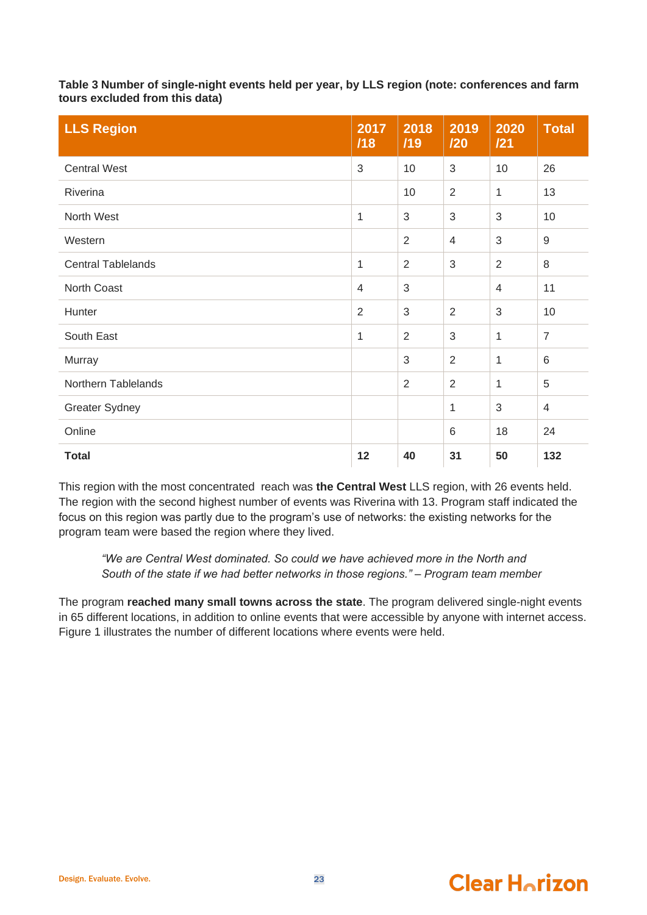**Table 3 Number of single-night events held per year, by LLS region (note: conferences and farm tours excluded from this data)**

| LLS Region | 2017/18 | 2018/19 | 2019/20 | 2020/21 | Total |
|---|---|---|---|---|---|
| Central West | 3 | 10 | 3 | 10 | 26 |
| Riverina | | 10 | 2 | 1 | 13 |
| North West | 1 | 3 | 3 | 3 | 10 |
| Western | | 2 | 4 | 3 | 9 |
| Central Tablelands | 1 | 2 | 3 | 2 | 8 |
| North Coast | 4 | 3 | | 4 | 11 |
| Hunter | 2 | 3 | 2 | 3 | 10 |
| South East | 1 | 2 | 3 | 1 | 7 |
| Murray | | 3 | 2 | 1 | 6 |
| Northern Tablelands | | 2 | 2 | 1 | 5 |
| Greater Sydney | | | 1 | 3 | 4 |
| Online | | | 6 | 18 | 24 |
| **Total** | **12** | **40** | **31** | **50** | **132** |

This region with the most concentrated reach was **the Central West** LLS region, with 26 events held. The region with the second highest number of events was Riverina with 13. Program staff indicated the focus on this region was partly due to the program's use of networks: the existing networks for the program team were based the region where they lived.

> *"We are Central West dominated. So could we have achieved more in the North and South of the state if we had better networks in those regions." – Program team member*

The program **reached many small towns across the state**. The program delivered single-night events in 65 different locations, in addition to online events that were accessible by anyone with internet access. Figure 1 illustrates the number of different locations where events were held.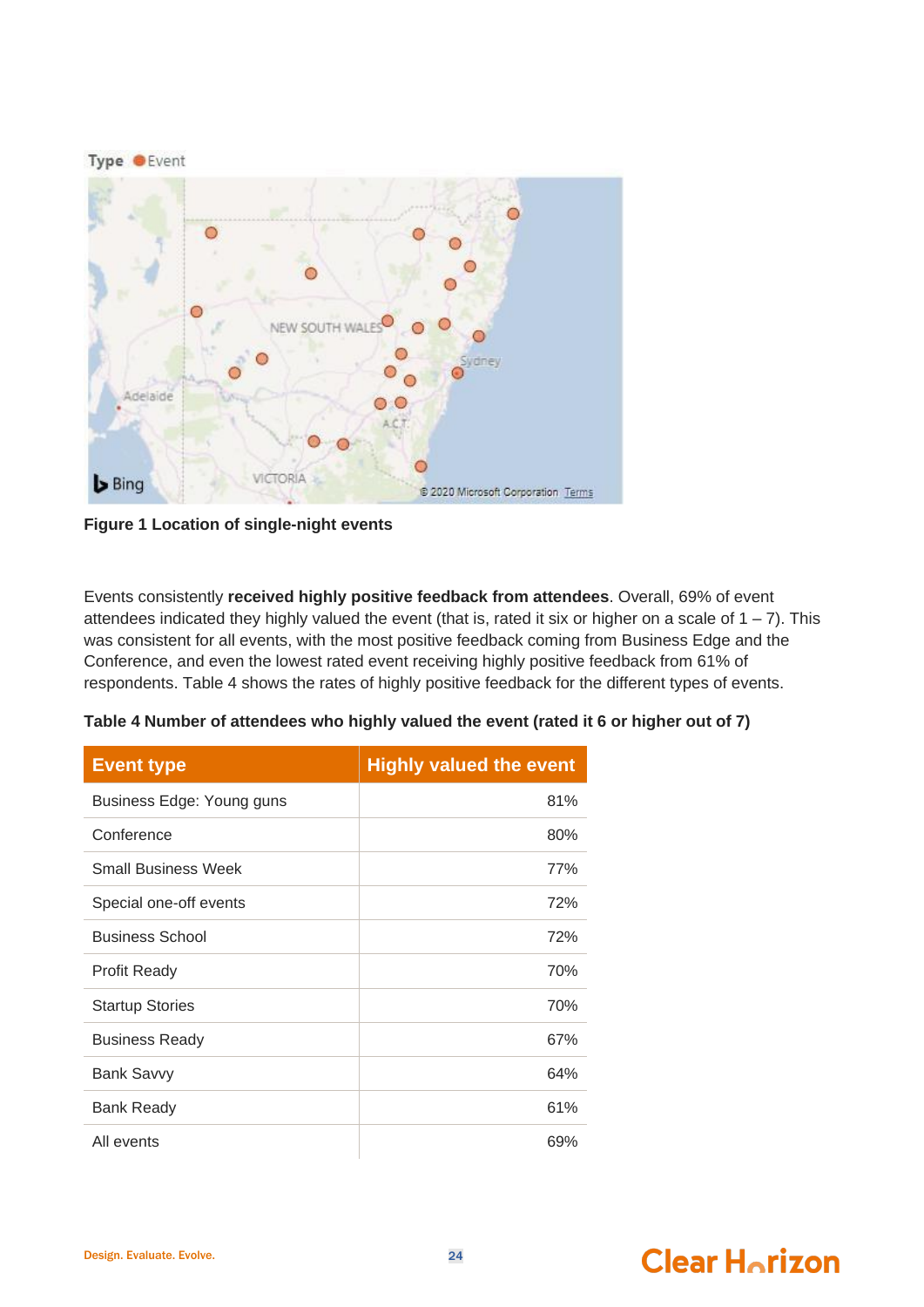**Figure 1 Location of single-night events**

Events consistently **received highly positive feedback from attendees**. Overall, 69% of event attendees indicated they highly valued the event (that is, rated it six or higher on a scale of 1 – 7). This was consistent for all events, with the most positive feedback coming from Business Edge and the Conference, and even the lowest rated event receiving highly positive feedback from 61% of respondents. Table 4 shows the rates of highly positive feedback for the different types of events.

**Table 4 Number of attendees who highly valued the event (rated it 6 or higher out of 7)**

| Event type | Highly valued the event |
|---|---:|
| Business Edge: Young guns | 81% |
| Conference | 80% |
| Small Business Week | 77% |
| Special one-off events | 72% |
| Business School | 72% |
| Profit Ready | 70% |
| Startup Stories | 70% |
| Business Ready | 67% |
| Bank Savvy | 64% |
| Bank Ready | 61% |
| All events | 69% |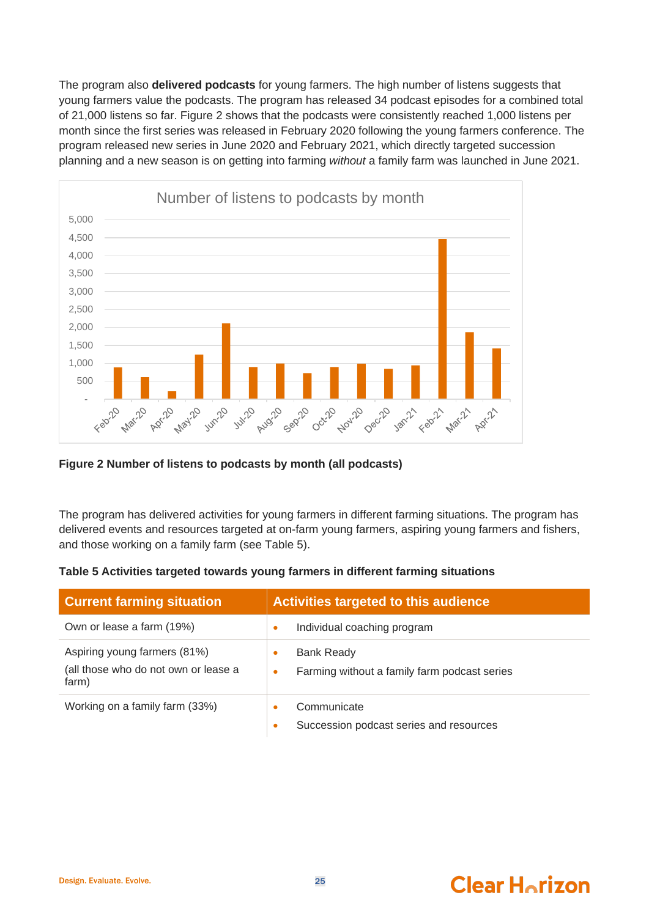The program also **delivered podcasts** for young farmers. The high number of listens suggests that young farmers value the podcasts. The program has released 34 podcast episodes for a combined total of 21,000 listens so far. Figure 2 shows that the podcasts were consistently reached 1,000 listens per month since the first series was released in February 2020 following the young farmers conference. The program released new series in June 2020 and February 2021, which directly targeted succession planning and a new season is on getting into farming *without* a family farm was launched in June 2021.

**Figure 2 Number of listens to podcasts by month (all podcasts)**

The program has delivered activities for young farmers in different farming situations. The program has delivered events and resources targeted at on-farm young farmers, aspiring young farmers and fishers, and those working on a family farm (see Table 5).

**Table 5 Activities targeted towards young farmers in different farming situations**

| Current farming situation | Activities targeted to this audience |
|---|---|
| Own or lease a farm (19%) | • Individual coaching program |
| Aspiring young farmers (81%)<br>(all those who do not own or lease a farm) | • Bank Ready<br>• Farming without a family farm podcast series |
| Working on a family farm (33%) | • Communicate<br>• Succession podcast series and resources |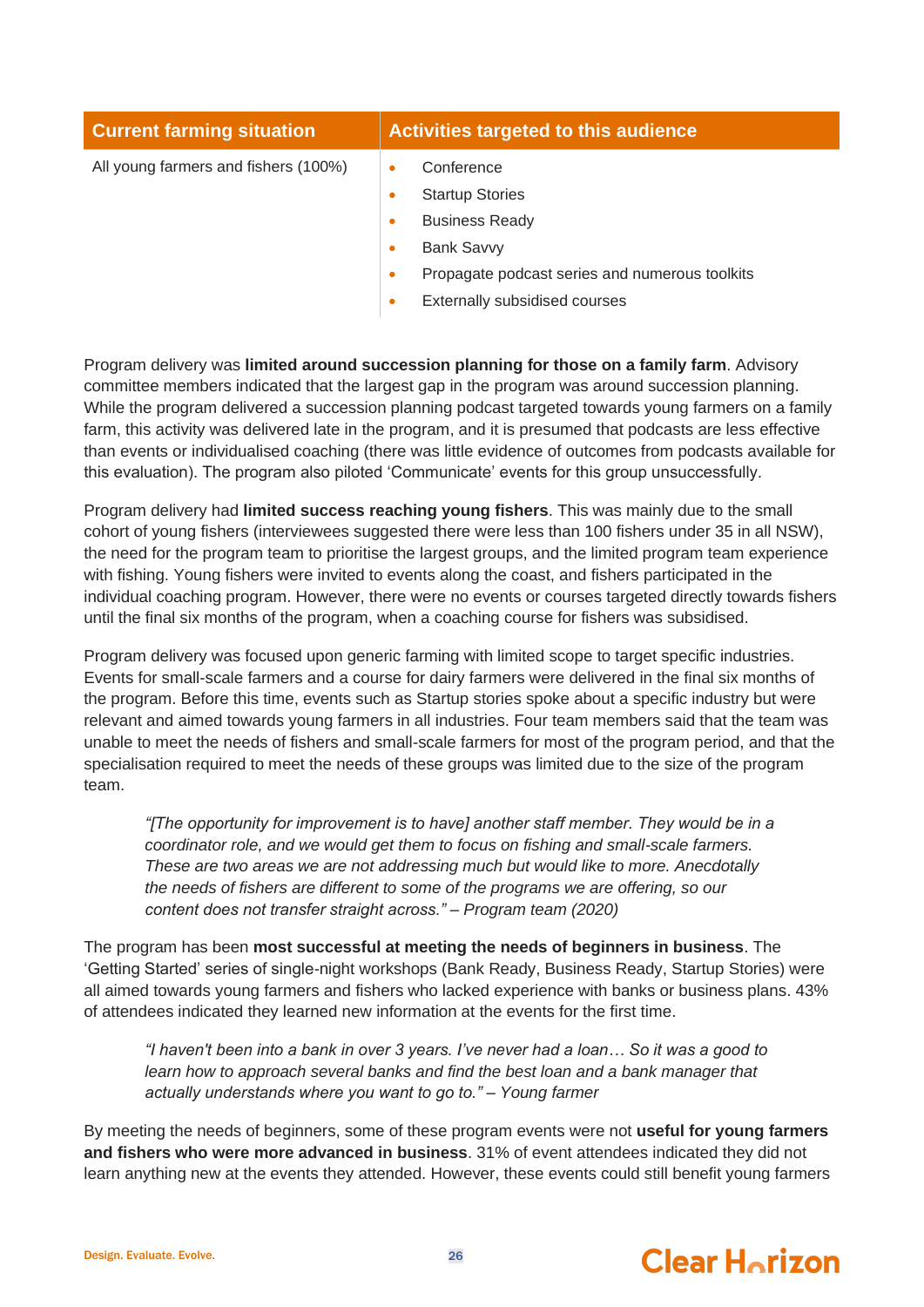| Current farming situation | Activities targeted to this audience |
|---|---|
| All young farmers and fishers (100%) | • Conference<br>• Startup Stories<br>• Business Ready<br>• Bank Savvy<br>• Propagate podcast series and numerous toolkits<br>• Externally subsidised courses |

Program delivery was **limited around succession planning for those on a family farm**. Advisory committee members indicated that the largest gap in the program was around succession planning. While the program delivered a succession planning podcast targeted towards young farmers on a family farm, this activity was delivered late in the program, and it is presumed that podcasts are less effective than events or individualised coaching (there was little evidence of outcomes from podcasts available for this evaluation). The program also piloted 'Communicate' events for this group unsuccessfully.

Program delivery had **limited success reaching young fishers**. This was mainly due to the small cohort of young fishers (interviewees suggested there were less than 100 fishers under 35 in all NSW), the need for the program team to prioritise the largest groups, and the limited program team experience with fishing. Young fishers were invited to events along the coast, and fishers participated in the individual coaching program. However, there were no events or courses targeted directly towards fishers until the final six months of the program, when a coaching course for fishers was subsidised.

Program delivery was focused upon generic farming with limited scope to target specific industries. Events for small-scale farmers and a course for dairy farmers were delivered in the final six months of the program. Before this time, events such as Startup stories spoke about a specific industry but were relevant and aimed towards young farmers in all industries. Four team members said that the team was unable to meet the needs of fishers and small-scale farmers for most of the program period, and that the specialisation required to meet the needs of these groups was limited due to the size of the program team.

> *"[The opportunity for improvement is to have] another staff member. They would be in a coordinator role, and we would get them to focus on fishing and small-scale farmers. These are two areas we are not addressing much but would like to more. Anecdotally the needs of fishers are different to some of the programs we are offering, so our content does not transfer straight across." – Program team (2020)*

The program has been **most successful at meeting the needs of beginners in business**. The 'Getting Started' series of single-night workshops (Bank Ready, Business Ready, Startup Stories) were all aimed towards young farmers and fishers who lacked experience with banks or business plans. 43% of attendees indicated they learned new information at the events for the first time.

> *"I haven't been into a bank in over 3 years. I've never had a loan… So it was a good to learn how to approach several banks and find the best loan and a bank manager that actually understands where you want to go to." – Young farmer*

By meeting the needs of beginners, some of these program events were not **useful for young farmers and fishers who were more advanced in business**. 31% of event attendees indicated they did not learn anything new at the events they attended. However, these events could still benefit young farmers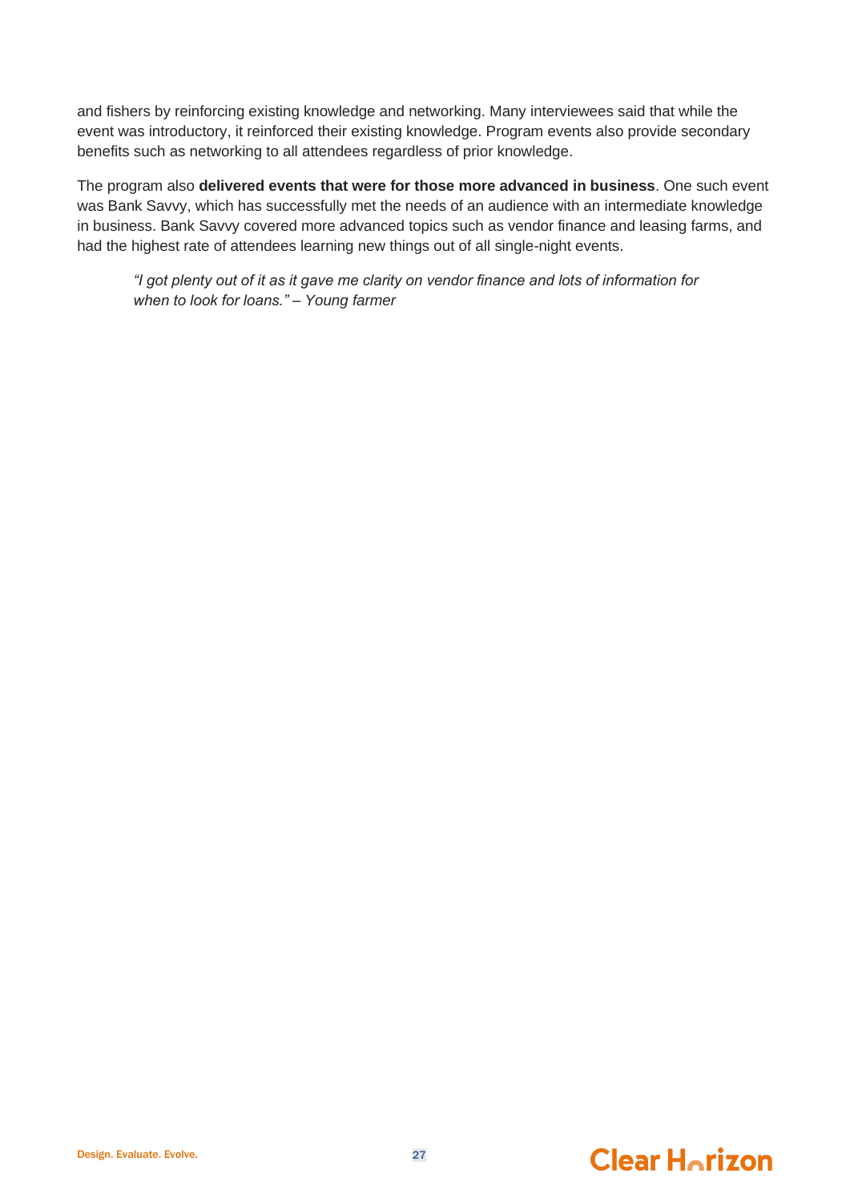and fishers by reinforcing existing knowledge and networking. Many interviewees said that while the event was introductory, it reinforced their existing knowledge. Program events also provide secondary benefits such as networking to all attendees regardless of prior knowledge.

The program also **delivered events that were for those more advanced in business**. One such event was Bank Savvy, which has successfully met the needs of an audience with an intermediate knowledge in business. Bank Savvy covered more advanced topics such as vendor finance and leasing farms, and had the highest rate of attendees learning new things out of all single-night events.

> *"I got plenty out of it as it gave me clarity on vendor finance and lots of information for when to look for loans." – Young farmer*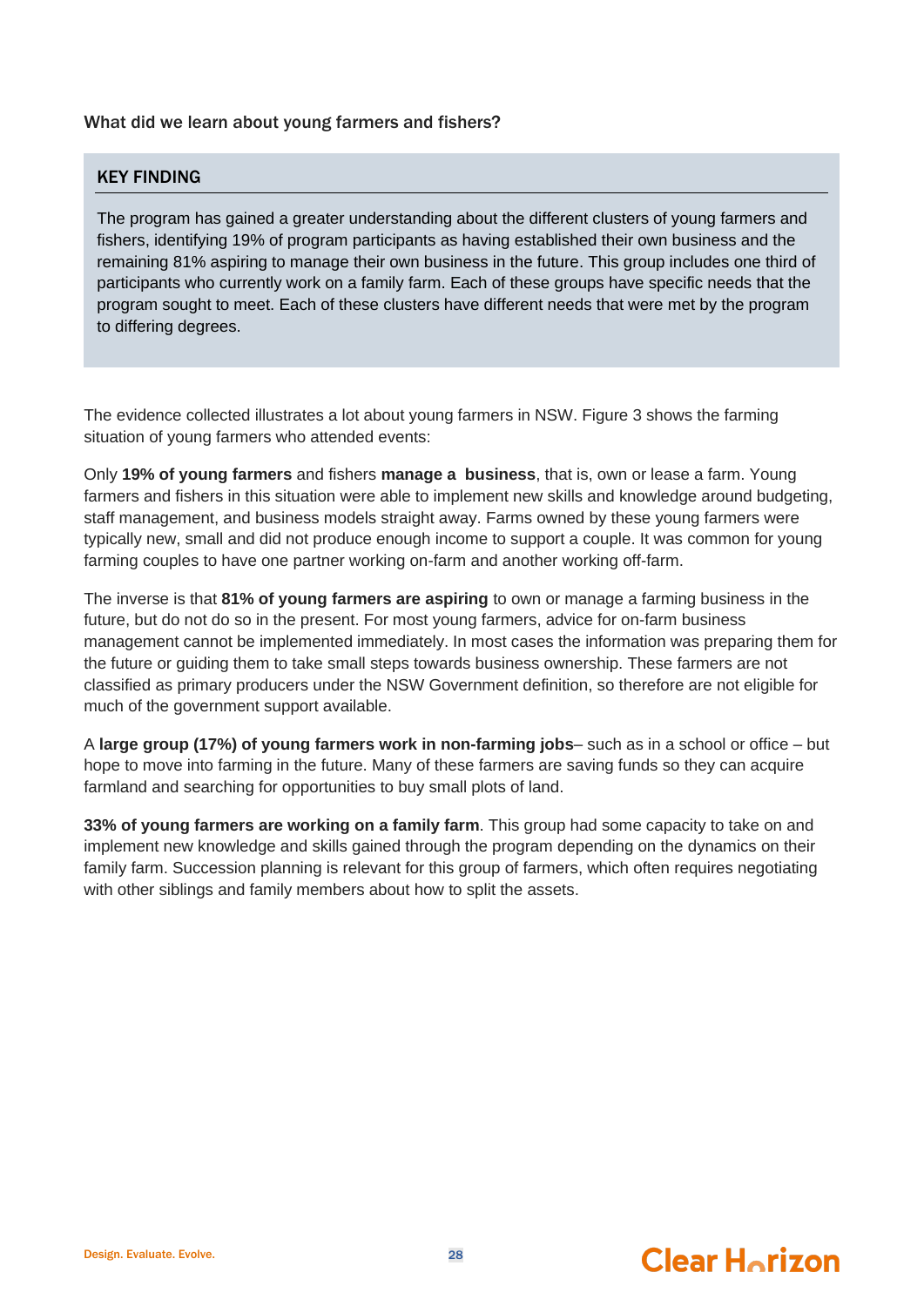### What did we learn about young farmers and fishers?

**KEY FINDING**

The program has gained a greater understanding about the different clusters of young farmers and fishers, identifying 19% of program participants as having established their own business and the remaining 81% aspiring to manage their own business in the future. This group includes one third of participants who currently work on a family farm. Each of these groups have specific needs that the program sought to meet. Each of these clusters have different needs that were met by the program to differing degrees.

The evidence collected illustrates a lot about young farmers in NSW. Figure 3 shows the farming situation of young farmers who attended events:

Only **19% of young farmers** and fishers **manage a business**, that is, own or lease a farm. Young farmers and fishers in this situation were able to implement new skills and knowledge around budgeting, staff management, and business models straight away. Farms owned by these young farmers were typically new, small and did not produce enough income to support a couple. It was common for young farming couples to have one partner working on-farm and another working off-farm.

The inverse is that **81% of young farmers are aspiring** to own or manage a farming business in the future, but do not do so in the present. For most young farmers, advice for on-farm business management cannot be implemented immediately. In most cases the information was preparing them for the future or guiding them to take small steps towards business ownership. These farmers are not classified as primary producers under the NSW Government definition, so therefore are not eligible for much of the government support available.

A **large group (17%) of young farmers work in non-farming jobs**– such as in a school or office – but hope to move into farming in the future. Many of these farmers are saving funds so they can acquire farmland and searching for opportunities to buy small plots of land.

**33% of young farmers are working on a family farm**. This group had some capacity to take on and implement new knowledge and skills gained through the program depending on the dynamics on their family farm. Succession planning is relevant for this group of farmers, which often requires negotiating with other siblings and family members about how to split the assets.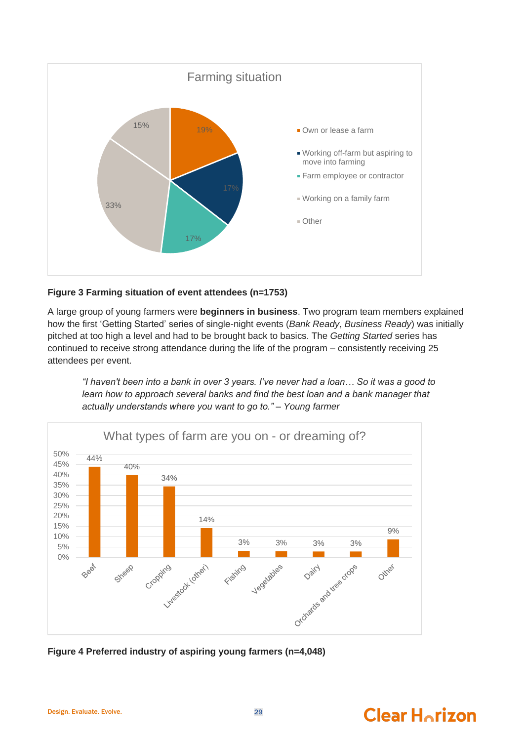Farming situation

| Farming situation | % |
| --- | --- |
| Own or lease a farm | 19% |
| Working off-farm but aspiring to move into farming | 17% |
| Farm employee or contractor | 17% |
| Working on a family farm | 33% |
| Other | 15% |

**Figure 3 Farming situation of event attendees (n=1753)**

A large group of young farmers were **beginners in business**. Two program team members explained how the first 'Getting Started' series of single-night events (*Bank Ready*, *Business Ready*) was initially pitched at too high a level and had to be brought back to basics. The *Getting Started* series has continued to receive strong attendance during the life of the program – consistently receiving 25 attendees per event.

> *"I haven't been into a bank in over 3 years. I've never had a loan… So it was a good to learn how to approach several banks and find the best loan and a bank manager that actually understands where you want to go to." – Young farmer*

What types of farm are you on - or dreaming of?

| Farm type | % |
| --- | --- |
| Beef | 44% |
| Sheep | 40% |
| Cropping | 34% |
| Livestock (other) | 14% |
| Fishing | 3% |
| Vegetables | 3% |
| Dairy | 3% |
| Orchards and tree crops | 3% |
| Other | 9% |

**Figure 4 Preferred industry of aspiring young farmers (n=4,048)**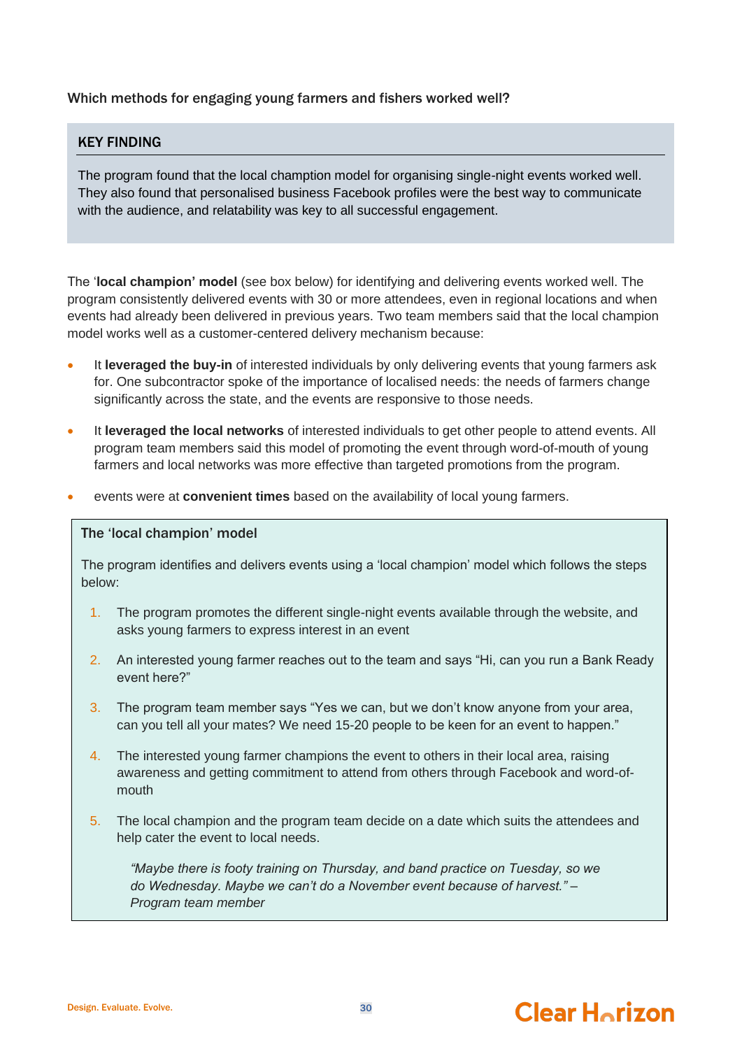### Which methods for engaging young farmers and fishers worked well?

**KEY FINDING**

The program found that the local chamption model for organising single-night events worked well. They also found that personalised business Facebook profiles were the best way to communicate with the audience, and relatability was key to all successful engagement.

The '**local champion' model** (see box below) for identifying and delivering events worked well. The program consistently delivered events with 30 or more attendees, even in regional locations and when events had already been delivered in previous years. Two team members said that the local champion model works well as a customer-centered delivery mechanism because:

- It **leveraged the buy-in** of interested individuals by only delivering events that young farmers ask for. One subcontractor spoke of the importance of localised needs: the needs of farmers change significantly across the state, and the events are responsive to those needs.
- It **leveraged the local networks** of interested individuals to get other people to attend events. All program team members said this model of promoting the event through word-of-mouth of young farmers and local networks was more effective than targeted promotions from the program.
- events were at **convenient times** based on the availability of local young farmers.

**The 'local champion' model**

The program identifies and delivers events using a 'local champion' model which follows the steps below:

1. The program promotes the different single-night events available through the website, and asks young farmers to express interest in an event
2. An interested young farmer reaches out to the team and says "Hi, can you run a Bank Ready event here?"
3. The program team member says "Yes we can, but we don't know anyone from your area, can you tell all your mates? We need 15-20 people to be keen for an event to happen."
4. The interested young farmer champions the event to others in their local area, raising awareness and getting commitment to attend from others through Facebook and word-of-mouth
5. The local champion and the program team decide on a date which suits the attendees and help cater the event to local needs.

   *"Maybe there is footy training on Thursday, and band practice on Tuesday, so we do Wednesday. Maybe we can't do a November event because of harvest." – Program team member*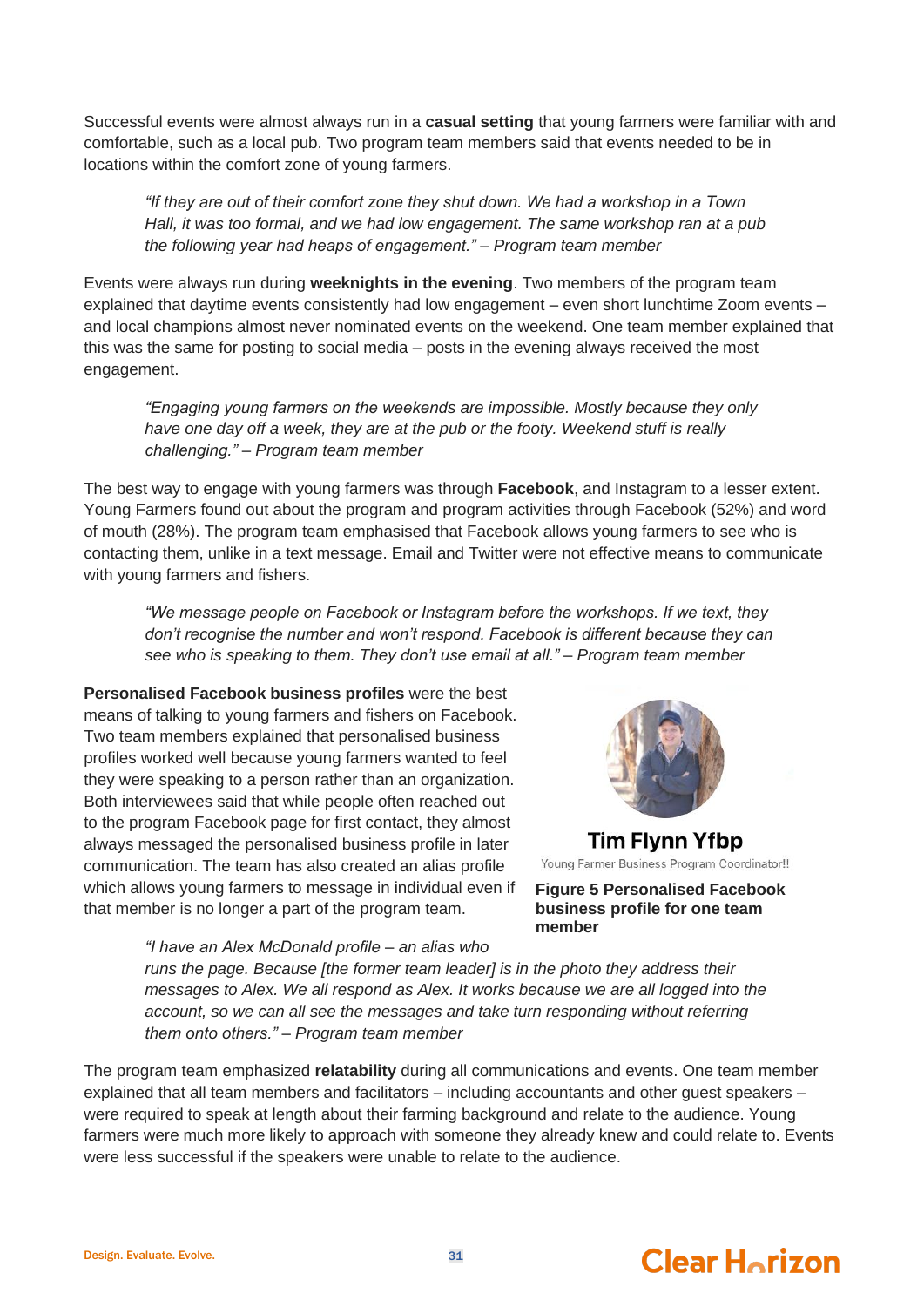Successful events were almost always run in a **casual setting** that young farmers were familiar with and comfortable, such as a local pub. Two program team members said that events needed to be in locations within the comfort zone of young farmers.

> *"If they are out of their comfort zone they shut down. We had a workshop in a Town Hall, it was too formal, and we had low engagement. The same workshop ran at a pub the following year had heaps of engagement." – Program team member*

Events were always run during **weeknights in the evening**. Two members of the program team explained that daytime events consistently had low engagement – even short lunchtime Zoom events – and local champions almost never nominated events on the weekend. One team member explained that this was the same for posting to social media – posts in the evening always received the most engagement.

> *"Engaging young farmers on the weekends are impossible. Mostly because they only have one day off a week, they are at the pub or the footy. Weekend stuff is really challenging." – Program team member*

The best way to engage with young farmers was through **Facebook**, and Instagram to a lesser extent. Young Farmers found out about the program and program activities through Facebook (52%) and word of mouth (28%). The program team emphasised that Facebook allows young farmers to see who is contacting them, unlike in a text message. Email and Twitter were not effective means to communicate with young farmers and fishers.

> *"We message people on Facebook or Instagram before the workshops. If we text, they don't recognise the number and won't respond. Facebook is different because they can see who is speaking to them. They don't use email at all." – Program team member*

**Personalised Facebook business profiles** were the best means of talking to young farmers and fishers on Facebook. Two team members explained that personalised business profiles worked well because young farmers wanted to feel they were speaking to a person rather than an organization. Both interviewees said that while people often reached out to the program Facebook page for first contact, they almost always messaged the personalised business profile in later communication. The team has also created an alias profile which allows young farmers to message in individual even if that member is no longer a part of the program team.

Tim Flynn Yfbp

Young Farmer Business Program Coordinator!!

**Figure 5 Personalised Facebook business profile for one team member**

> *"I have an Alex McDonald profile – an alias who runs the page. Because [the former team leader] is in the photo they address their messages to Alex. We all respond as Alex. It works because we are all logged into the account, so we can all see the messages and take turn responding without referring them onto others." – Program team member*

The program team emphasized **relatability** during all communications and events. One team member explained that all team members and facilitators – including accountants and other guest speakers – were required to speak at length about their farming background and relate to the audience. Young farmers were much more likely to approach with someone they already knew and could relate to. Events were less successful if the speakers were unable to relate to the audience.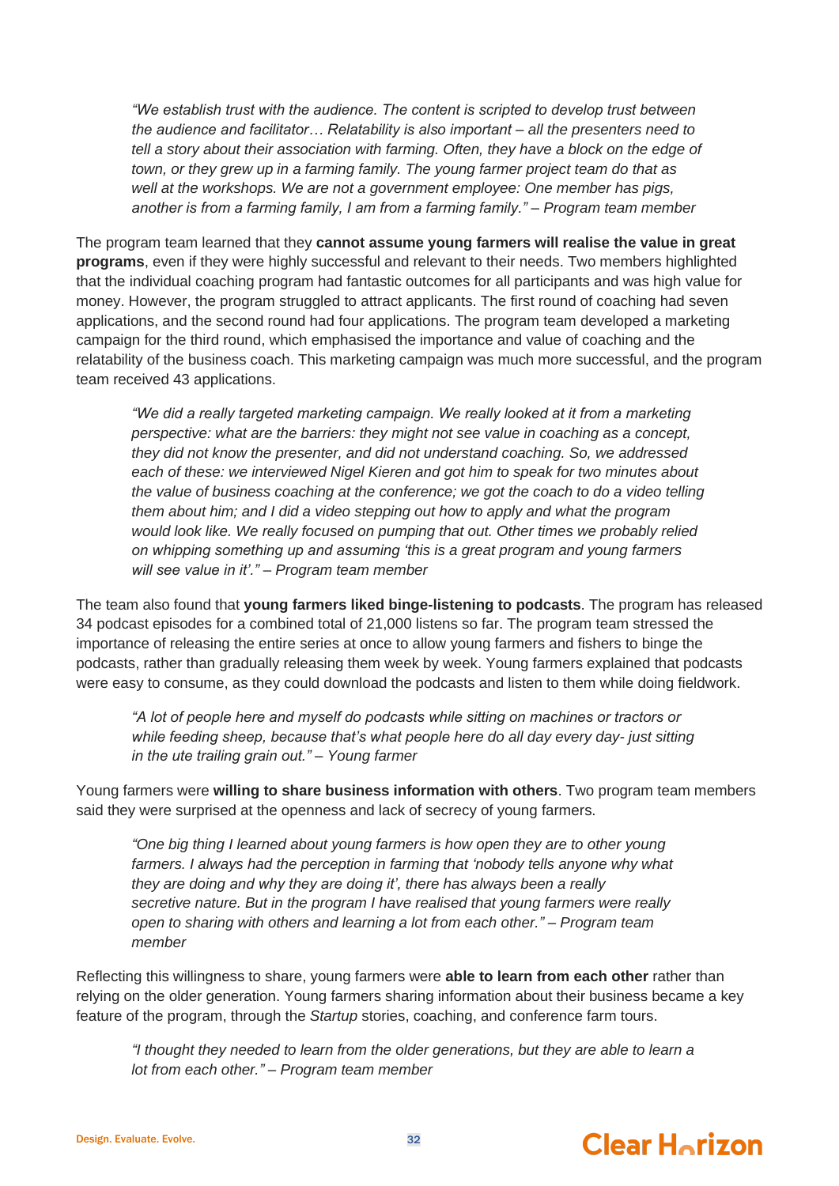> *"We establish trust with the audience. The content is scripted to develop trust between the audience and facilitator… Relatability is also important – all the presenters need to tell a story about their association with farming. Often, they have a block on the edge of town, or they grew up in a farming family. The young farmer project team do that as well at the workshops. We are not a government employee: One member has pigs, another is from a farming family, I am from a farming family." – Program team member*

The program team learned that they **cannot assume young farmers will realise the value in great programs**, even if they were highly successful and relevant to their needs. Two members highlighted that the individual coaching program had fantastic outcomes for all participants and was high value for money. However, the program struggled to attract applicants. The first round of coaching had seven applications, and the second round had four applications. The program team developed a marketing campaign for the third round, which emphasised the importance and value of coaching and the relatability of the business coach. This marketing campaign was much more successful, and the program team received 43 applications.

> *"We did a really targeted marketing campaign. We really looked at it from a marketing perspective: what are the barriers: they might not see value in coaching as a concept, they did not know the presenter, and did not understand coaching. So, we addressed each of these: we interviewed Nigel Kieren and got him to speak for two minutes about the value of business coaching at the conference; we got the coach to do a video telling them about him; and I did a video stepping out how to apply and what the program would look like. We really focused on pumping that out. Other times we probably relied on whipping something up and assuming 'this is a great program and young farmers will see value in it'." – Program team member*

The team also found that **young farmers liked binge-listening to podcasts**. The program has released 34 podcast episodes for a combined total of 21,000 listens so far. The program team stressed the importance of releasing the entire series at once to allow young farmers and fishers to binge the podcasts, rather than gradually releasing them week by week. Young farmers explained that podcasts were easy to consume, as they could download the podcasts and listen to them while doing fieldwork.

> *"A lot of people here and myself do podcasts while sitting on machines or tractors or while feeding sheep, because that's what people here do all day every day- just sitting in the ute trailing grain out." – Young farmer*

Young farmers were **willing to share business information with others**. Two program team members said they were surprised at the openness and lack of secrecy of young farmers.

> *"One big thing I learned about young farmers is how open they are to other young farmers. I always had the perception in farming that 'nobody tells anyone why what they are doing and why they are doing it', there has always been a really secretive nature. But in the program I have realised that young farmers were really open to sharing with others and learning a lot from each other." – Program team member*

Reflecting this willingness to share, young farmers were **able to learn from each other** rather than relying on the older generation. Young farmers sharing information about their business became a key feature of the program, through the *Startup* stories, coaching, and conference farm tours.

> *"I thought they needed to learn from the older generations, but they are able to learn a lot from each other." – Program team member*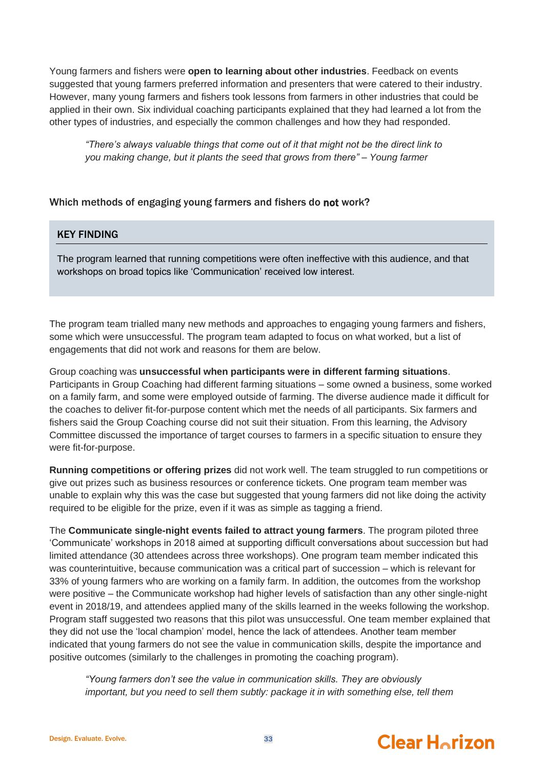Young farmers and fishers were **open to learning about other industries**. Feedback on events suggested that young farmers preferred information and presenters that were catered to their industry. However, many young farmers and fishers took lessons from farmers in other industries that could be applied in their own. Six individual coaching participants explained that they had learned a lot from the other types of industries, and especially the common challenges and how they had responded.

> *"There's always valuable things that come out of it that might not be the direct link to you making change, but it plants the seed that grows from there" – Young farmer*

### Which methods of engaging young farmers and fishers do **not** work?

> **KEY FINDING**
>
> The program learned that running competitions were often ineffective with this audience, and that workshops on broad topics like 'Communication' received low interest.

The program team trialled many new methods and approaches to engaging young farmers and fishers, some which were unsuccessful. The program team adapted to focus on what worked, but a list of engagements that did not work and reasons for them are below.

Group coaching was **unsuccessful when participants were in different farming situations**. Participants in Group Coaching had different farming situations – some owned a business, some worked on a family farm, and some were employed outside of farming. The diverse audience made it difficult for the coaches to deliver fit-for-purpose content which met the needs of all participants. Six farmers and fishers said the Group Coaching course did not suit their situation. From this learning, the Advisory Committee discussed the importance of target courses to farmers in a specific situation to ensure they were fit-for-purpose.

**Running competitions or offering prizes** did not work well. The team struggled to run competitions or give out prizes such as business resources or conference tickets. One program team member was unable to explain why this was the case but suggested that young farmers did not like doing the activity required to be eligible for the prize, even if it was as simple as tagging a friend.

The **Communicate single-night events failed to attract young farmers**. The program piloted three 'Communicate' workshops in 2018 aimed at supporting difficult conversations about succession but had limited attendance (30 attendees across three workshops). One program team member indicated this was counterintuitive, because communication was a critical part of succession – which is relevant for 33% of young farmers who are working on a family farm. In addition, the outcomes from the workshop were positive – the Communicate workshop had higher levels of satisfaction than any other single-night event in 2018/19, and attendees applied many of the skills learned in the weeks following the workshop. Program staff suggested two reasons that this pilot was unsuccessful. One team member explained that they did not use the 'local champion' model, hence the lack of attendees. Another team member indicated that young farmers do not see the value in communication skills, despite the importance and positive outcomes (similarly to the challenges in promoting the coaching program).

> *"Young farmers don't see the value in communication skills. They are obviously important, but you need to sell them subtly: package it in with something else, tell them*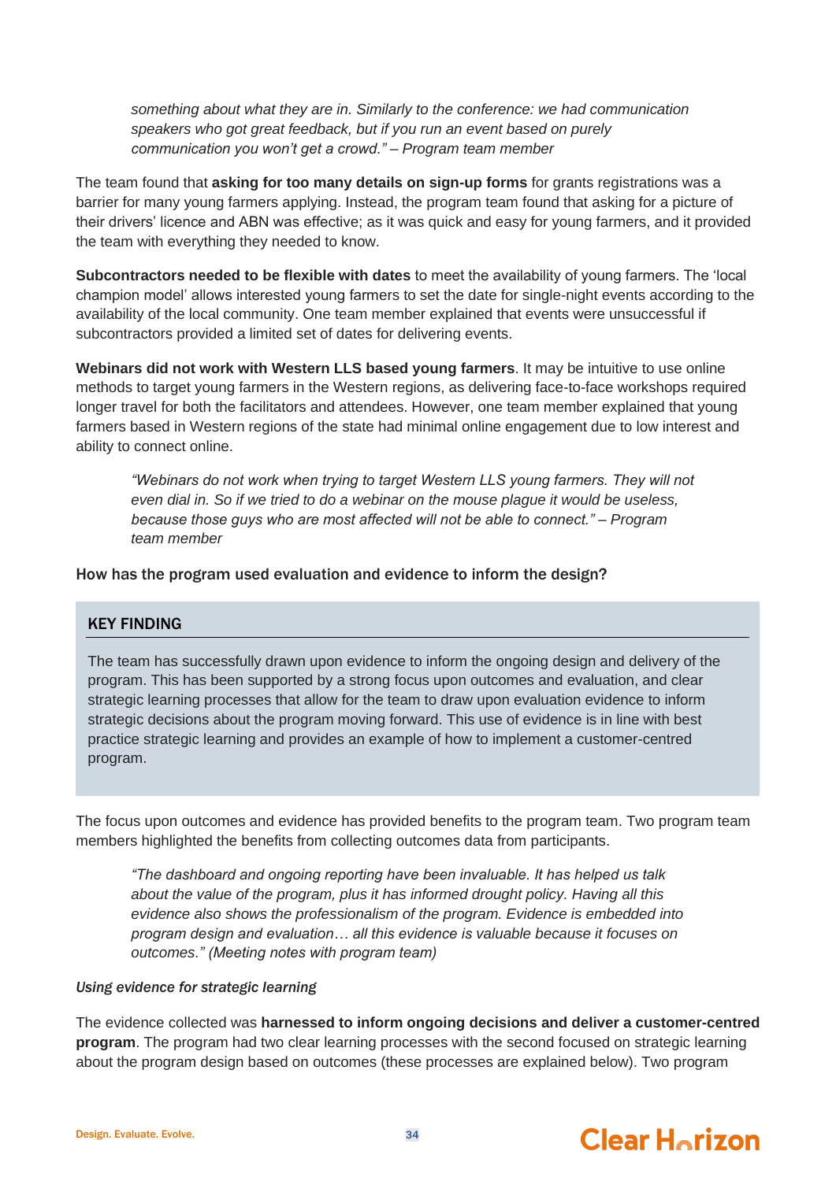> *something about what they are in. Similarly to the conference: we had communication speakers who got great feedback, but if you run an event based on purely communication you won't get a crowd." – Program team member*

The team found that **asking for too many details on sign-up forms** for grants registrations was a barrier for many young farmers applying. Instead, the program team found that asking for a picture of their drivers' licence and ABN was effective; as it was quick and easy for young farmers, and it provided the team with everything they needed to know.

**Subcontractors needed to be flexible with dates** to meet the availability of young farmers. The 'local champion model' allows interested young farmers to set the date for single-night events according to the availability of the local community. One team member explained that events were unsuccessful if subcontractors provided a limited set of dates for delivering events.

**Webinars did not work with Western LLS based young farmers**. It may be intuitive to use online methods to target young farmers in the Western regions, as delivering face-to-face workshops required longer travel for both the facilitators and attendees. However, one team member explained that young farmers based in Western regions of the state had minimal online engagement due to low interest and ability to connect online.

> *"Webinars do not work when trying to target Western LLS young farmers. They will not even dial in. So if we tried to do a webinar on the mouse plague it would be useless, because those guys who are most affected will not be able to connect." – Program team member*

### How has the program used evaluation and evidence to inform the design?

> **KEY FINDING**
>
> The team has successfully drawn upon evidence to inform the ongoing design and delivery of the program. This has been supported by a strong focus upon outcomes and evaluation, and clear strategic learning processes that allow for the team to draw upon evaluation evidence to inform strategic decisions about the program moving forward. This use of evidence is in line with best practice strategic learning and provides an example of how to implement a customer-centred program.

The focus upon outcomes and evidence has provided benefits to the program team. Two program team members highlighted the benefits from collecting outcomes data from participants.

> *"The dashboard and ongoing reporting have been invaluable. It has helped us talk about the value of the program, plus it has informed drought policy. Having all this evidence also shows the professionalism of the program. Evidence is embedded into program design and evaluation… all this evidence is valuable because it focuses on outcomes." (Meeting notes with program team)*

#### *Using evidence for strategic learning*

The evidence collected was **harnessed to inform ongoing decisions and deliver a customer-centred program**. The program had two clear learning processes with the second focused on strategic learning about the program design based on outcomes (these processes are explained below). Two program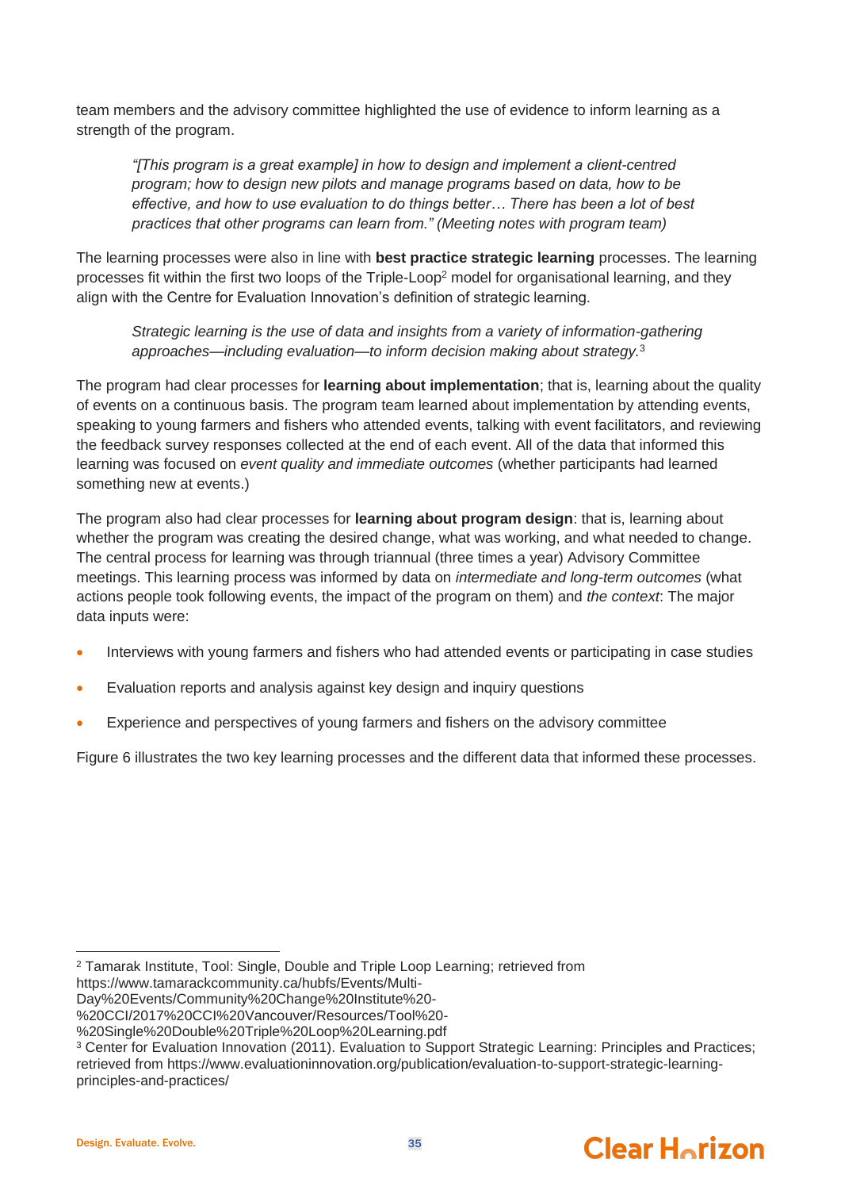team members and the advisory committee highlighted the use of evidence to inform learning as a strength of the program.

> *"[This program is a great example] in how to design and implement a client-centred program; how to design new pilots and manage programs based on data, how to be effective, and how to use evaluation to do things better… There has been a lot of best practices that other programs can learn from." (Meeting notes with program team)*

The learning processes were also in line with **best practice strategic learning** processes. The learning processes fit within the first two loops of the Triple-Loop[2] model for organisational learning, and they align with the Centre for Evaluation Innovation's definition of strategic learning.

> *Strategic learning is the use of data and insights from a variety of information-gathering approaches—including evaluation—to inform decision making about strategy.*[3]

The program had clear processes for **learning about implementation**; that is, learning about the quality of events on a continuous basis. The program team learned about implementation by attending events, speaking to young farmers and fishers who attended events, talking with event facilitators, and reviewing the feedback survey responses collected at the end of each event. All of the data that informed this learning was focused on *event quality and immediate outcomes* (whether participants had learned something new at events.)

The program also had clear processes for **learning about program design**: that is, learning about whether the program was creating the desired change, what was working, and what needed to change. The central process for learning was through triannual (three times a year) Advisory Committee meetings. This learning process was informed by data on *intermediate and long-term outcomes* (what actions people took following events, the impact of the program on them) and *the context*: The major data inputs were:

- Interviews with young farmers and fishers who had attended events or participating in case studies
- Evaluation reports and analysis against key design and inquiry questions
- Experience and perspectives of young farmers and fishers on the advisory committee

Figure 6 illustrates the two key learning processes and the different data that informed these processes.

---

[2] Tamarak Institute, Tool: Single, Double and Triple Loop Learning; retrieved from https://www.tamarackcommunity.ca/hubfs/Events/Multi-Day%20Events/Community%20Change%20Institute%20-%20CCI/2017%20CCI%20Vancouver/Resources/Tool%20-%20Single%20Double%20Triple%20Loop%20Learning.pdf

[3] Center for Evaluation Innovation (2011). Evaluation to Support Strategic Learning: Principles and Practices; retrieved from https://www.evaluationinnovation.org/publication/evaluation-to-support-strategic-learning-principles-and-practices/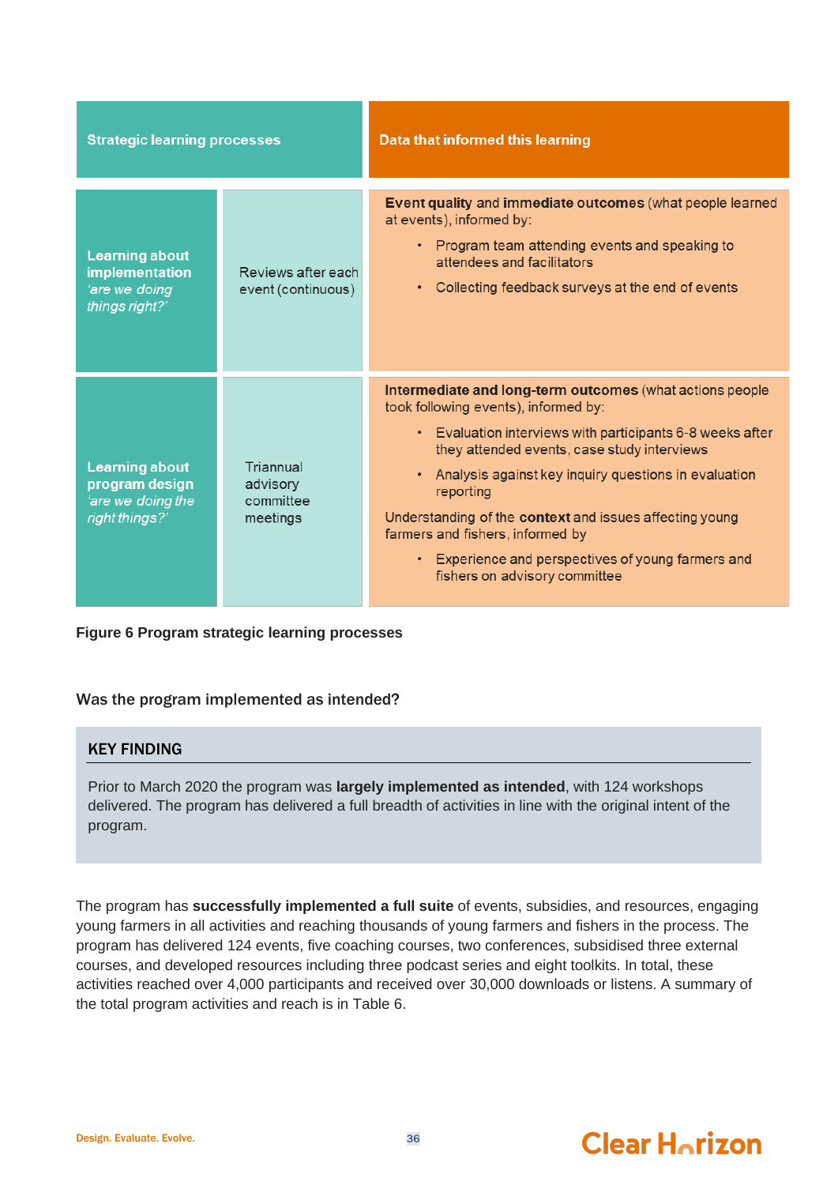| Strategic learning processes | | Data that informed this learning |
|---|---|---|
| **Learning about implementation** *'are we doing things right?'* | Reviews after each event (continuous) | **Event quality** and **immediate outcomes** (what people learned at events), informed by: • Program team attending events and speaking to attendees and facilitators • Collecting feedback surveys at the end of events |
| **Learning about program design** *'are we doing the right things?'* | Triannual advisory committee meetings | **Intermediate and long-term outcomes** (what actions people took following events), informed by: • Evaluation interviews with participants 6-8 weeks after they attended events, case study interviews • Analysis against key inquiry questions in evaluation reporting Understanding of the **context** and issues affecting young farmers and fishers, informed by • Experience and perspectives of young farmers and fishers on advisory committee |

**Figure 6 Program strategic learning processes**

## Was the program implemented as intended?

### KEY FINDING

Prior to March 2020 the program was **largely implemented as intended**, with 124 workshops delivered. The program has delivered a full breadth of activities in line with the original intent of the program.

The program has **successfully implemented a full suite** of events, subsidies, and resources, engaging young farmers in all activities and reaching thousands of young farmers and fishers in the process. The program has delivered 124 events, five coaching courses, two conferences, subsidised three external courses, and developed resources including three podcast series and eight toolkits. In total, these activities reached over 4,000 participants and received over 30,000 downloads or listens. A summary of the total program activities and reach is in Table 6.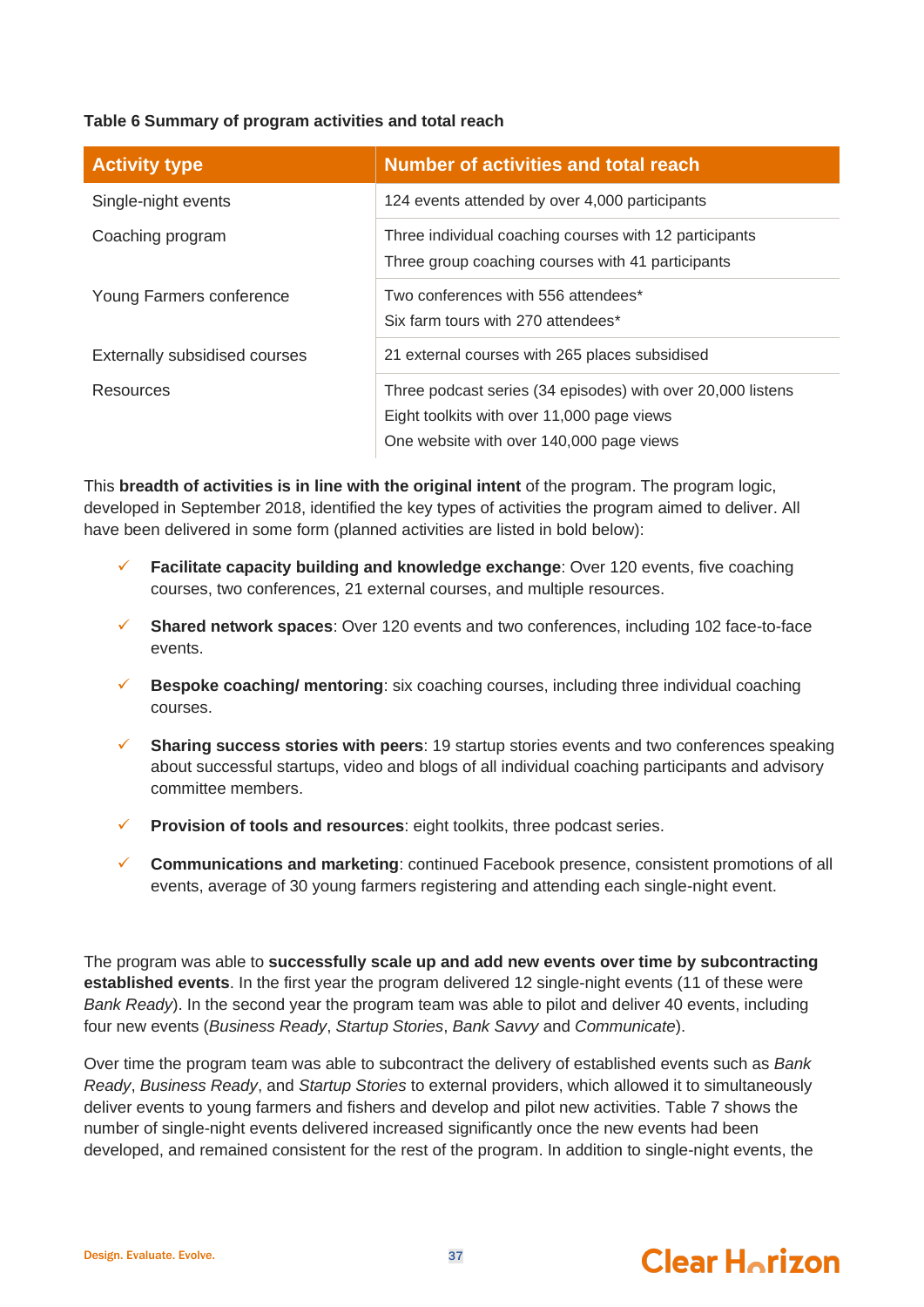**Table 6 Summary of program activities and total reach**

| Activity type | Number of activities and total reach |
|---|---|
| Single-night events | 124 events attended by over 4,000 participants |
| Coaching program | Three individual coaching courses with 12 participants<br>Three group coaching courses with 41 participants |
| Young Farmers conference | Two conferences with 556 attendees*<br>Six farm tours with 270 attendees* |
| Externally subsidised courses | 21 external courses with 265 places subsidised |
| Resources | Three podcast series (34 episodes) with over 20,000 listens<br>Eight toolkits with over 11,000 page views<br>One website with over 140,000 page views |

This **breadth of activities is in line with the original intent** of the program. The program logic, developed in September 2018, identified the key types of activities the program aimed to deliver. All have been delivered in some form (planned activities are listed in bold below):

- ✓ **Facilitate capacity building and knowledge exchange**: Over 120 events, five coaching courses, two conferences, 21 external courses, and multiple resources.
- ✓ **Shared network spaces**: Over 120 events and two conferences, including 102 face-to-face events.
- ✓ **Bespoke coaching/ mentoring**: six coaching courses, including three individual coaching courses.
- ✓ **Sharing success stories with peers**: 19 startup stories events and two conferences speaking about successful startups, video and blogs of all individual coaching participants and advisory committee members.
- ✓ **Provision of tools and resources**: eight toolkits, three podcast series.
- ✓ **Communications and marketing**: continued Facebook presence, consistent promotions of all events, average of 30 young farmers registering and attending each single-night event.

The program was able to **successfully scale up and add new events over time by subcontracting established events**. In the first year the program delivered 12 single-night events (11 of these were *Bank Ready*). In the second year the program team was able to pilot and deliver 40 events, including four new events (*Business Ready*, *Startup Stories*, *Bank Savvy* and *Communicate*).

Over time the program team was able to subcontract the delivery of established events such as *Bank Ready*, *Business Ready*, and *Startup Stories* to external providers, which allowed it to simultaneously deliver events to young farmers and fishers and develop and pilot new activities. Table 7 shows the number of single-night events delivered increased significantly once the new events had been developed, and remained consistent for the rest of the program. In addition to single-night events, the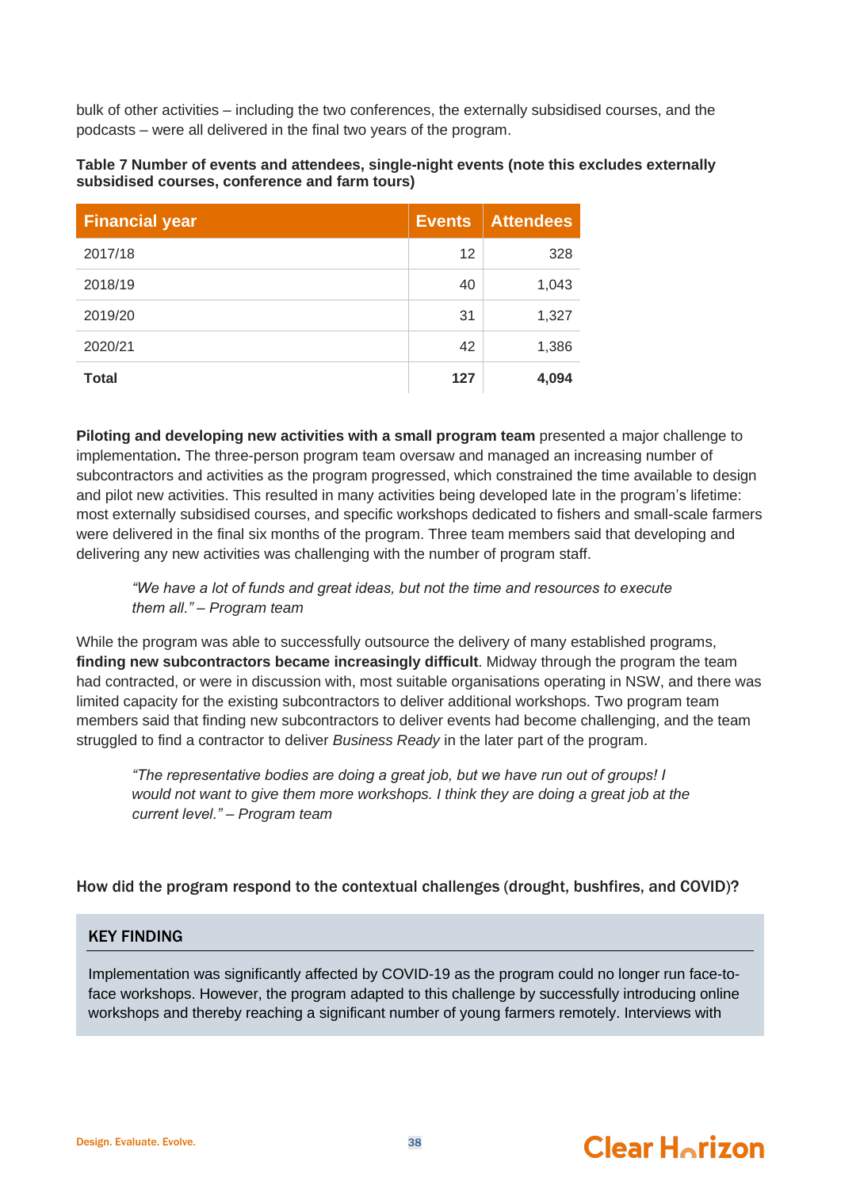bulk of other activities – including the two conferences, the externally subsidised courses, and the podcasts – were all delivered in the final two years of the program.

**Table 7 Number of events and attendees, single-night events (note this excludes externally subsidised courses, conference and farm tours)**

| Financial year | Events | Attendees |
|---|---|---|
| 2017/18 | 12 | 328 |
| 2018/19 | 40 | 1,043 |
| 2019/20 | 31 | 1,327 |
| 2020/21 | 42 | 1,386 |
| **Total** | **127** | **4,094** |

**Piloting and developing new activities with a small program team** presented a major challenge to implementation**.** The three-person program team oversaw and managed an increasing number of subcontractors and activities as the program progressed, which constrained the time available to design and pilot new activities. This resulted in many activities being developed late in the program's lifetime: most externally subsidised courses, and specific workshops dedicated to fishers and small-scale farmers were delivered in the final six months of the program. Three team members said that developing and delivering any new activities was challenging with the number of program staff.

> *"We have a lot of funds and great ideas, but not the time and resources to execute them all." – Program team*

While the program was able to successfully outsource the delivery of many established programs, **finding new subcontractors became increasingly difficult**. Midway through the program the team had contracted, or were in discussion with, most suitable organisations operating in NSW, and there was limited capacity for the existing subcontractors to deliver additional workshops. Two program team members said that finding new subcontractors to deliver events had become challenging, and the team struggled to find a contractor to deliver *Business Ready* in the later part of the program.

> *"The representative bodies are doing a great job, but we have run out of groups! I would not want to give them more workshops. I think they are doing a great job at the current level." – Program team*

### How did the program respond to the contextual challenges (drought, bushfires, and COVID)?

**KEY FINDING**

Implementation was significantly affected by COVID-19 as the program could no longer run face-to-face workshops. However, the program adapted to this challenge by successfully introducing online workshops and thereby reaching a significant number of young farmers remotely. Interviews with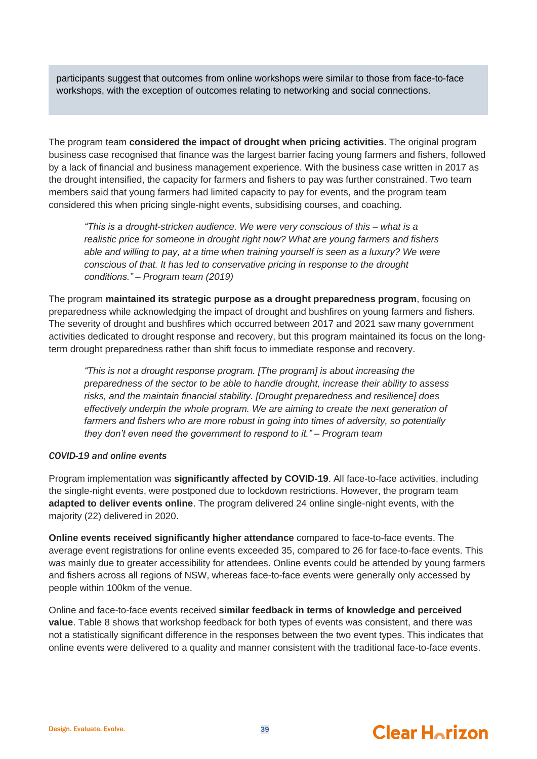participants suggest that outcomes from online workshops were similar to those from face-to-face workshops, with the exception of outcomes relating to networking and social connections.

The program team **considered the impact of drought when pricing activities**. The original program business case recognised that finance was the largest barrier facing young farmers and fishers, followed by a lack of financial and business management experience. With the business case written in 2017 as the drought intensified, the capacity for farmers and fishers to pay was further constrained. Two team members said that young farmers had limited capacity to pay for events, and the program team considered this when pricing single-night events, subsidising courses, and coaching.

> *"This is a drought-stricken audience. We were very conscious of this – what is a realistic price for someone in drought right now? What are young farmers and fishers able and willing to pay, at a time when training yourself is seen as a luxury? We were conscious of that. It has led to conservative pricing in response to the drought conditions." – Program team (2019)*

The program **maintained its strategic purpose as a drought preparedness program**, focusing on preparedness while acknowledging the impact of drought and bushfires on young farmers and fishers. The severity of drought and bushfires which occurred between 2017 and 2021 saw many government activities dedicated to drought response and recovery, but this program maintained its focus on the long-term drought preparedness rather than shift focus to immediate response and recovery.

> *"This is not a drought response program. [The program] is about increasing the preparedness of the sector to be able to handle drought, increase their ability to assess risks, and the maintain financial stability. [Drought preparedness and resilience] does effectively underpin the whole program. We are aiming to create the next generation of farmers and fishers who are more robust in going into times of adversity, so potentially they don't even need the government to respond to it." – Program team*

***COVID-19 and online events***

Program implementation was **significantly affected by COVID-19**. All face-to-face activities, including the single-night events, were postponed due to lockdown restrictions. However, the program team **adapted to deliver events online**. The program delivered 24 online single-night events, with the majority (22) delivered in 2020.

**Online events received significantly higher attendance** compared to face-to-face events. The average event registrations for online events exceeded 35, compared to 26 for face-to-face events. This was mainly due to greater accessibility for attendees. Online events could be attended by young farmers and fishers across all regions of NSW, whereas face-to-face events were generally only accessed by people within 100km of the venue.

Online and face-to-face events received **similar feedback in terms of knowledge and perceived value**. Table 8 shows that workshop feedback for both types of events was consistent, and there was not a statistically significant difference in the responses between the two event types. This indicates that online events were delivered to a quality and manner consistent with the traditional face-to-face events.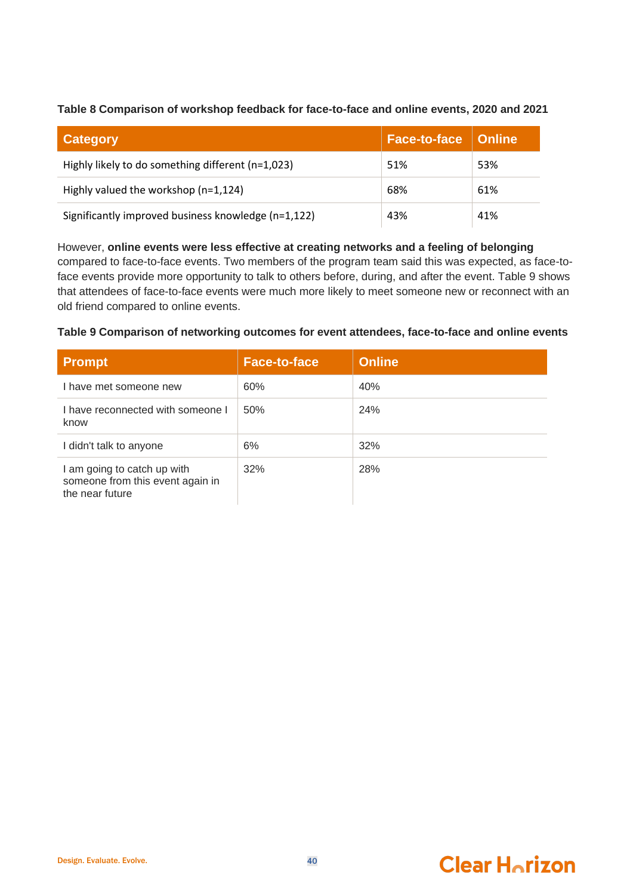**Table 8 Comparison of workshop feedback for face-to-face and online events, 2020 and 2021**

| Category | Face-to-face | Online |
| --- | --- | --- |
| Highly likely to do something different (n=1,023) | 51% | 53% |
| Highly valued the workshop (n=1,124) | 68% | 61% |
| Significantly improved business knowledge (n=1,122) | 43% | 41% |

However, **online events were less effective at creating networks and a feeling of belonging** compared to face-to-face events. Two members of the program team said this was expected, as face-to-face events provide more opportunity to talk to others before, during, and after the event. Table 9 shows that attendees of face-to-face events were much more likely to meet someone new or reconnect with an old friend compared to online events.

**Table 9 Comparison of networking outcomes for event attendees, face-to-face and online events**

| Prompt | Face-to-face | Online |
| --- | --- | --- |
| I have met someone new | 60% | 40% |
| I have reconnected with someone I know | 50% | 24% |
| I didn't talk to anyone | 6% | 32% |
| I am going to catch up with someone from this event again in the near future | 32% | 28% |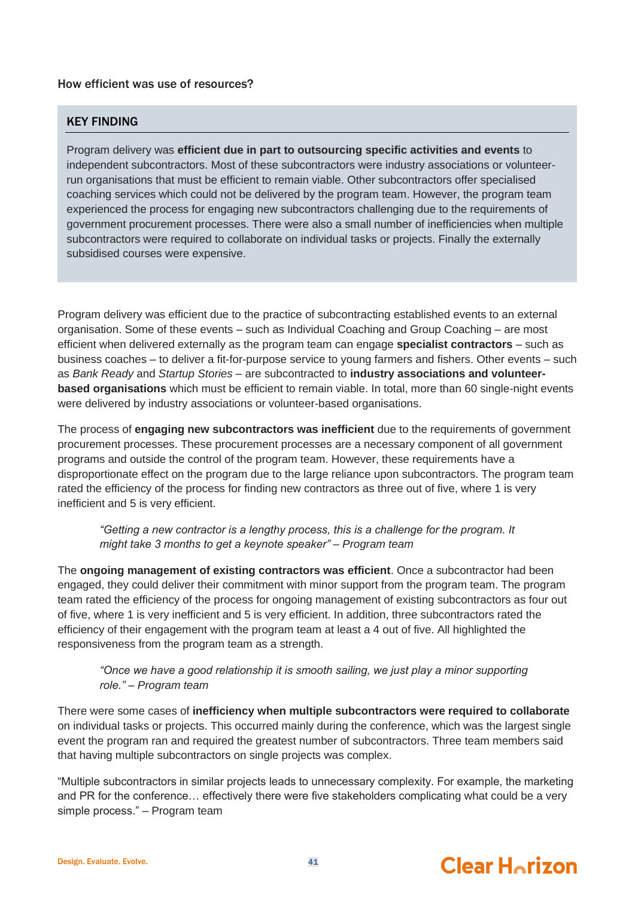### How efficient was use of resources?

> **KEY FINDING**
>
> Program delivery was **efficient due in part to outsourcing specific activities and events** to independent subcontractors. Most of these subcontractors were industry associations or volunteer-run organisations that must be efficient to remain viable. Other subcontractors offer specialised coaching services which could not be delivered by the program team. However, the program team experienced the process for engaging new subcontractors challenging due to the requirements of government procurement processes. There were also a small number of inefficiencies when multiple subcontractors were required to collaborate on individual tasks or projects. Finally the externally subsidised courses were expensive.

Program delivery was efficient due to the practice of subcontracting established events to an external organisation. Some of these events – such as Individual Coaching and Group Coaching – are most efficient when delivered externally as the program team can engage **specialist contractors** – such as business coaches – to deliver a fit-for-purpose service to young farmers and fishers. Other events – such as *Bank Ready* and *Startup Stories* – are subcontracted to **industry associations and volunteer-based organisations** which must be efficient to remain viable. In total, more than 60 single-night events were delivered by industry associations or volunteer-based organisations.

The process of **engaging new subcontractors was inefficient** due to the requirements of government procurement processes. These procurement processes are a necessary component of all government programs and outside the control of the program team. However, these requirements have a disproportionate effect on the program due to the large reliance upon subcontractors. The program team rated the efficiency of the process for finding new contractors as three out of five, where 1 is very inefficient and 5 is very efficient.

> *"Getting a new contractor is a lengthy process, this is a challenge for the program. It might take 3 months to get a keynote speaker" – Program team*

The **ongoing management of existing contractors was efficient**. Once a subcontractor had been engaged, they could deliver their commitment with minor support from the program team. The program team rated the efficiency of the process for ongoing management of existing subcontractors as four out of five, where 1 is very inefficient and 5 is very efficient. In addition, three subcontractors rated the efficiency of their engagement with the program team at least a 4 out of five. All highlighted the responsiveness from the program team as a strength.

> *"Once we have a good relationship it is smooth sailing, we just play a minor supporting role." – Program team*

There were some cases of **inefficiency when multiple subcontractors were required to collaborate** on individual tasks or projects. This occurred mainly during the conference, which was the largest single event the program ran and required the greatest number of subcontractors. Three team members said that having multiple subcontractors on single projects was complex.

"Multiple subcontractors in similar projects leads to unnecessary complexity. For example, the marketing and PR for the conference… effectively there were five stakeholders complicating what could be a very simple process." – Program team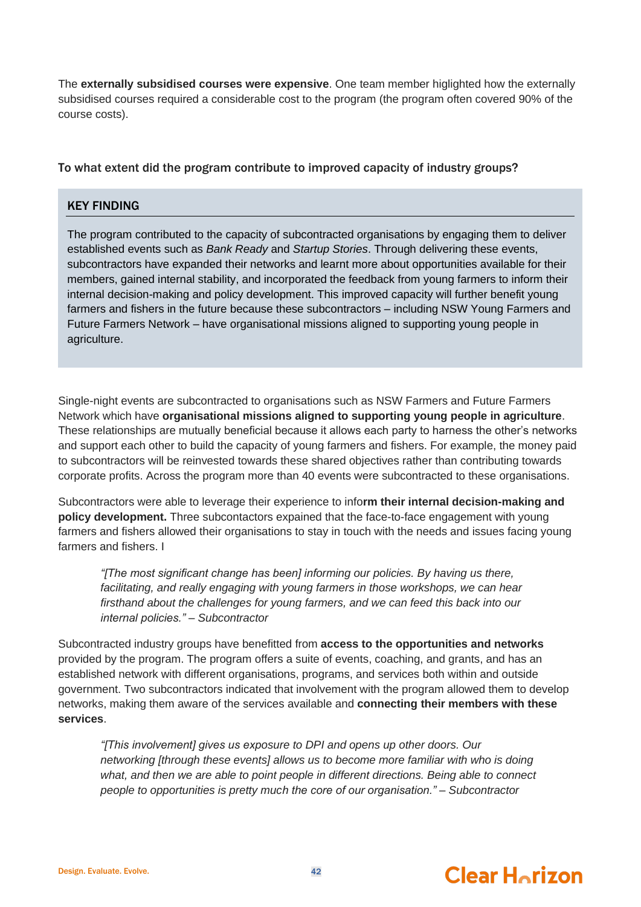The **externally subsidised courses were expensive**. One team member higlighted how the externally subsidised courses required a considerable cost to the program (the program often covered 90% of the course costs).

### To what extent did the program contribute to improved capacity of industry groups?

**KEY FINDING**

The program contributed to the capacity of subcontracted organisations by engaging them to deliver established events such as *Bank Ready* and *Startup Stories*. Through delivering these events, subcontractors have expanded their networks and learnt more about opportunities available for their members, gained internal stability, and incorporated the feedback from young farmers to inform their internal decision-making and policy development. This improved capacity will further benefit young farmers and fishers in the future because these subcontractors – including NSW Young Farmers and Future Farmers Network – have organisational missions aligned to supporting young people in agriculture.

Single-night events are subcontracted to organisations such as NSW Farmers and Future Farmers Network which have **organisational missions aligned to supporting young people in agriculture**. These relationships are mutually beneficial because it allows each party to harness the other's networks and support each other to build the capacity of young farmers and fishers. For example, the money paid to subcontractors will be reinvested towards these shared objectives rather than contributing towards corporate profits. Across the program more than 40 events were subcontracted to these organisations.

Subcontractors were able to leverage their experience to info**rm their internal decision-making and policy development.** Three subcontactors expained that the face-to-face engagement with young farmers and fishers allowed their organisations to stay in touch with the needs and issues facing young farmers and fishers. I

> *"[The most significant change has been] informing our policies. By having us there, facilitating, and really engaging with young farmers in those workshops, we can hear firsthand about the challenges for young farmers, and we can feed this back into our internal policies." – Subcontractor*

Subcontracted industry groups have benefitted from **access to the opportunities and networks** provided by the program. The program offers a suite of events, coaching, and grants, and has an established network with different organisations, programs, and services both within and outside government. Two subcontractors indicated that involvement with the program allowed them to develop networks, making them aware of the services available and **connecting their members with these services**.

> *"[This involvement] gives us exposure to DPI and opens up other doors. Our networking [through these events] allows us to become more familiar with who is doing what, and then we are able to point people in different directions. Being able to connect people to opportunities is pretty much the core of our organisation." – Subcontractor*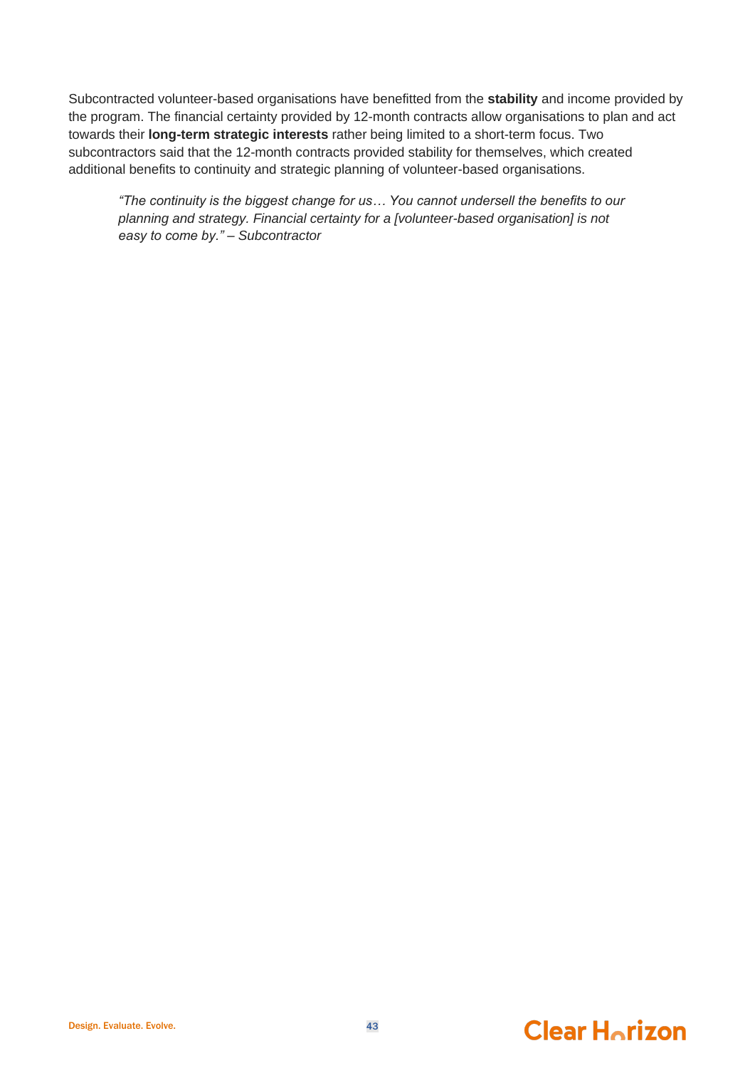Subcontracted volunteer-based organisations have benefitted from the **stability** and income provided by the program. The financial certainty provided by 12-month contracts allow organisations to plan and act towards their **long-term strategic interests** rather being limited to a short-term focus. Two subcontractors said that the 12-month contracts provided stability for themselves, which created additional benefits to continuity and strategic planning of volunteer-based organisations.

> *"The continuity is the biggest change for us… You cannot undersell the benefits to our planning and strategy. Financial certainty for a [volunteer-based organisation] is not easy to come by." – Subcontractor*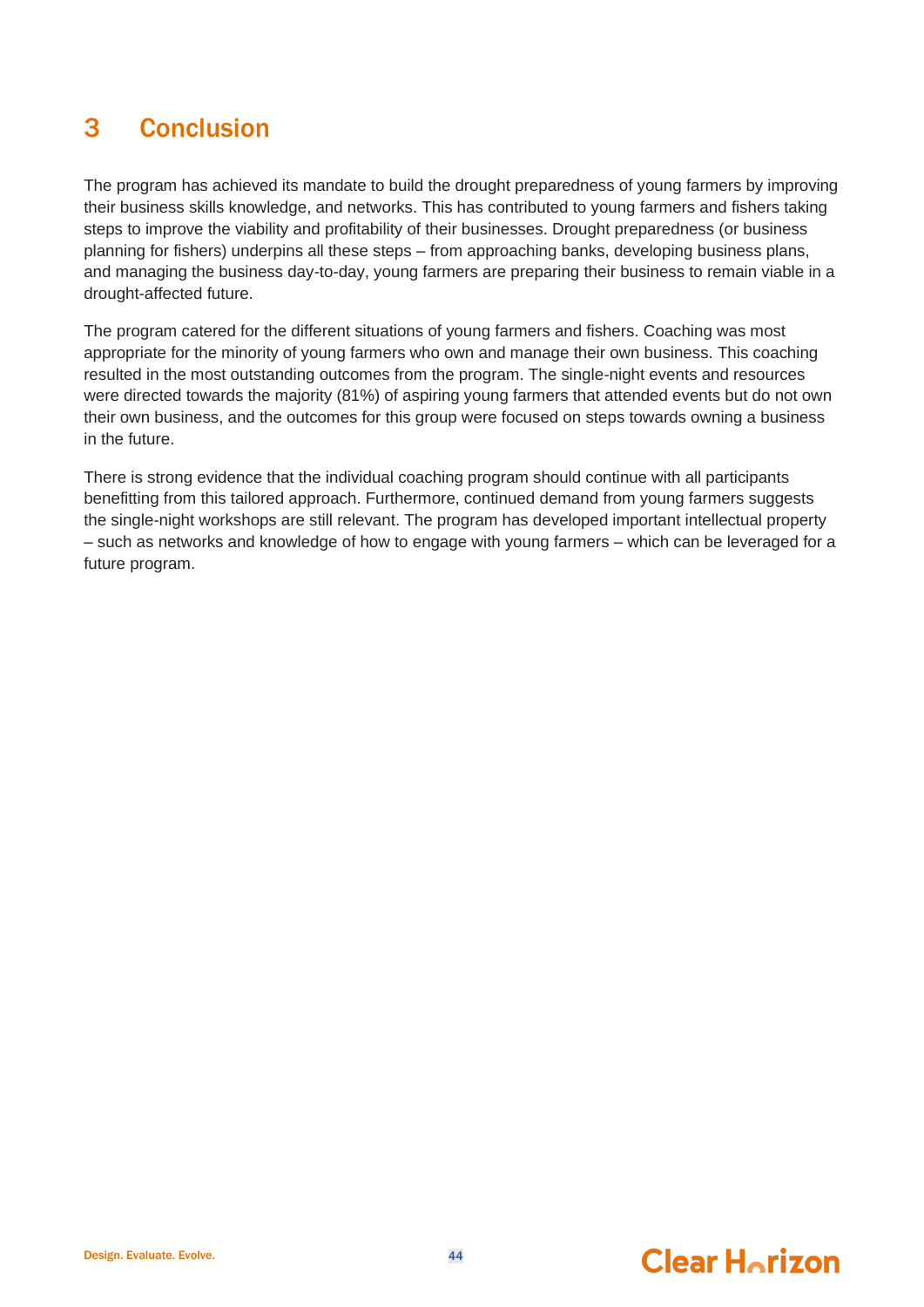# 3 Conclusion

The program has achieved its mandate to build the drought preparedness of young farmers by improving their business skills knowledge, and networks. This has contributed to young farmers and fishers taking steps to improve the viability and profitability of their businesses. Drought preparedness (or business planning for fishers) underpins all these steps – from approaching banks, developing business plans, and managing the business day-to-day, young farmers are preparing their business to remain viable in a drought-affected future.

The program catered for the different situations of young farmers and fishers. Coaching was most appropriate for the minority of young farmers who own and manage their own business. This coaching resulted in the most outstanding outcomes from the program. The single-night events and resources were directed towards the majority (81%) of aspiring young farmers that attended events but do not own their own business, and the outcomes for this group were focused on steps towards owning a business in the future.

There is strong evidence that the individual coaching program should continue with all participants benefitting from this tailored approach. Furthermore, continued demand from young farmers suggests the single-night workshops are still relevant. The program has developed important intellectual property – such as networks and knowledge of how to engage with young farmers – which can be leveraged for a future program.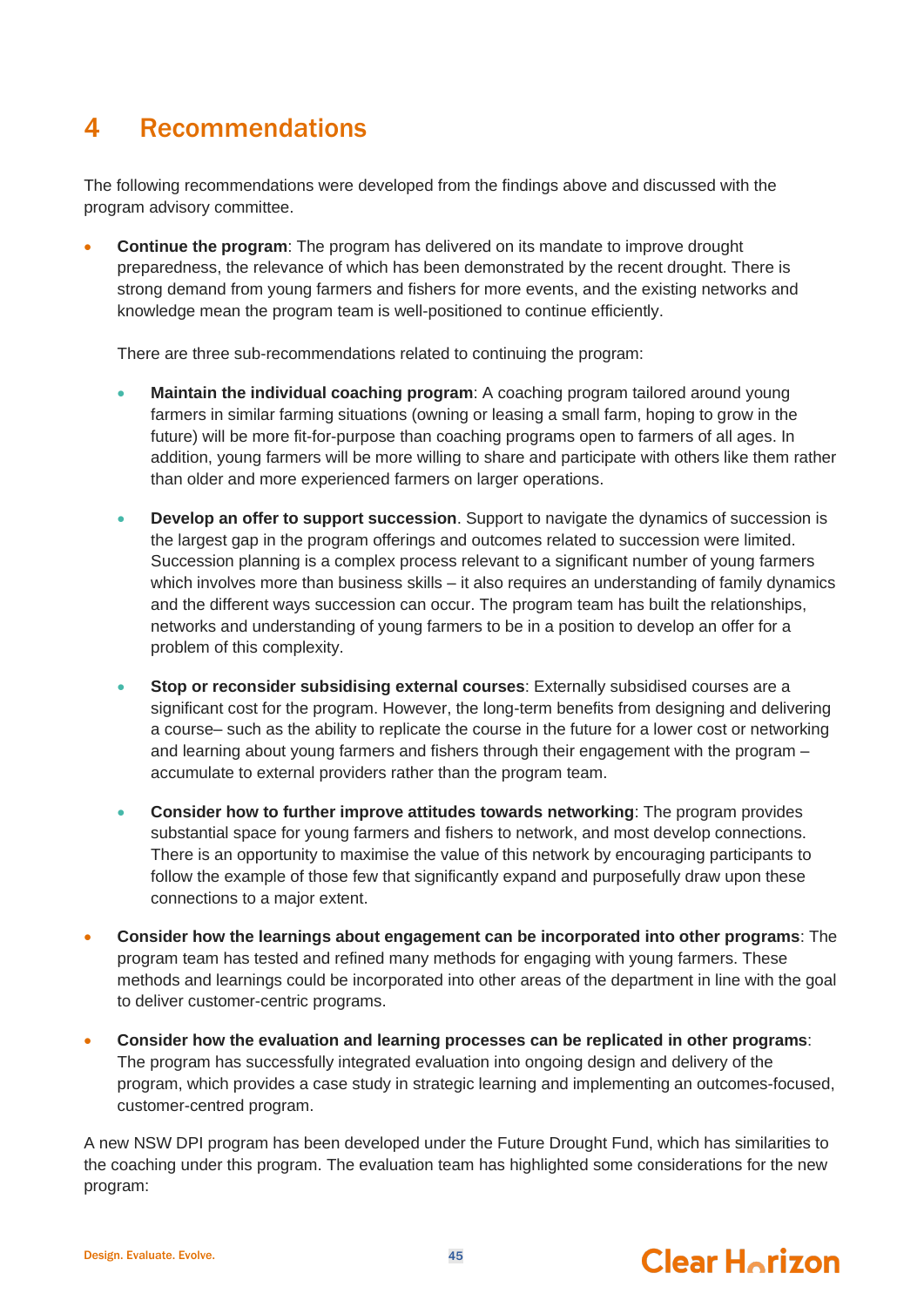# 4 Recommendations

The following recommendations were developed from the findings above and discussed with the program advisory committee.

- **Continue the program**: The program has delivered on its mandate to improve drought preparedness, the relevance of which has been demonstrated by the recent drought. There is strong demand from young farmers and fishers for more events, and the existing networks and knowledge mean the program team is well-positioned to continue efficiently.

  There are three sub-recommendations related to continuing the program:

  - **Maintain the individual coaching program**: A coaching program tailored around young farmers in similar farming situations (owning or leasing a small farm, hoping to grow in the future) will be more fit-for-purpose than coaching programs open to farmers of all ages. In addition, young farmers will be more willing to share and participate with others like them rather than older and more experienced farmers on larger operations.

  - **Develop an offer to support succession**. Support to navigate the dynamics of succession is the largest gap in the program offerings and outcomes related to succession were limited. Succession planning is a complex process relevant to a significant number of young farmers which involves more than business skills – it also requires an understanding of family dynamics and the different ways succession can occur. The program team has built the relationships, networks and understanding of young farmers to be in a position to develop an offer for a problem of this complexity.

  - **Stop or reconsider subsidising external courses**: Externally subsidised courses are a significant cost for the program. However, the long-term benefits from designing and delivering a course– such as the ability to replicate the course in the future for a lower cost or networking and learning about young farmers and fishers through their engagement with the program – accumulate to external providers rather than the program team.

  - **Consider how to further improve attitudes towards networking**: The program provides substantial space for young farmers and fishers to network, and most develop connections. There is an opportunity to maximise the value of this network by encouraging participants to follow the example of those few that significantly expand and purposefully draw upon these connections to a major extent.

- **Consider how the learnings about engagement can be incorporated into other programs**: The program team has tested and refined many methods for engaging with young farmers. These methods and learnings could be incorporated into other areas of the department in line with the goal to deliver customer-centric programs.

- **Consider how the evaluation and learning processes can be replicated in other programs**: The program has successfully integrated evaluation into ongoing design and delivery of the program, which provides a case study in strategic learning and implementing an outcomes-focused, customer-centred program.

A new NSW DPI program has been developed under the Future Drought Fund, which has similarities to the coaching under this program. The evaluation team has highlighted some considerations for the new program: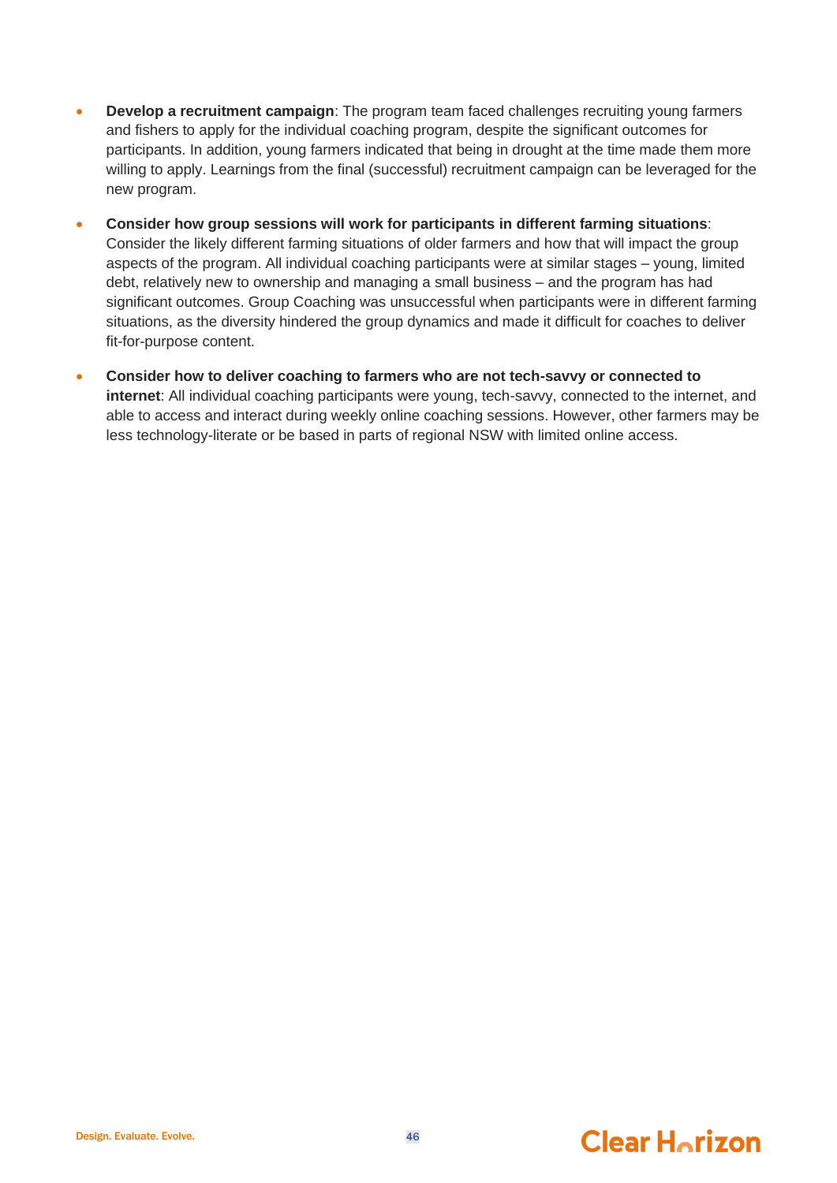- **Develop a recruitment campaign**: The program team faced challenges recruiting young farmers and fishers to apply for the individual coaching program, despite the significant outcomes for participants. In addition, young farmers indicated that being in drought at the time made them more willing to apply. Learnings from the final (successful) recruitment campaign can be leveraged for the new program.
- **Consider how group sessions will work for participants in different farming situations**: Consider the likely different farming situations of older farmers and how that will impact the group aspects of the program. All individual coaching participants were at similar stages – young, limited debt, relatively new to ownership and managing a small business – and the program has had significant outcomes. Group Coaching was unsuccessful when participants were in different farming situations, as the diversity hindered the group dynamics and made it difficult for coaches to deliver fit-for-purpose content.
- **Consider how to deliver coaching to farmers who are not tech-savvy or connected to internet**: All individual coaching participants were young, tech-savvy, connected to the internet, and able to access and interact during weekly online coaching sessions. However, other farmers may be less technology-literate or be based in parts of regional NSW with limited online access.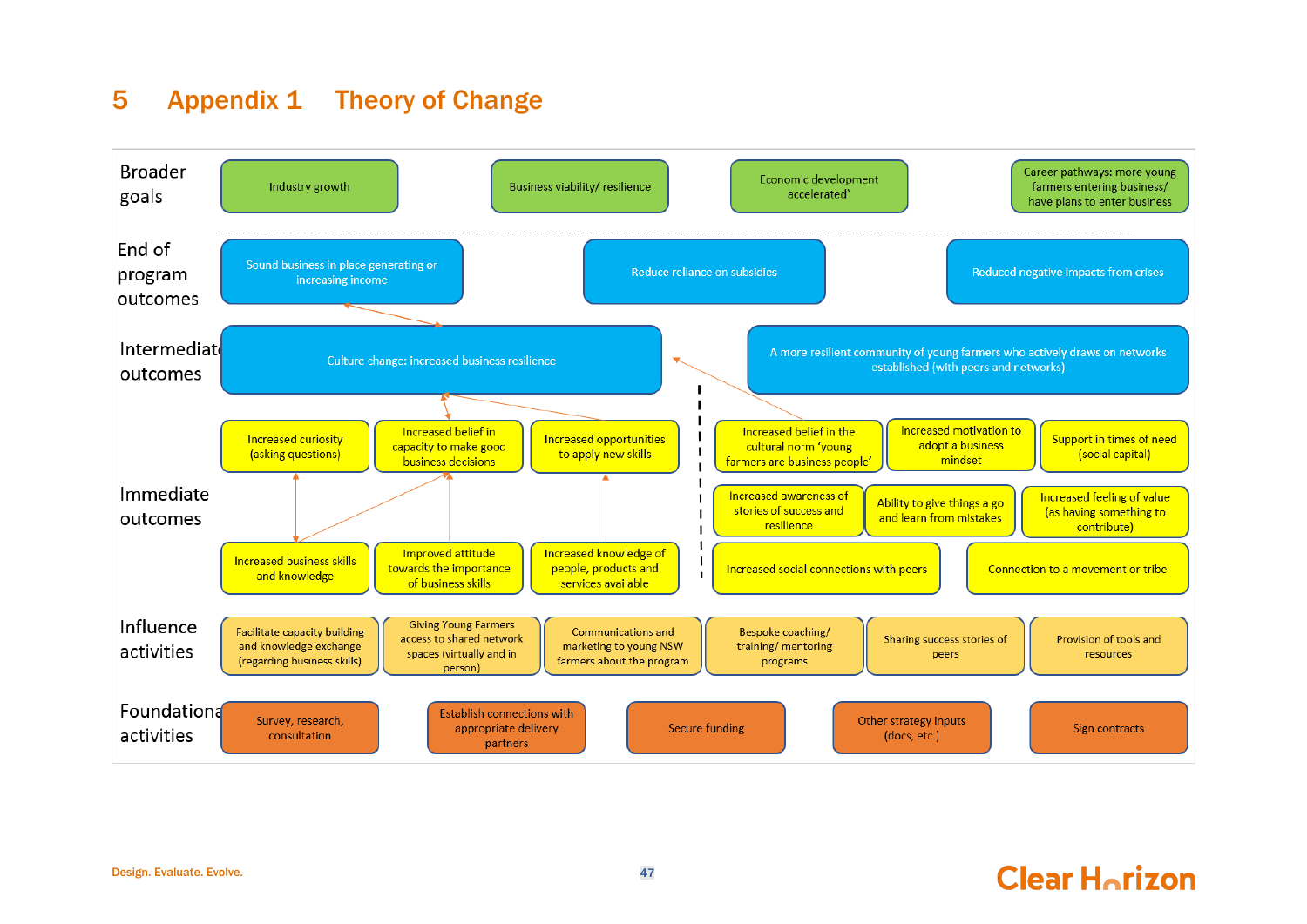# 5 Appendix 1 Theory of Change

Broader goals

Industry growth

Business viability/ resilience

Economic development accelerated`

Career pathways: more young farmers entering business/ have plans to enter business

End of program outcomes

Sound business in place generating or increasing income

Reduce reliance on subsidies

Reduced negative impacts from crises

Intermediate outcomes

Culture change: increased business resilience

A more resilient community of young farmers who actively draws on networks established (with peers and networks)

Immediate outcomes

Increased curiosity (asking questions)

Increased belief in capacity to make good business decisions

Increased opportunities to apply new skills

Increased belief in the cultural norm 'young farmers are business people'

Increased motivation to adopt a business mindset

Support in times of need (social capital)

Increased awareness of stories of success and resilience

Ability to give things a go and learn from mistakes

Increased feeling of value (as having something to contribute)

Increased business skills and knowledge

Improved attitude towards the importance of business skills

Increased knowledge of people, products and services available

Increased social connections with peers

Connection to a movement or tribe

Influence activities

Facilitate capacity building and knowledge exchange (regarding business skills)

Giving Young Farmers access to shared network spaces (virtually and in person)

Communications and marketing to young NSW farmers about the program

Bespoke coaching/ training/ mentoring programs

Sharing success stories of peers

Provision of tools and resources

Foundational activities

Survey, research, consultation

Establish connections with appropriate delivery partners

Secure funding

Other strategy inputs (docs, etc.)

Sign contracts